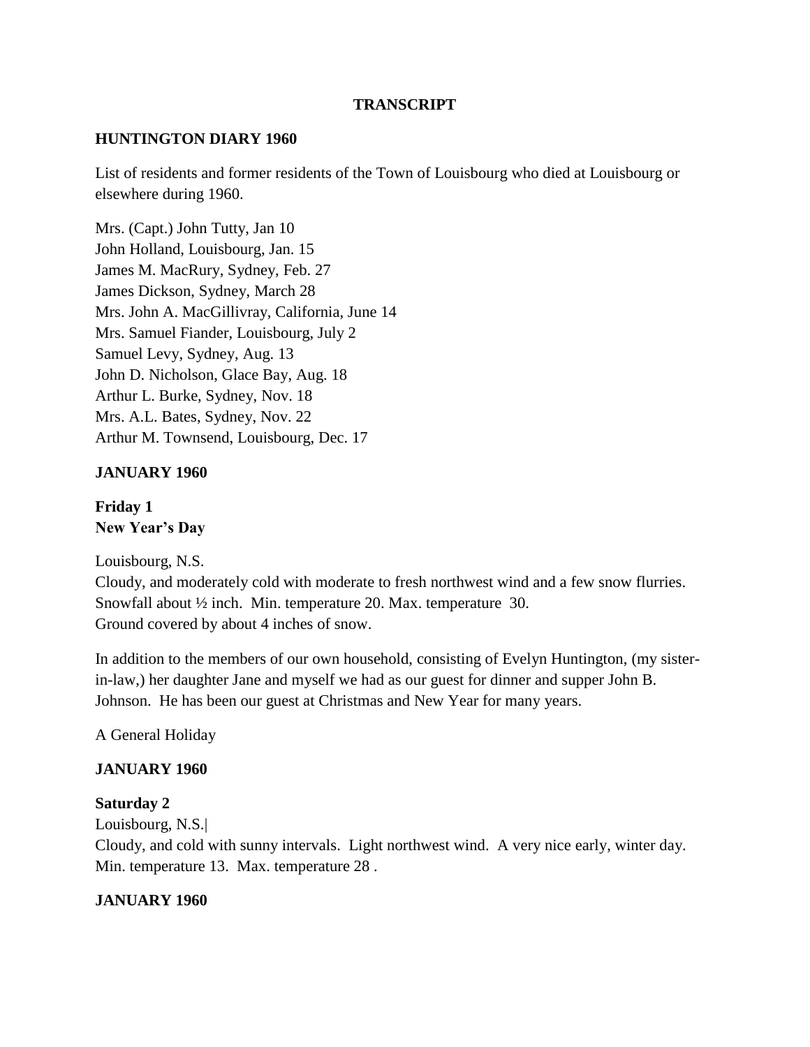**TRANSCRIPT**

## HUNTINGTON DIARY 1960

List of residents and former residents of the Town of Louisbourg who died at Louisbourg or elsewhere during 1960.

Mrs. (Capt.) John Tutty, Jan 10
John Holland, Louisbourg, Jan. 15
James M. MacRury, Sydney, Feb. 27
James Dickson, Sydney, March 28
Mrs. John A. MacGillivray, California, June 14
Mrs. Samuel Fiander, Louisbourg, July 2
Samuel Levy, Sydney, Aug. 13
John D. Nicholson, Glace Bay, Aug. 18
Arthur L. Burke, Sydney, Nov. 18
Mrs. A.L. Bates, Sydney, Nov. 22
Arthur M. Townsend, Louisbourg, Dec. 17

## JANUARY 1960

### Friday 1
### New Year's Day

Louisbourg, N.S.
Cloudy, and moderately cold with moderate to fresh northwest wind and a few snow flurries. Snowfall about ½ inch. Min. temperature 20. Max. temperature 30.
Ground covered by about 4 inches of snow.

In addition to the members of our own household, consisting of Evelyn Huntington, (my sister-in-law,) her daughter Jane and myself we had as our guest for dinner and supper John B. Johnson. He has been our guest at Christmas and New Year for many years.

A General Holiday

## JANUARY 1960

### Saturday 2

Louisbourg, N.S.|
Cloudy, and cold with sunny intervals. Light northwest wind. A very nice early, winter day. Min. temperature 13. Max. temperature 28 .

## JANUARY 1960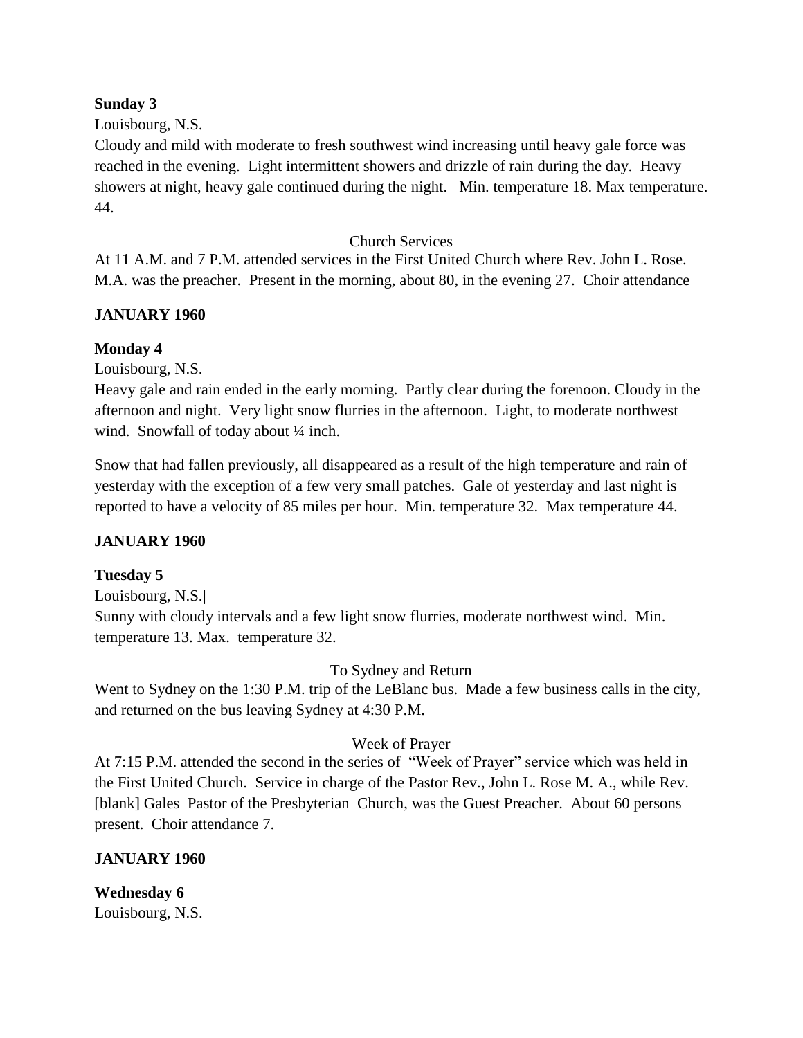**Sunday 3**

Louisbourg, N.S.

Cloudy and mild with moderate to fresh southwest wind increasing until heavy gale force was reached in the evening. Light intermittent showers and drizzle of rain during the day. Heavy showers at night, heavy gale continued during the night. Min. temperature 18. Max temperature. 44.

Church Services

At 11 A.M. and 7 P.M. attended services in the First United Church where Rev. John L. Rose. M.A. was the preacher. Present in the morning, about 80, in the evening 27. Choir attendance

**JANUARY 1960**

**Monday 4**

Louisbourg, N.S.

Heavy gale and rain ended in the early morning. Partly clear during the forenoon. Cloudy in the afternoon and night. Very light snow flurries in the afternoon. Light, to moderate northwest wind. Snowfall of today about ¼ inch.

Snow that had fallen previously, all disappeared as a result of the high temperature and rain of yesterday with the exception of a few very small patches. Gale of yesterday and last night is reported to have a velocity of 85 miles per hour. Min. temperature 32. Max temperature 44.

**JANUARY 1960**

**Tuesday 5**

Louisbourg, N.S.|

Sunny with cloudy intervals and a few light snow flurries, moderate northwest wind. Min. temperature 13. Max. temperature 32.

To Sydney and Return

Went to Sydney on the 1:30 P.M. trip of the LeBlanc bus. Made a few business calls in the city, and returned on the bus leaving Sydney at 4:30 P.M.

Week of Prayer

At 7:15 P.M. attended the second in the series of "Week of Prayer" service which was held in the First United Church. Service in charge of the Pastor Rev., John L. Rose M. A., while Rev. [blank] Gales Pastor of the Presbyterian Church, was the Guest Preacher. About 60 persons present. Choir attendance 7.

**JANUARY 1960**

**Wednesday 6**

Louisbourg, N.S.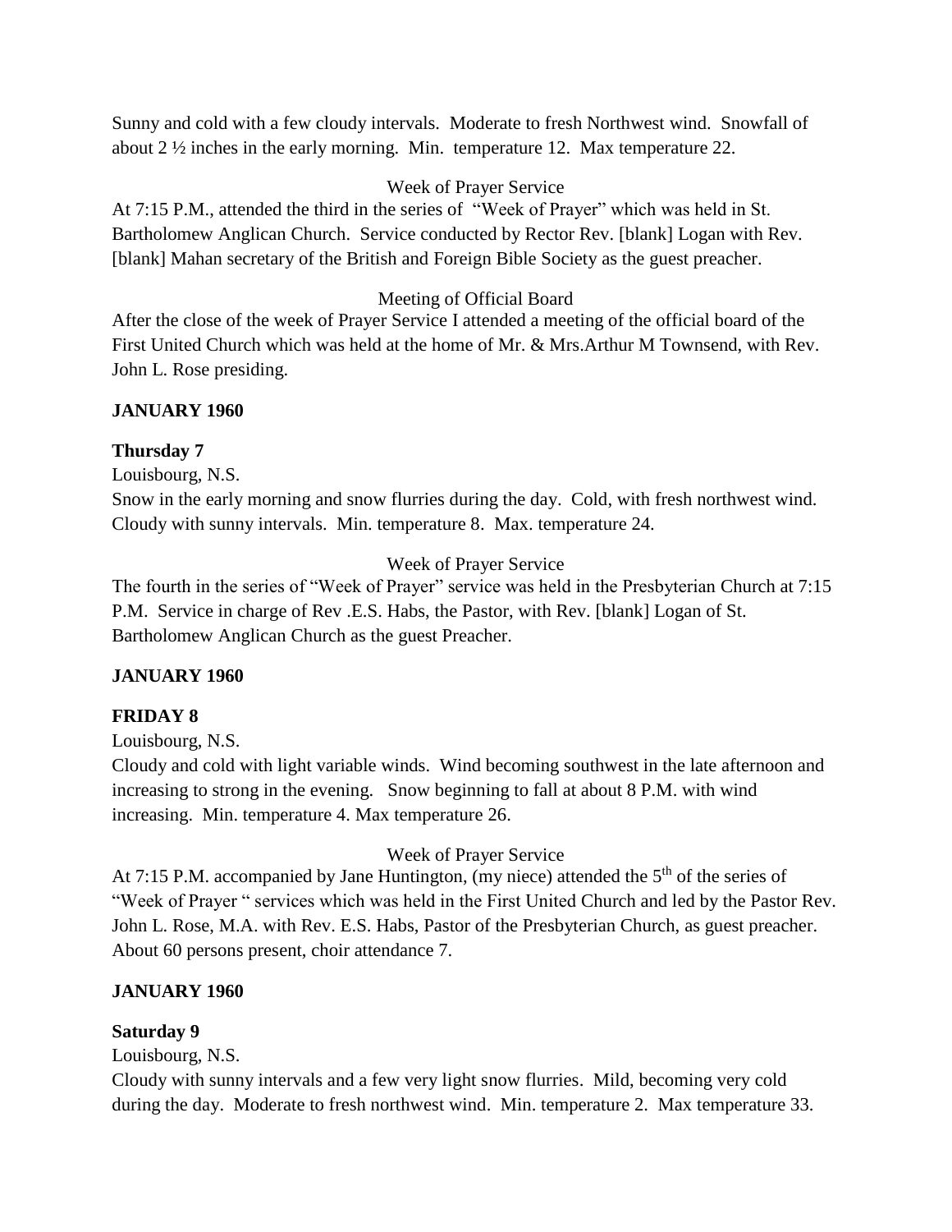Sunny and cold with a few cloudy intervals. Moderate to fresh Northwest wind. Snowfall of about 2 ½ inches in the early morning. Min. temperature 12. Max temperature 22.

Week of Prayer Service

At 7:15 P.M., attended the third in the series of "Week of Prayer" which was held in St. Bartholomew Anglican Church. Service conducted by Rector Rev. [blank] Logan with Rev. [blank] Mahan secretary of the British and Foreign Bible Society as the guest preacher.

Meeting of Official Board

After the close of the week of Prayer Service I attended a meeting of the official board of the First United Church which was held at the home of Mr. & Mrs.Arthur M Townsend, with Rev. John L. Rose presiding.

**JANUARY 1960**

**Thursday 7**

Louisbourg, N.S.

Snow in the early morning and snow flurries during the day. Cold, with fresh northwest wind. Cloudy with sunny intervals. Min. temperature 8. Max. temperature 24.

Week of Prayer Service

The fourth in the series of "Week of Prayer" service was held in the Presbyterian Church at 7:15 P.M. Service in charge of Rev .E.S. Habs, the Pastor, with Rev. [blank] Logan of St. Bartholomew Anglican Church as the guest Preacher.

**JANUARY 1960**

**FRIDAY 8**

Louisbourg, N.S.

Cloudy and cold with light variable winds. Wind becoming southwest in the late afternoon and increasing to strong in the evening. Snow beginning to fall at about 8 P.M. with wind increasing. Min. temperature 4. Max temperature 26.

Week of Prayer Service

At 7:15 P.M. accompanied by Jane Huntington, (my niece) attended the 5th of the series of "Week of Prayer " services which was held in the First United Church and led by the Pastor Rev. John L. Rose, M.A. with Rev. E.S. Habs, Pastor of the Presbyterian Church, as guest preacher. About 60 persons present, choir attendance 7.

**JANUARY 1960**

**Saturday 9**

Louisbourg, N.S.

Cloudy with sunny intervals and a few very light snow flurries. Mild, becoming very cold during the day. Moderate to fresh northwest wind. Min. temperature 2. Max temperature 33.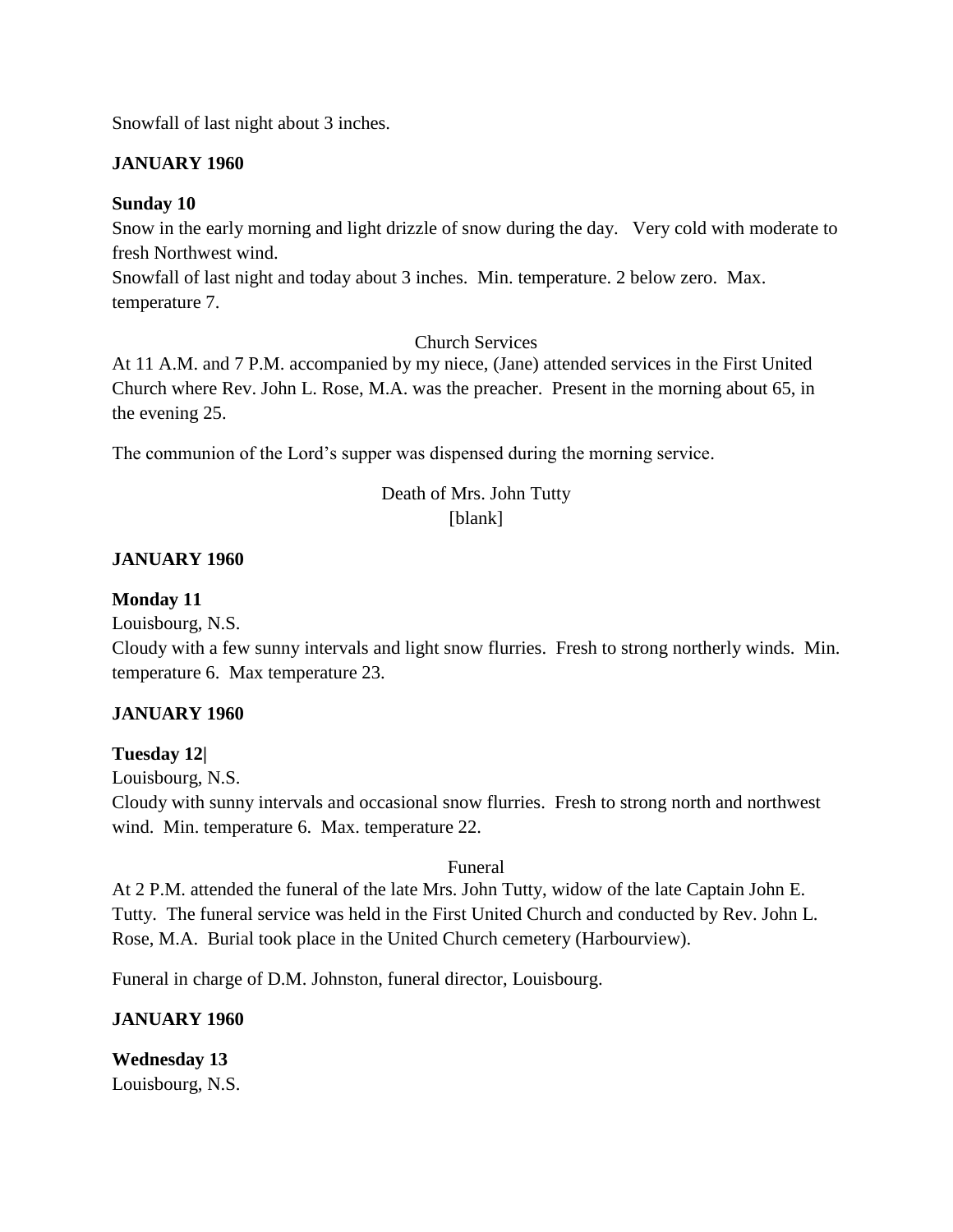Snowfall of last night about 3 inches.

**JANUARY 1960**

**Sunday 10**
Snow in the early morning and light drizzle of snow during the day. Very cold with moderate to fresh Northwest wind.
Snowfall of last night and today about 3 inches. Min. temperature. 2 below zero. Max. temperature 7.

Church Services
At 11 A.M. and 7 P.M. accompanied by my niece, (Jane) attended services in the First United Church where Rev. John L. Rose, M.A. was the preacher. Present in the morning about 65, in the evening 25.

The communion of the Lord's supper was dispensed during the morning service.

Death of Mrs. John Tutty
[blank]

**JANUARY 1960**

**Monday 11**
Louisbourg, N.S.
Cloudy with a few sunny intervals and light snow flurries. Fresh to strong northerly winds. Min. temperature 6. Max temperature 23.

**JANUARY 1960**

**Tuesday 12|**
Louisbourg, N.S.
Cloudy with sunny intervals and occasional snow flurries. Fresh to strong north and northwest wind. Min. temperature 6. Max. temperature 22.

Funeral
At 2 P.M. attended the funeral of the late Mrs. John Tutty, widow of the late Captain John E. Tutty. The funeral service was held in the First United Church and conducted by Rev. John L. Rose, M.A. Burial took place in the United Church cemetery (Harbourview).

Funeral in charge of D.M. Johnston, funeral director, Louisbourg.

**JANUARY 1960**

**Wednesday 13**
Louisbourg, N.S.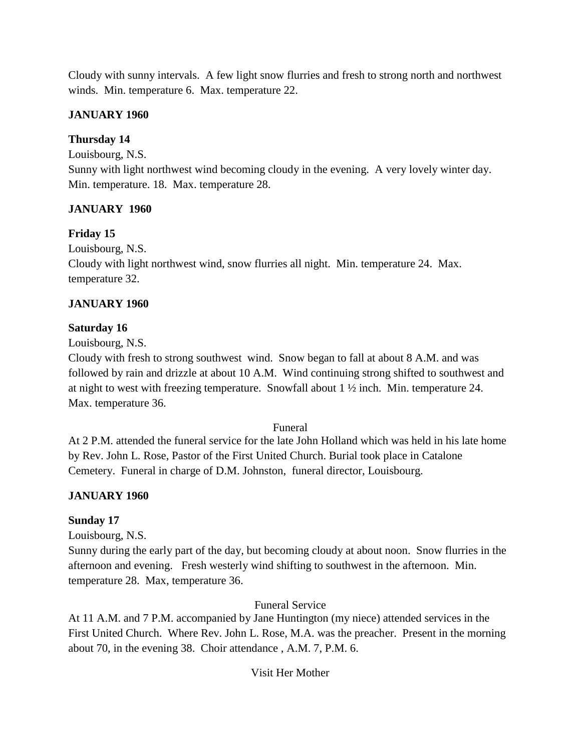Cloudy with sunny intervals.  A few light snow flurries and fresh to strong north and northwest winds.  Min. temperature 6.  Max. temperature 22.

**JANUARY 1960**

**Thursday 14**

Louisbourg, N.S.

Sunny with light northwest wind becoming cloudy in the evening.  A very lovely winter day.  Min. temperature. 18.  Max. temperature 28.

**JANUARY 1960**

**Friday 15**

Louisbourg, N.S.

Cloudy with light northwest wind, snow flurries all night.  Min. temperature 24.  Max. temperature 32.

**JANUARY 1960**

**Saturday 16**

Louisbourg, N.S.

Cloudy with fresh to strong southwest wind.  Snow began to fall at about 8 A.M. and was followed by rain and drizzle at about 10 A.M.  Wind continuing strong shifted to southwest and at night to west with freezing temperature.  Snowfall about 1 ½ inch.  Min. temperature 24.  Max. temperature 36.

Funeral

At 2 P.M. attended the funeral service for the late John Holland which was held in his late home by Rev. John L. Rose, Pastor of the First United Church. Burial took place in Catalone Cemetery.  Funeral in charge of D.M. Johnston, funeral director, Louisbourg.

**JANUARY 1960**

**Sunday 17**

Louisbourg, N.S.

Sunny during the early part of the day, but becoming cloudy at about noon.  Snow flurries in the afternoon and evening.  Fresh westerly wind shifting to southwest in the afternoon.  Min. temperature 28.  Max, temperature 36.

Funeral Service

At 11 A.M. and 7 P.M. accompanied by Jane Huntington (my niece) attended services in the First United Church.  Where Rev. John L. Rose, M.A. was the preacher.  Present in the morning about 70, in the evening 38.  Choir attendance , A.M. 7, P.M. 6.

Visit Her Mother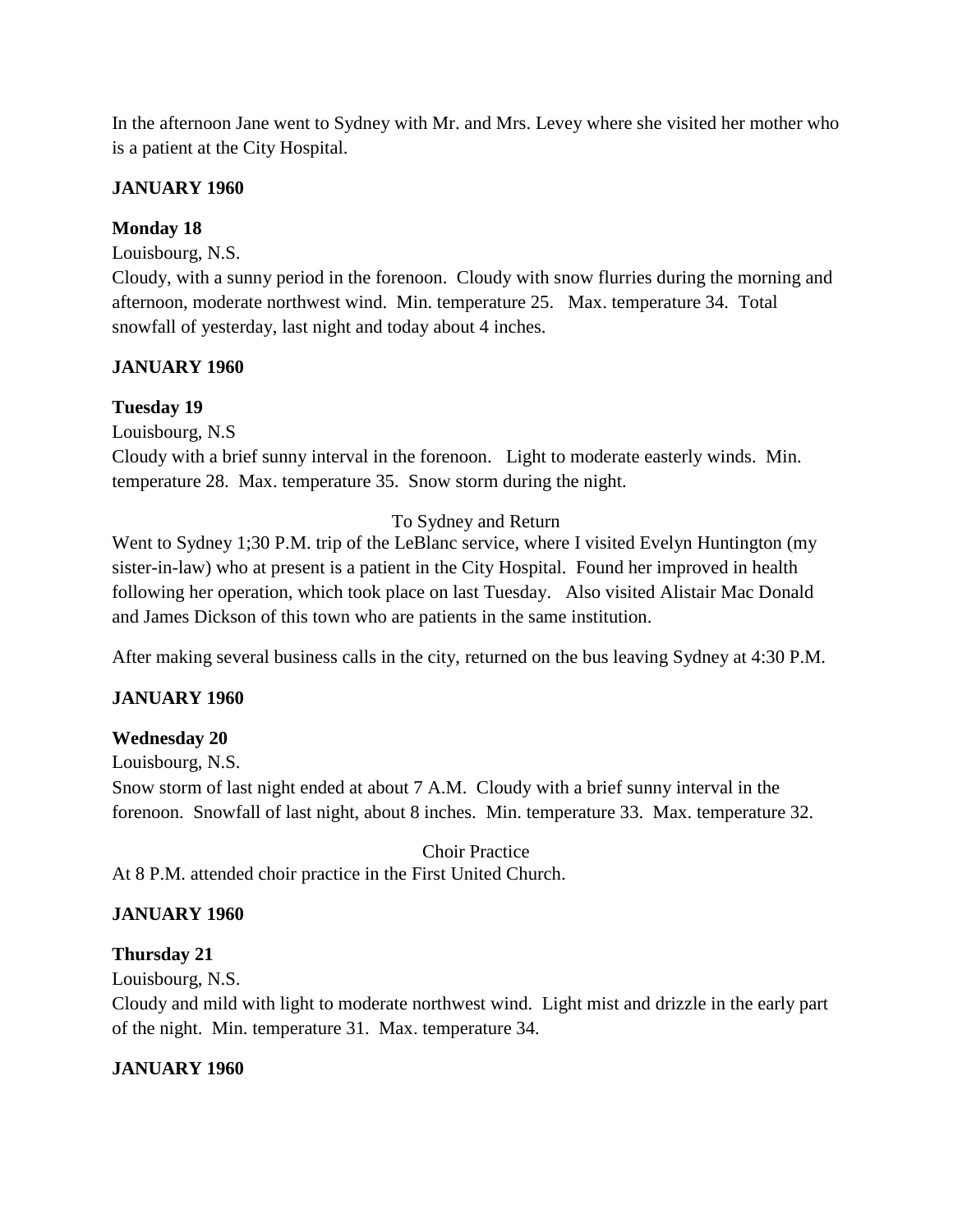In the afternoon Jane went to Sydney with Mr. and Mrs. Levey where she visited her mother who is a patient at the City Hospital.

**JANUARY 1960**

**Monday 18**

Louisbourg, N.S.

Cloudy, with a sunny period in the forenoon. Cloudy with snow flurries during the morning and afternoon, moderate northwest wind. Min. temperature 25. Max. temperature 34. Total snowfall of yesterday, last night and today about 4 inches.

**JANUARY 1960**

**Tuesday 19**

Louisbourg, N.S

Cloudy with a brief sunny interval in the forenoon. Light to moderate easterly winds. Min. temperature 28. Max. temperature 35. Snow storm during the night.

To Sydney and Return

Went to Sydney 1;30 P.M. trip of the LeBlanc service, where I visited Evelyn Huntington (my sister-in-law) who at present is a patient in the City Hospital. Found her improved in health following her operation, which took place on last Tuesday. Also visited Alistair Mac Donald and James Dickson of this town who are patients in the same institution.

After making several business calls in the city, returned on the bus leaving Sydney at 4:30 P.M.

**JANUARY 1960**

**Wednesday 20**

Louisbourg, N.S.

Snow storm of last night ended at about 7 A.M. Cloudy with a brief sunny interval in the forenoon. Snowfall of last night, about 8 inches. Min. temperature 33. Max. temperature 32.

Choir Practice

At 8 P.M. attended choir practice in the First United Church.

**JANUARY 1960**

**Thursday 21**

Louisbourg, N.S.

Cloudy and mild with light to moderate northwest wind. Light mist and drizzle in the early part of the night. Min. temperature 31. Max. temperature 34.

**JANUARY 1960**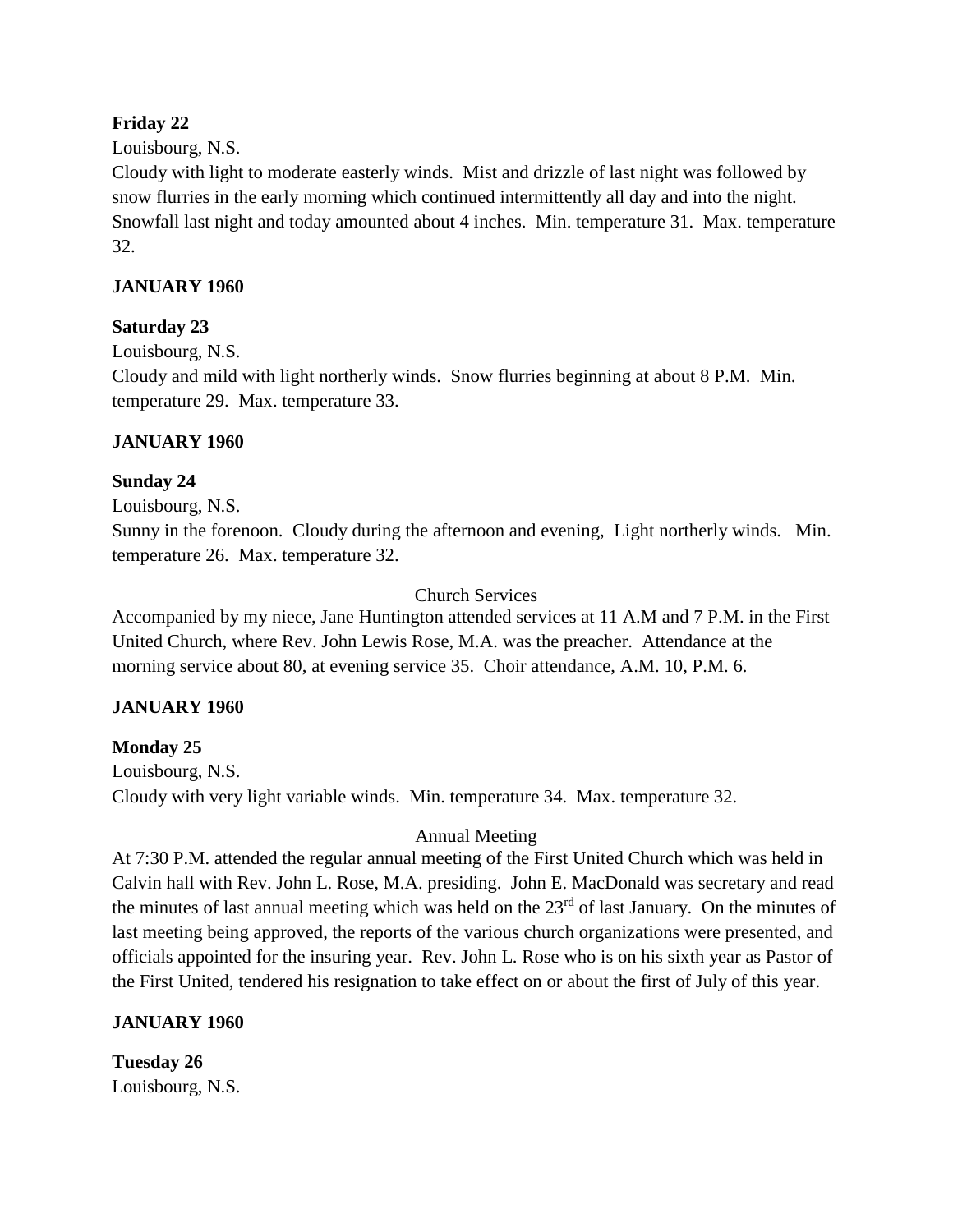**Friday 22**

Louisbourg, N.S.

Cloudy with light to moderate easterly winds. Mist and drizzle of last night was followed by snow flurries in the early morning which continued intermittently all day and into the night. Snowfall last night and today amounted about 4 inches. Min. temperature 31. Max. temperature 32.

**JANUARY 1960**

**Saturday 23**

Louisbourg, N.S.

Cloudy and mild with light northerly winds. Snow flurries beginning at about 8 P.M. Min. temperature 29. Max. temperature 33.

**JANUARY 1960**

**Sunday 24**

Louisbourg, N.S.

Sunny in the forenoon. Cloudy during the afternoon and evening, Light northerly winds. Min. temperature 26. Max. temperature 32.

Church Services

Accompanied by my niece, Jane Huntington attended services at 11 A.M and 7 P.M. in the First United Church, where Rev. John Lewis Rose, M.A. was the preacher. Attendance at the morning service about 80, at evening service 35. Choir attendance, A.M. 10, P.M. 6.

**JANUARY 1960**

**Monday 25**

Louisbourg, N.S.

Cloudy with very light variable winds. Min. temperature 34. Max. temperature 32.

Annual Meeting

At 7:30 P.M. attended the regular annual meeting of the First United Church which was held in Calvin hall with Rev. John L. Rose, M.A. presiding. John E. MacDonald was secretary and read the minutes of last annual meeting which was held on the 23rd of last January. On the minutes of last meeting being approved, the reports of the various church organizations were presented, and officials appointed for the insuring year. Rev. John L. Rose who is on his sixth year as Pastor of the First United, tendered his resignation to take effect on or about the first of July of this year.

**JANUARY 1960**

**Tuesday 26**

Louisbourg, N.S.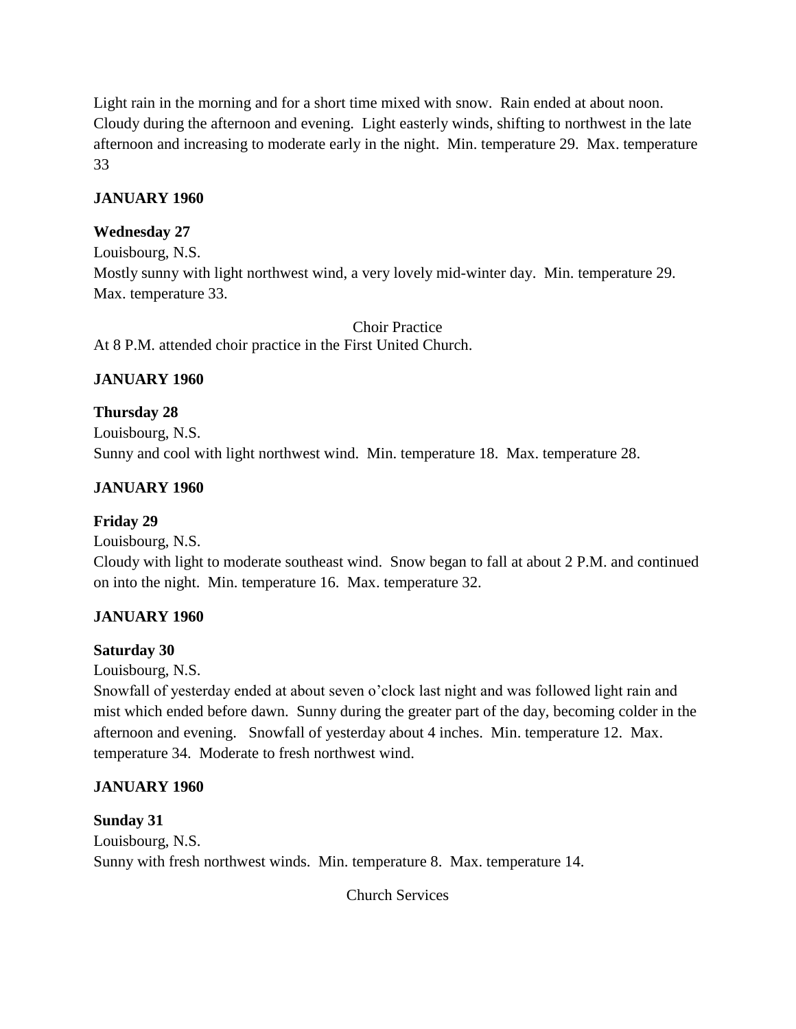Light rain in the morning and for a short time mixed with snow. Rain ended at about noon. Cloudy during the afternoon and evening. Light easterly winds, shifting to northwest in the late afternoon and increasing to moderate early in the night. Min. temperature 29. Max. temperature 33

**JANUARY 1960**

**Wednesday 27**

Louisbourg, N.S.

Mostly sunny with light northwest wind, a very lovely mid-winter day. Min. temperature 29. Max. temperature 33.

Choir Practice

At 8 P.M. attended choir practice in the First United Church.

**JANUARY 1960**

**Thursday 28**

Louisbourg, N.S.

Sunny and cool with light northwest wind. Min. temperature 18. Max. temperature 28.

**JANUARY 1960**

**Friday 29**

Louisbourg, N.S.

Cloudy with light to moderate southeast wind. Snow began to fall at about 2 P.M. and continued on into the night. Min. temperature 16. Max. temperature 32.

**JANUARY 1960**

**Saturday 30**

Louisbourg, N.S.

Snowfall of yesterday ended at about seven o'clock last night and was followed light rain and mist which ended before dawn. Sunny during the greater part of the day, becoming colder in the afternoon and evening. Snowfall of yesterday about 4 inches. Min. temperature 12. Max. temperature 34. Moderate to fresh northwest wind.

**JANUARY 1960**

**Sunday 31**

Louisbourg, N.S.

Sunny with fresh northwest winds. Min. temperature 8. Max. temperature 14.

Church Services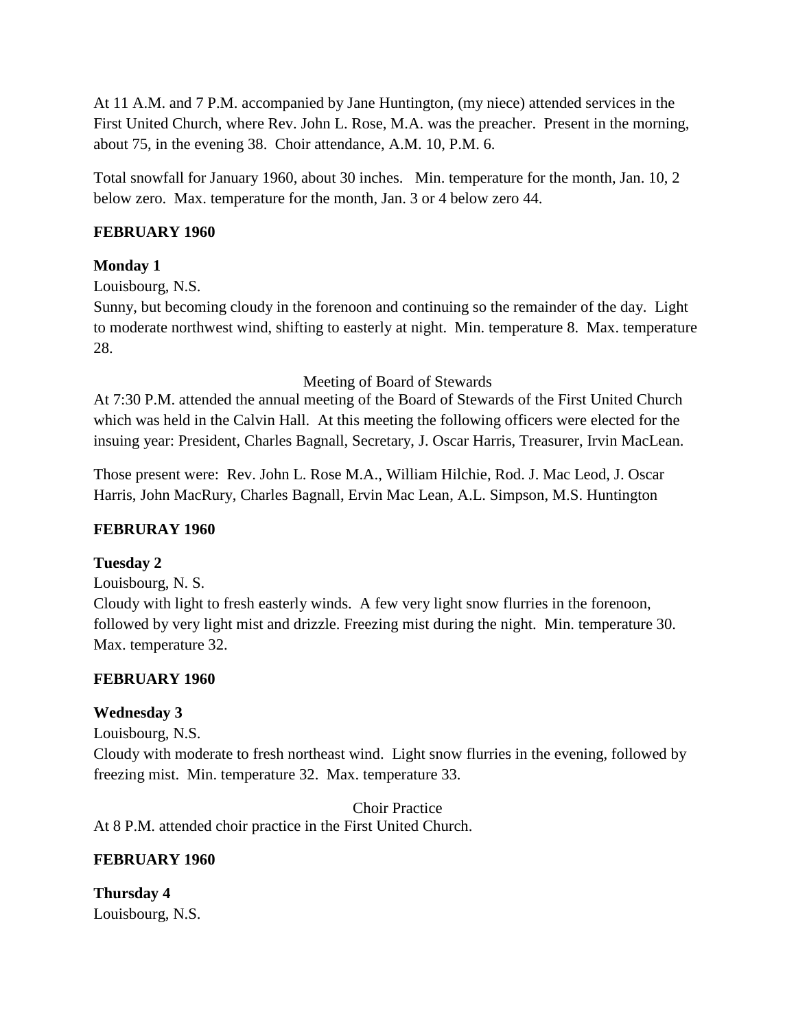At 11 A.M. and 7 P.M. accompanied by Jane Huntington, (my niece) attended services in the First United Church, where Rev. John L. Rose, M.A. was the preacher. Present in the morning, about 75, in the evening 38. Choir attendance, A.M. 10, P.M. 6.

Total snowfall for January 1960, about 30 inches. Min. temperature for the month, Jan. 10, 2 below zero. Max. temperature for the month, Jan. 3 or 4 below zero 44.

**FEBRUARY 1960**

**Monday 1**

Louisbourg, N.S.

Sunny, but becoming cloudy in the forenoon and continuing so the remainder of the day. Light to moderate northwest wind, shifting to easterly at night. Min. temperature 8. Max. temperature 28.

Meeting of Board of Stewards

At 7:30 P.M. attended the annual meeting of the Board of Stewards of the First United Church which was held in the Calvin Hall. At this meeting the following officers were elected for the insuing year: President, Charles Bagnall, Secretary, J. Oscar Harris, Treasurer, Irvin MacLean.

Those present were: Rev. John L. Rose M.A., William Hilchie, Rod. J. Mac Leod, J. Oscar Harris, John MacRury, Charles Bagnall, Ervin Mac Lean, A.L. Simpson, M.S. Huntington

**FEBRURAY 1960**

**Tuesday 2**

Louisbourg, N. S.

Cloudy with light to fresh easterly winds. A few very light snow flurries in the forenoon, followed by very light mist and drizzle. Freezing mist during the night. Min. temperature 30. Max. temperature 32.

**FEBRUARY 1960**

**Wednesday 3**

Louisbourg, N.S.

Cloudy with moderate to fresh northeast wind. Light snow flurries in the evening, followed by freezing mist. Min. temperature 32. Max. temperature 33.

Choir Practice

At 8 P.M. attended choir practice in the First United Church.

**FEBRUARY 1960**

**Thursday 4**

Louisbourg, N.S.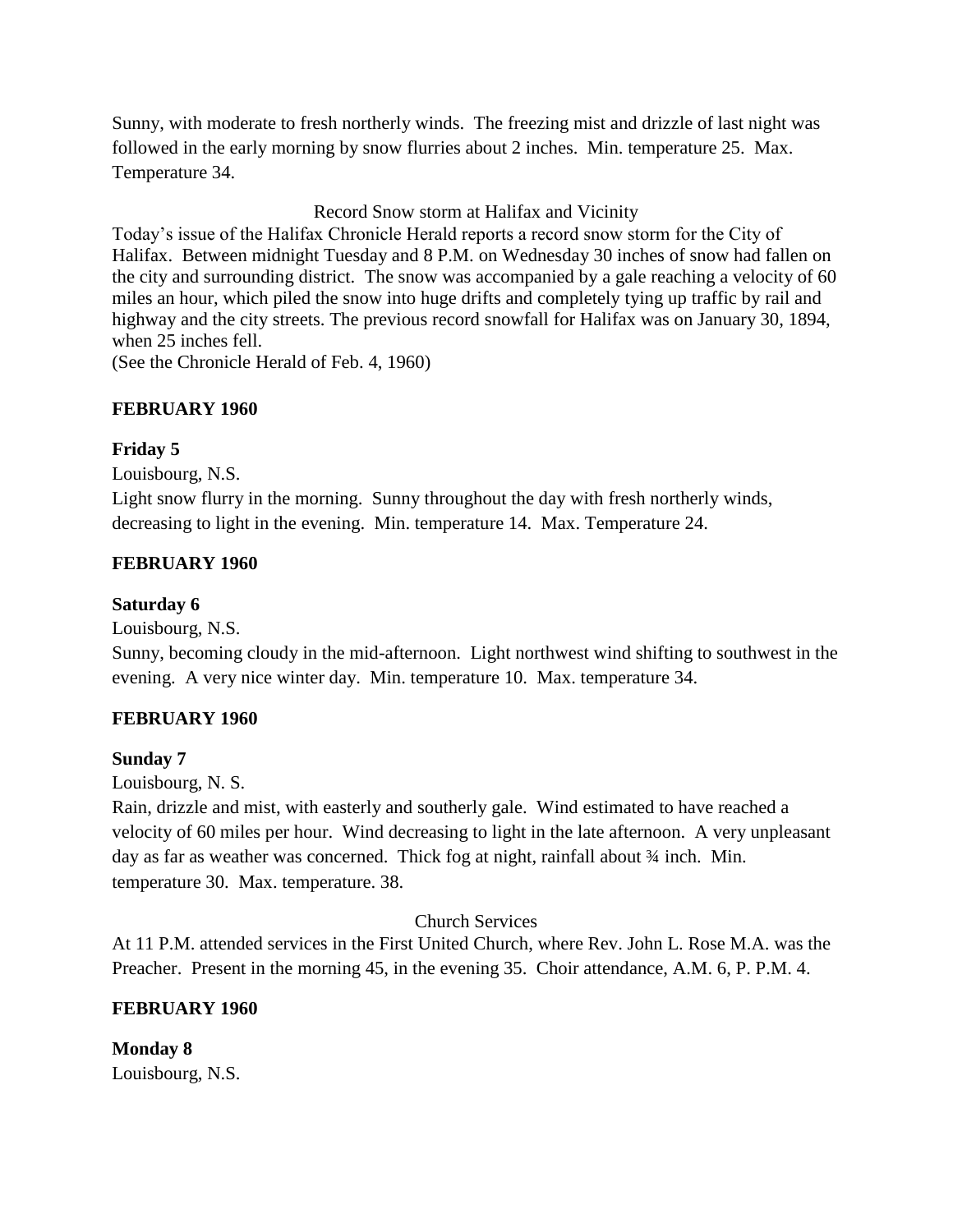Sunny, with moderate to fresh northerly winds. The freezing mist and drizzle of last night was followed in the early morning by snow flurries about 2 inches. Min. temperature 25. Max. Temperature 34.

Record Snow storm at Halifax and Vicinity

Today's issue of the Halifax Chronicle Herald reports a record snow storm for the City of Halifax. Between midnight Tuesday and 8 P.M. on Wednesday 30 inches of snow had fallen on the city and surrounding district. The snow was accompanied by a gale reaching a velocity of 60 miles an hour, which piled the snow into huge drifts and completely tying up traffic by rail and highway and the city streets. The previous record snowfall for Halifax was on January 30, 1894, when 25 inches fell.
(See the Chronicle Herald of Feb. 4, 1960)

**FEBRUARY 1960**

**Friday 5**

Louisbourg, N.S.
Light snow flurry in the morning. Sunny throughout the day with fresh northerly winds, decreasing to light in the evening. Min. temperature 14. Max. Temperature 24.

**FEBRUARY 1960**

**Saturday 6**

Louisbourg, N.S.
Sunny, becoming cloudy in the mid-afternoon. Light northwest wind shifting to southwest in the evening. A very nice winter day. Min. temperature 10. Max. temperature 34.

**FEBRUARY 1960**

**Sunday 7**

Louisbourg, N. S.
Rain, drizzle and mist, with easterly and southerly gale. Wind estimated to have reached a velocity of 60 miles per hour. Wind decreasing to light in the late afternoon. A very unpleasant day as far as weather was concerned. Thick fog at night, rainfall about ¾ inch. Min. temperature 30. Max. temperature. 38.

Church Services

At 11 P.M. attended services in the First United Church, where Rev. John L. Rose M.A. was the Preacher. Present in the morning 45, in the evening 35. Choir attendance, A.M. 6, P. P.M. 4.

**FEBRUARY 1960**

**Monday 8**

Louisbourg, N.S.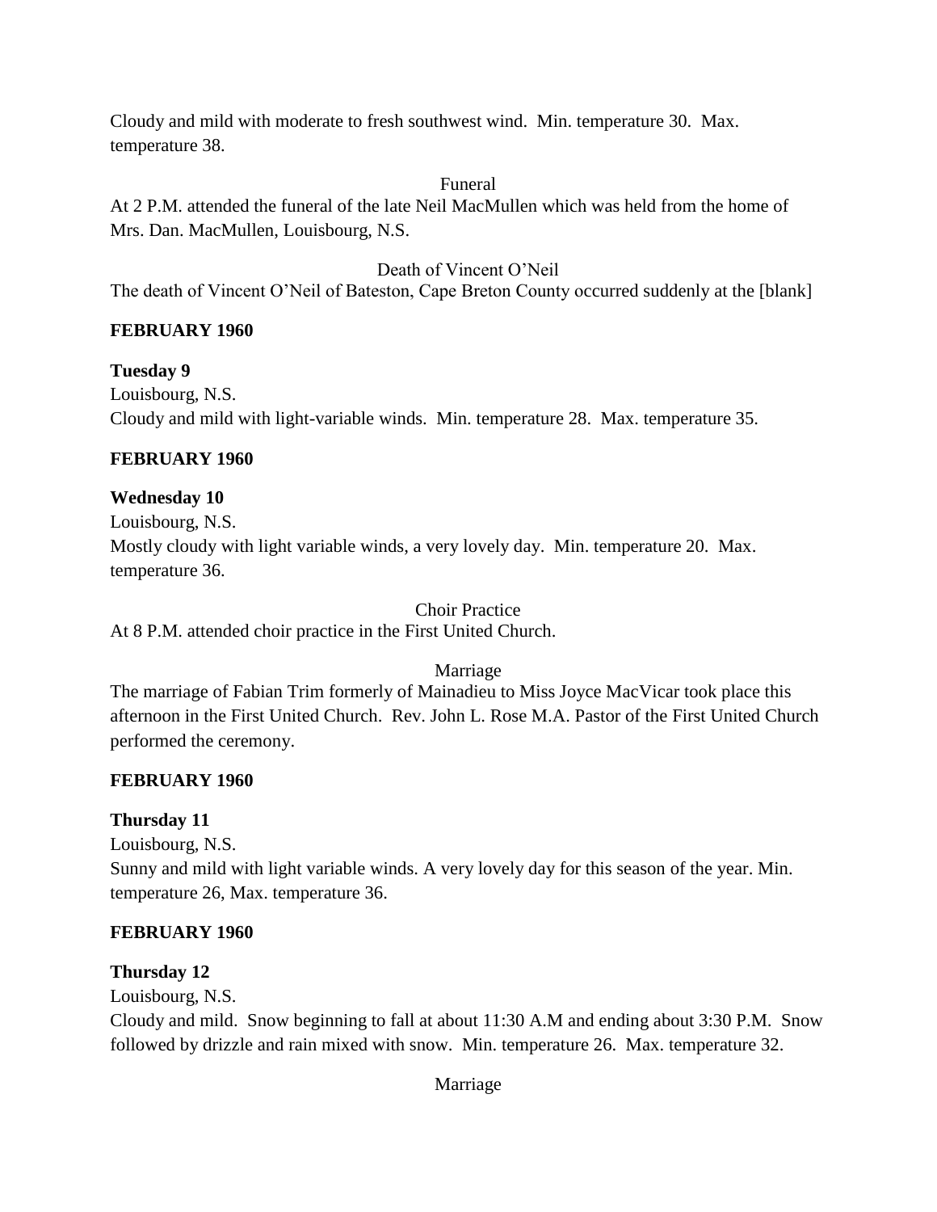Cloudy and mild with moderate to fresh southwest wind. Min. temperature 30. Max. temperature 38.

Funeral

At 2 P.M. attended the funeral of the late Neil MacMullen which was held from the home of Mrs. Dan. MacMullen, Louisbourg, N.S.

Death of Vincent O'Neil

The death of Vincent O'Neil of Bateston, Cape Breton County occurred suddenly at the [blank]

**FEBRUARY 1960**

**Tuesday 9**

Louisbourg, N.S.

Cloudy and mild with light-variable winds. Min. temperature 28. Max. temperature 35.

**FEBRUARY 1960**

**Wednesday 10**

Louisbourg, N.S.

Mostly cloudy with light variable winds, a very lovely day. Min. temperature 20. Max. temperature 36.

Choir Practice

At 8 P.M. attended choir practice in the First United Church.

Marriage

The marriage of Fabian Trim formerly of Mainadieu to Miss Joyce MacVicar took place this afternoon in the First United Church. Rev. John L. Rose M.A. Pastor of the First United Church performed the ceremony.

**FEBRUARY 1960**

**Thursday 11**

Louisbourg, N.S.

Sunny and mild with light variable winds. A very lovely day for this season of the year. Min. temperature 26, Max. temperature 36.

**FEBRUARY 1960**

**Thursday 12**

Louisbourg, N.S.

Cloudy and mild. Snow beginning to fall at about 11:30 A.M and ending about 3:30 P.M. Snow followed by drizzle and rain mixed with snow. Min. temperature 26. Max. temperature 32.

Marriage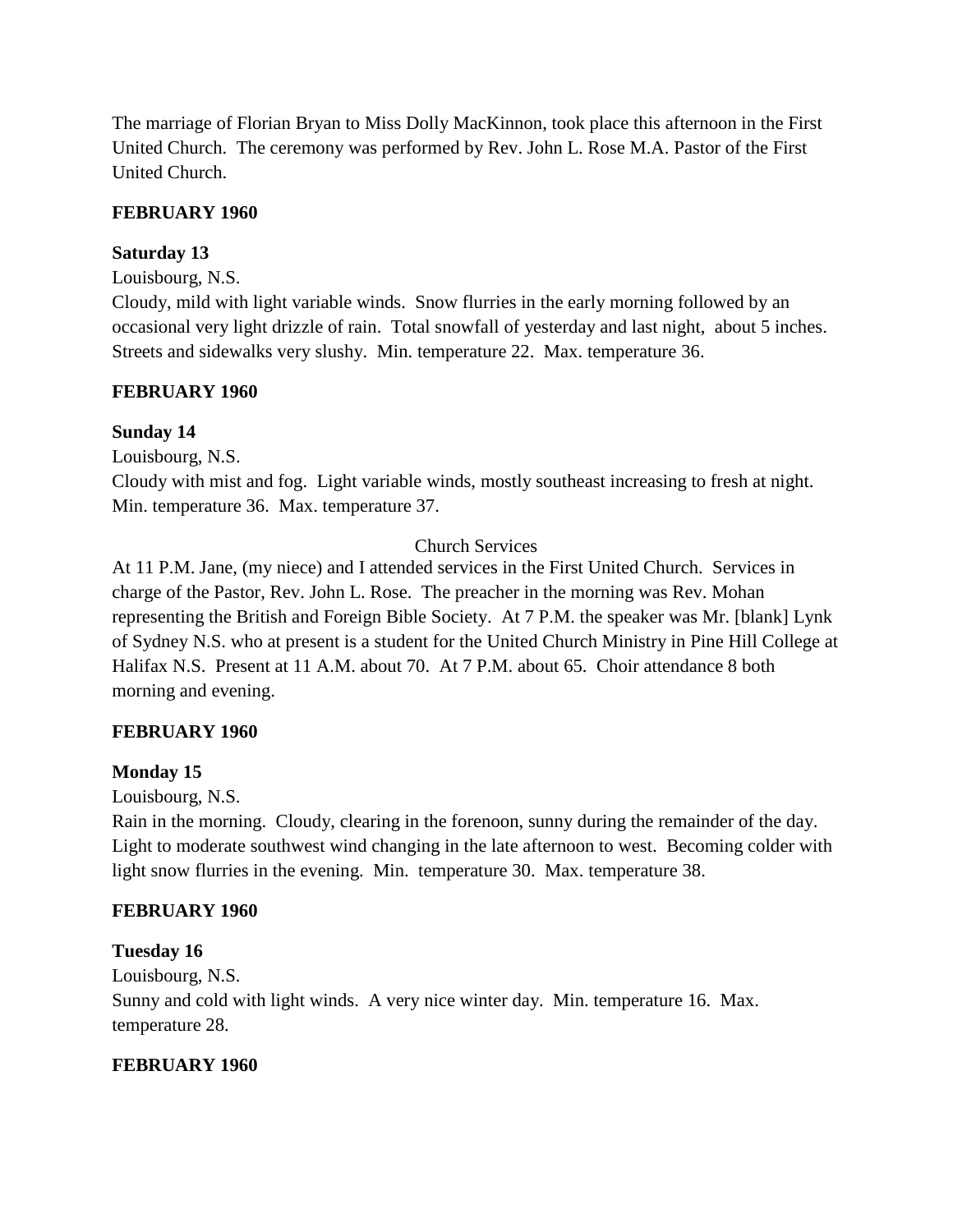The marriage of Florian Bryan to Miss Dolly MacKinnon, took place this afternoon in the First United Church. The ceremony was performed by Rev. John L. Rose M.A. Pastor of the First United Church.

**FEBRUARY 1960**

**Saturday 13**

Louisbourg, N.S.

Cloudy, mild with light variable winds. Snow flurries in the early morning followed by an occasional very light drizzle of rain. Total snowfall of yesterday and last night, about 5 inches. Streets and sidewalks very slushy. Min. temperature 22. Max. temperature 36.

**FEBRUARY 1960**

**Sunday 14**

Louisbourg, N.S.

Cloudy with mist and fog. Light variable winds, mostly southeast increasing to fresh at night. Min. temperature 36. Max. temperature 37.

Church Services

At 11 P.M. Jane, (my niece) and I attended services in the First United Church. Services in charge of the Pastor, Rev. John L. Rose. The preacher in the morning was Rev. Mohan representing the British and Foreign Bible Society. At 7 P.M. the speaker was Mr. [blank] Lynk of Sydney N.S. who at present is a student for the United Church Ministry in Pine Hill College at Halifax N.S. Present at 11 A.M. about 70. At 7 P.M. about 65. Choir attendance 8 both morning and evening.

**FEBRUARY 1960**

**Monday 15**

Louisbourg, N.S.

Rain in the morning. Cloudy, clearing in the forenoon, sunny during the remainder of the day. Light to moderate southwest wind changing in the late afternoon to west. Becoming colder with light snow flurries in the evening. Min. temperature 30. Max. temperature 38.

**FEBRUARY 1960**

**Tuesday 16**

Louisbourg, N.S.

Sunny and cold with light winds. A very nice winter day. Min. temperature 16. Max. temperature 28.

**FEBRUARY 1960**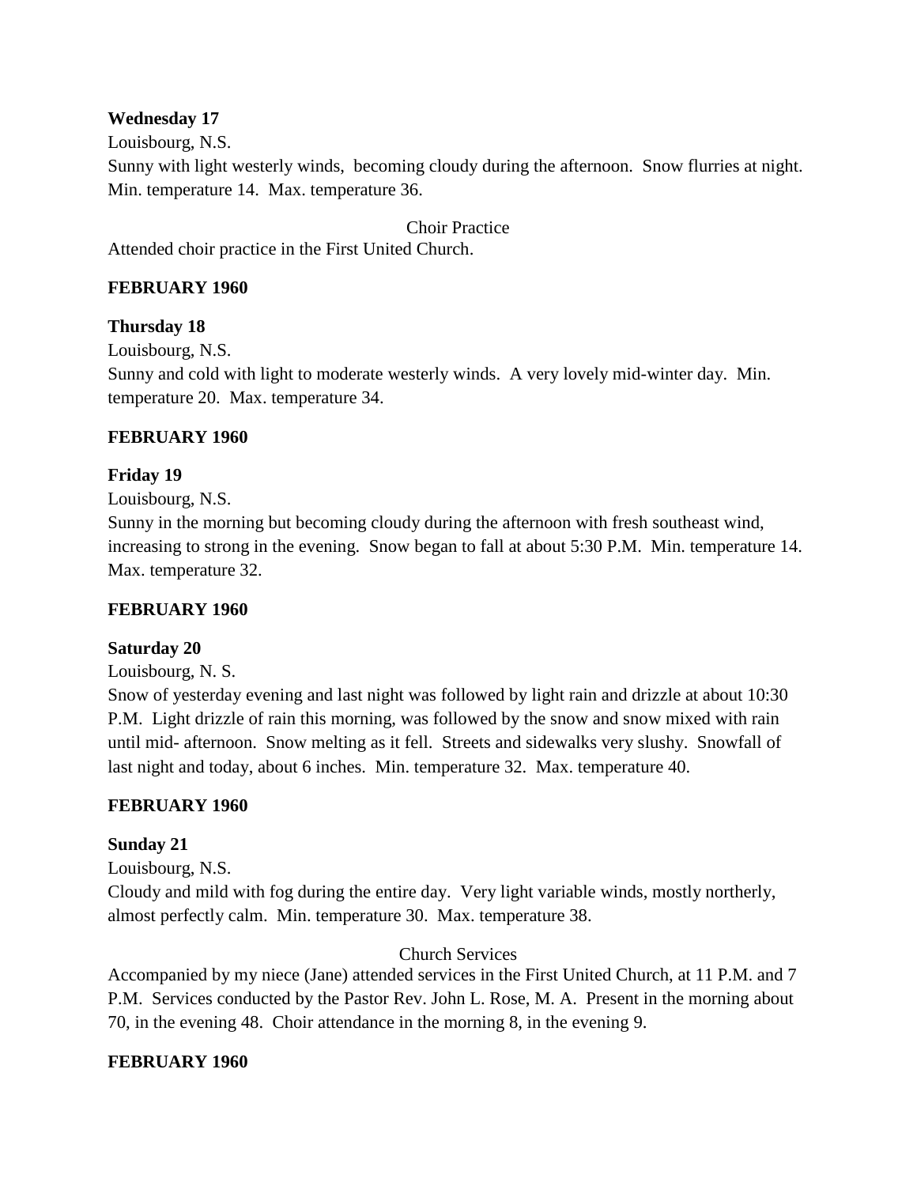**Wednesday 17**

Louisbourg, N.S.

Sunny with light westerly winds, becoming cloudy during the afternoon. Snow flurries at night. Min. temperature 14. Max. temperature 36.

Choir Practice

Attended choir practice in the First United Church.

**FEBRUARY 1960**

**Thursday 18**

Louisbourg, N.S.

Sunny and cold with light to moderate westerly winds. A very lovely mid-winter day. Min. temperature 20. Max. temperature 34.

**FEBRUARY 1960**

**Friday 19**

Louisbourg, N.S.

Sunny in the morning but becoming cloudy during the afternoon with fresh southeast wind, increasing to strong in the evening. Snow began to fall at about 5:30 P.M. Min. temperature 14. Max. temperature 32.

**FEBRUARY 1960**

**Saturday 20**

Louisbourg, N. S.

Snow of yesterday evening and last night was followed by light rain and drizzle at about 10:30 P.M. Light drizzle of rain this morning, was followed by the snow and snow mixed with rain until mid- afternoon. Snow melting as it fell. Streets and sidewalks very slushy. Snowfall of last night and today, about 6 inches. Min. temperature 32. Max. temperature 40.

**FEBRUARY 1960**

**Sunday 21**

Louisbourg, N.S.

Cloudy and mild with fog during the entire day. Very light variable winds, mostly northerly, almost perfectly calm. Min. temperature 30. Max. temperature 38.

Church Services

Accompanied by my niece (Jane) attended services in the First United Church, at 11 P.M. and 7 P.M. Services conducted by the Pastor Rev. John L. Rose, M. A. Present in the morning about 70, in the evening 48. Choir attendance in the morning 8, in the evening 9.

**FEBRUARY 1960**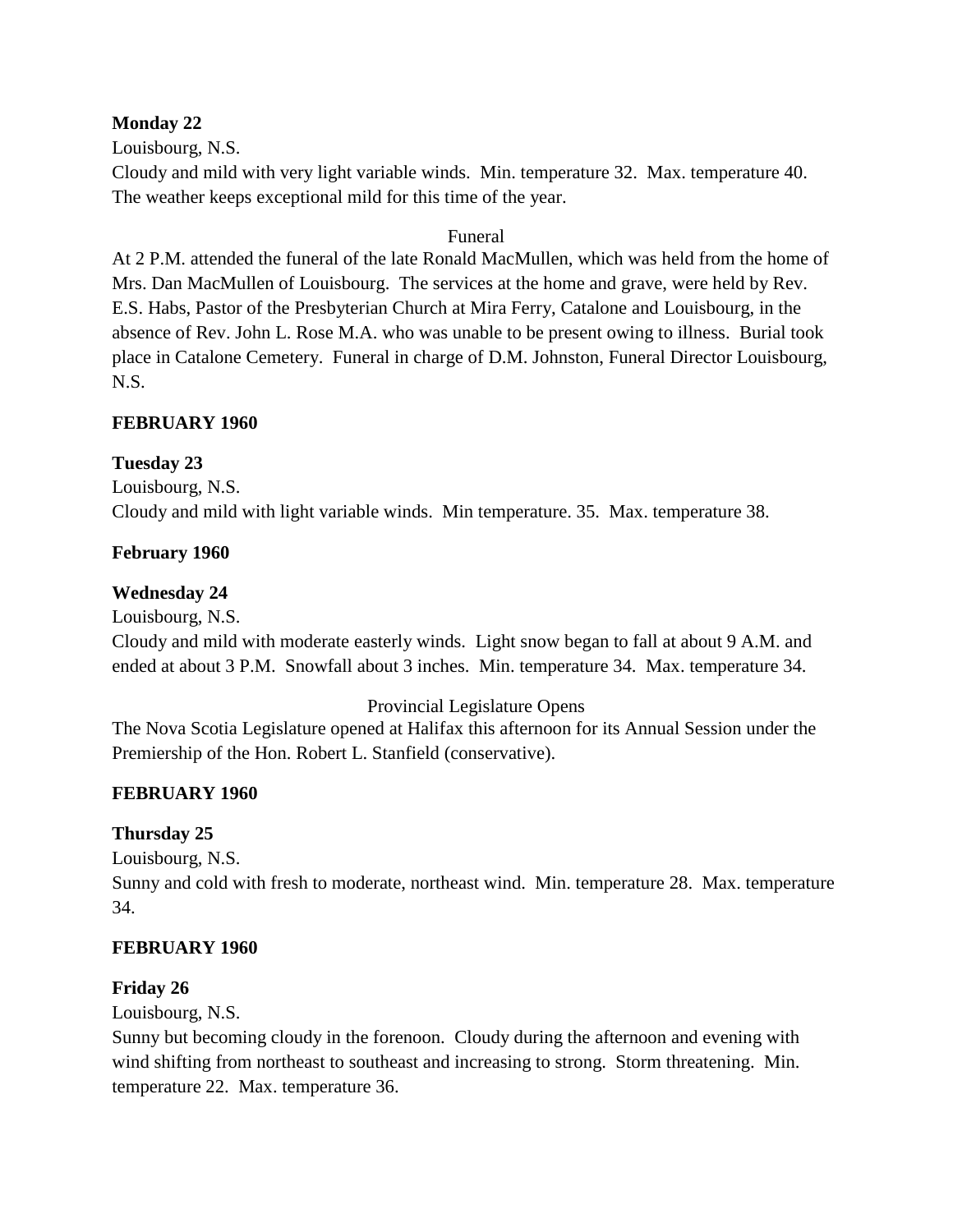**Monday 22**

Louisbourg, N.S.

Cloudy and mild with very light variable winds. Min. temperature 32. Max. temperature 40. The weather keeps exceptional mild for this time of the year.

Funeral

At 2 P.M. attended the funeral of the late Ronald MacMullen, which was held from the home of Mrs. Dan MacMullen of Louisbourg. The services at the home and grave, were held by Rev. E.S. Habs, Pastor of the Presbyterian Church at Mira Ferry, Catalone and Louisbourg, in the absence of Rev. John L. Rose M.A. who was unable to be present owing to illness. Burial took place in Catalone Cemetery. Funeral in charge of D.M. Johnston, Funeral Director Louisbourg, N.S.

**FEBRUARY 1960**

**Tuesday 23**

Louisbourg, N.S.

Cloudy and mild with light variable winds. Min temperature. 35. Max. temperature 38.

**February 1960**

**Wednesday 24**

Louisbourg, N.S.

Cloudy and mild with moderate easterly winds. Light snow began to fall at about 9 A.M. and ended at about 3 P.M. Snowfall about 3 inches. Min. temperature 34. Max. temperature 34.

Provincial Legislature Opens

The Nova Scotia Legislature opened at Halifax this afternoon for its Annual Session under the Premiership of the Hon. Robert L. Stanfield (conservative).

**FEBRUARY 1960**

**Thursday 25**

Louisbourg, N.S.

Sunny and cold with fresh to moderate, northeast wind. Min. temperature 28. Max. temperature 34.

**FEBRUARY 1960**

**Friday 26**

Louisbourg, N.S.

Sunny but becoming cloudy in the forenoon. Cloudy during the afternoon and evening with wind shifting from northeast to southeast and increasing to strong. Storm threatening. Min. temperature 22. Max. temperature 36.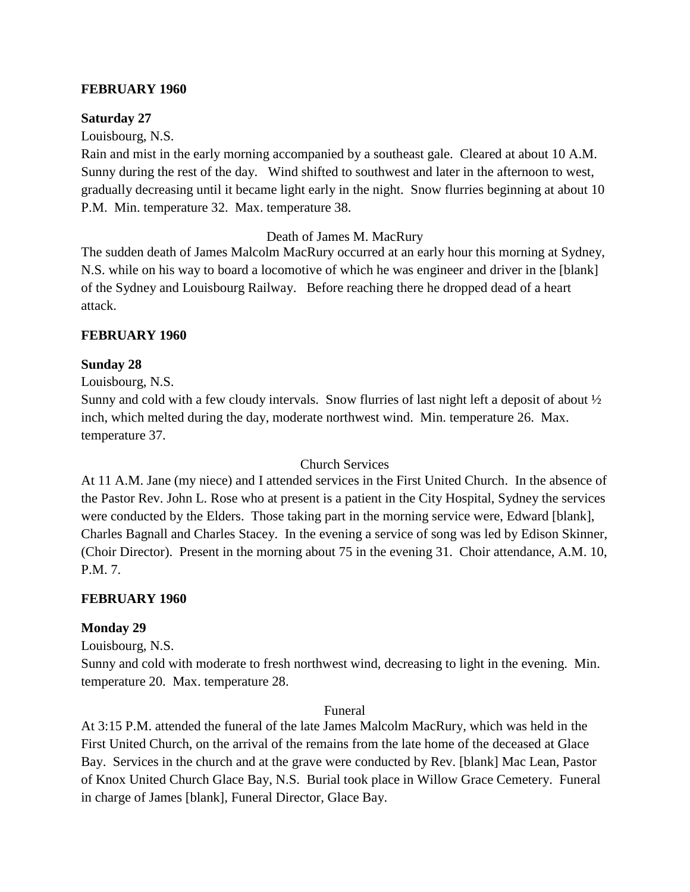**FEBRUARY 1960**

**Saturday 27**

Louisbourg, N.S.

Rain and mist in the early morning accompanied by a southeast gale. Cleared at about 10 A.M. Sunny during the rest of the day. Wind shifted to southwest and later in the afternoon to west, gradually decreasing until it became light early in the night. Snow flurries beginning at about 10 P.M. Min. temperature 32. Max. temperature 38.

Death of James M. MacRury

The sudden death of James Malcolm MacRury occurred at an early hour this morning at Sydney, N.S. while on his way to board a locomotive of which he was engineer and driver in the [blank] of the Sydney and Louisbourg Railway. Before reaching there he dropped dead of a heart attack.

**FEBRUARY 1960**

**Sunday 28**

Louisbourg, N.S.

Sunny and cold with a few cloudy intervals. Snow flurries of last night left a deposit of about ½ inch, which melted during the day, moderate northwest wind. Min. temperature 26. Max. temperature 37.

Church Services

At 11 A.M. Jane (my niece) and I attended services in the First United Church. In the absence of the Pastor Rev. John L. Rose who at present is a patient in the City Hospital, Sydney the services were conducted by the Elders. Those taking part in the morning service were, Edward [blank], Charles Bagnall and Charles Stacey. In the evening a service of song was led by Edison Skinner, (Choir Director). Present in the morning about 75 in the evening 31. Choir attendance, A.M. 10, P.M. 7.

**FEBRUARY 1960**

**Monday 29**

Louisbourg, N.S.

Sunny and cold with moderate to fresh northwest wind, decreasing to light in the evening. Min. temperature 20. Max. temperature 28.

Funeral

At 3:15 P.M. attended the funeral of the late James Malcolm MacRury, which was held in the First United Church, on the arrival of the remains from the late home of the deceased at Glace Bay. Services in the church and at the grave were conducted by Rev. [blank] Mac Lean, Pastor of Knox United Church Glace Bay, N.S. Burial took place in Willow Grace Cemetery. Funeral in charge of James [blank], Funeral Director, Glace Bay.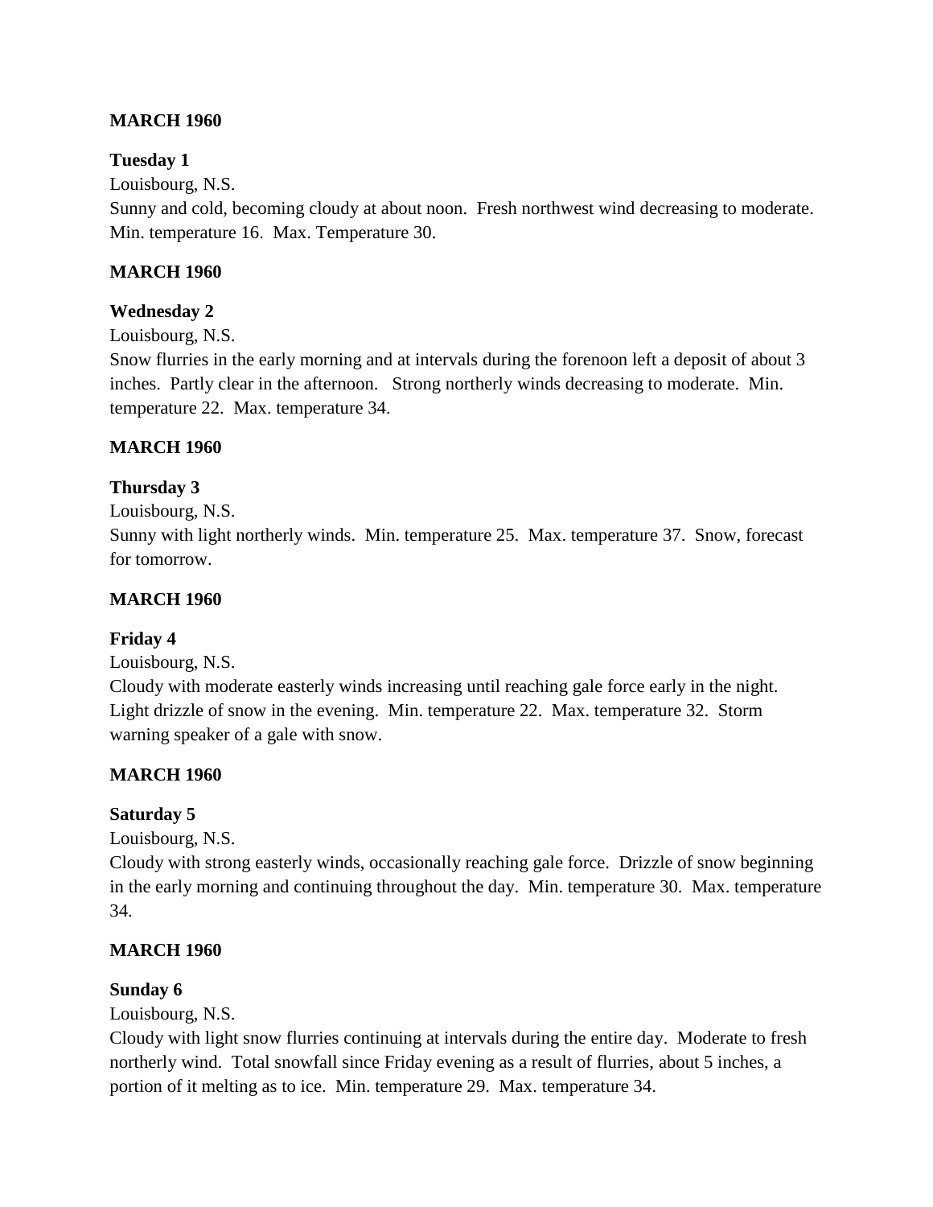**MARCH 1960**

**Tuesday 1**

Louisbourg, N.S.

Sunny and cold, becoming cloudy at about noon. Fresh northwest wind decreasing to moderate. Min. temperature 16. Max. Temperature 30.

**MARCH 1960**

**Wednesday 2**

Louisbourg, N.S.

Snow flurries in the early morning and at intervals during the forenoon left a deposit of about 3 inches. Partly clear in the afternoon. Strong northerly winds decreasing to moderate. Min. temperature 22. Max. temperature 34.

**MARCH 1960**

**Thursday 3**

Louisbourg, N.S.

Sunny with light northerly winds. Min. temperature 25. Max. temperature 37. Snow, forecast for tomorrow.

**MARCH 1960**

**Friday 4**

Louisbourg, N.S.

Cloudy with moderate easterly winds increasing until reaching gale force early in the night. Light drizzle of snow in the evening. Min. temperature 22. Max. temperature 32. Storm warning speaker of a gale with snow.

**MARCH 1960**

**Saturday 5**

Louisbourg, N.S.

Cloudy with strong easterly winds, occasionally reaching gale force. Drizzle of snow beginning in the early morning and continuing throughout the day. Min. temperature 30. Max. temperature 34.

**MARCH 1960**

**Sunday 6**

Louisbourg, N.S.

Cloudy with light snow flurries continuing at intervals during the entire day. Moderate to fresh northerly wind. Total snowfall since Friday evening as a result of flurries, about 5 inches, a portion of it melting as to ice. Min. temperature 29. Max. temperature 34.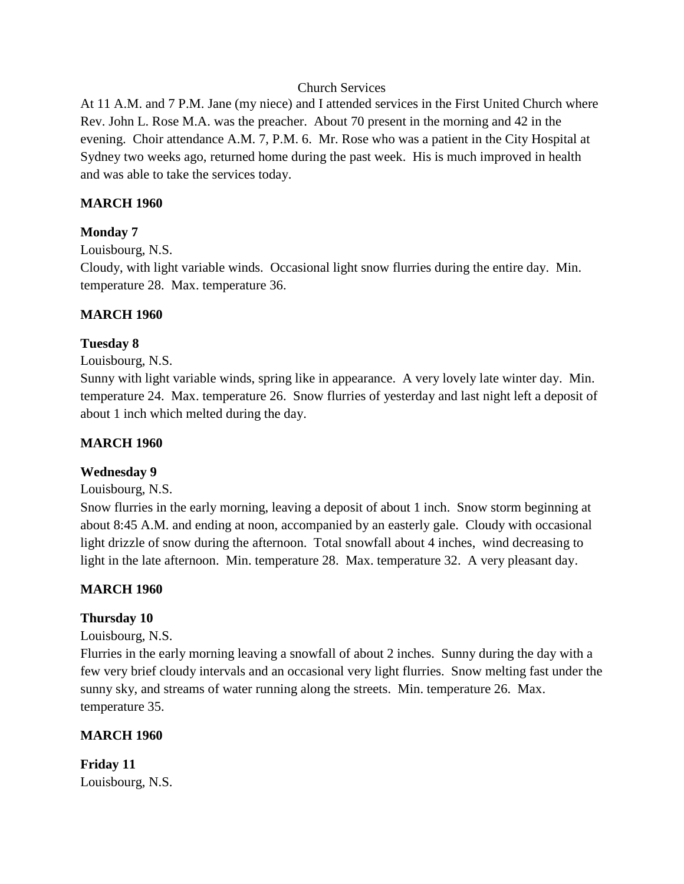Church Services

At 11 A.M. and 7 P.M. Jane (my niece) and I attended services in the First United Church where Rev. John L. Rose M.A. was the preacher. About 70 present in the morning and 42 in the evening. Choir attendance A.M. 7, P.M. 6. Mr. Rose who was a patient in the City Hospital at Sydney two weeks ago, returned home during the past week. His is much improved in health and was able to take the services today.

**MARCH 1960**

**Monday 7**

Louisbourg, N.S.

Cloudy, with light variable winds. Occasional light snow flurries during the entire day. Min. temperature 28. Max. temperature 36.

**MARCH 1960**

**Tuesday 8**

Louisbourg, N.S.

Sunny with light variable winds, spring like in appearance. A very lovely late winter day. Min. temperature 24. Max. temperature 26. Snow flurries of yesterday and last night left a deposit of about 1 inch which melted during the day.

**MARCH 1960**

**Wednesday 9**

Louisbourg, N.S.

Snow flurries in the early morning, leaving a deposit of about 1 inch. Snow storm beginning at about 8:45 A.M. and ending at noon, accompanied by an easterly gale. Cloudy with occasional light drizzle of snow during the afternoon. Total snowfall about 4 inches, wind decreasing to light in the late afternoon. Min. temperature 28. Max. temperature 32. A very pleasant day.

**MARCH 1960**

**Thursday 10**

Louisbourg, N.S.

Flurries in the early morning leaving a snowfall of about 2 inches. Sunny during the day with a few very brief cloudy intervals and an occasional very light flurries. Snow melting fast under the sunny sky, and streams of water running along the streets. Min. temperature 26. Max. temperature 35.

**MARCH 1960**

**Friday 11**

Louisbourg, N.S.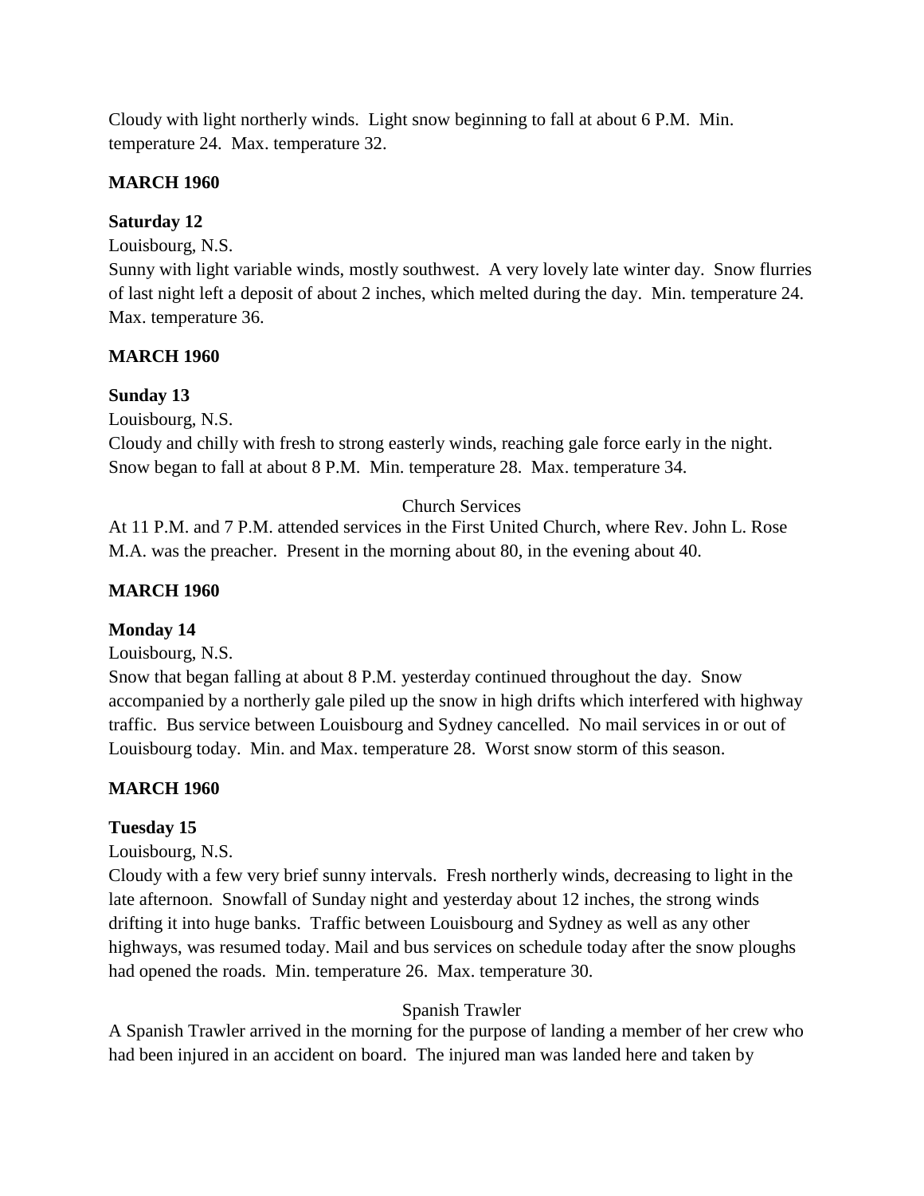Cloudy with light northerly winds. Light snow beginning to fall at about 6 P.M. Min. temperature 24. Max. temperature 32.

**MARCH 1960**

**Saturday 12**

Louisbourg, N.S.

Sunny with light variable winds, mostly southwest. A very lovely late winter day. Snow flurries of last night left a deposit of about 2 inches, which melted during the day. Min. temperature 24. Max. temperature 36.

**MARCH 1960**

**Sunday 13**

Louisbourg, N.S.

Cloudy and chilly with fresh to strong easterly winds, reaching gale force early in the night. Snow began to fall at about 8 P.M. Min. temperature 28. Max. temperature 34.

Church Services

At 11 P.M. and 7 P.M. attended services in the First United Church, where Rev. John L. Rose M.A. was the preacher. Present in the morning about 80, in the evening about 40.

**MARCH 1960**

**Monday 14**

Louisbourg, N.S.

Snow that began falling at about 8 P.M. yesterday continued throughout the day. Snow accompanied by a northerly gale piled up the snow in high drifts which interfered with highway traffic. Bus service between Louisbourg and Sydney cancelled. No mail services in or out of Louisbourg today. Min. and Max. temperature 28. Worst snow storm of this season.

**MARCH 1960**

**Tuesday 15**

Louisbourg, N.S.

Cloudy with a few very brief sunny intervals. Fresh northerly winds, decreasing to light in the late afternoon. Snowfall of Sunday night and yesterday about 12 inches, the strong winds drifting it into huge banks. Traffic between Louisbourg and Sydney as well as any other highways, was resumed today. Mail and bus services on schedule today after the snow ploughs had opened the roads. Min. temperature 26. Max. temperature 30.

Spanish Trawler

A Spanish Trawler arrived in the morning for the purpose of landing a member of her crew who had been injured in an accident on board. The injured man was landed here and taken by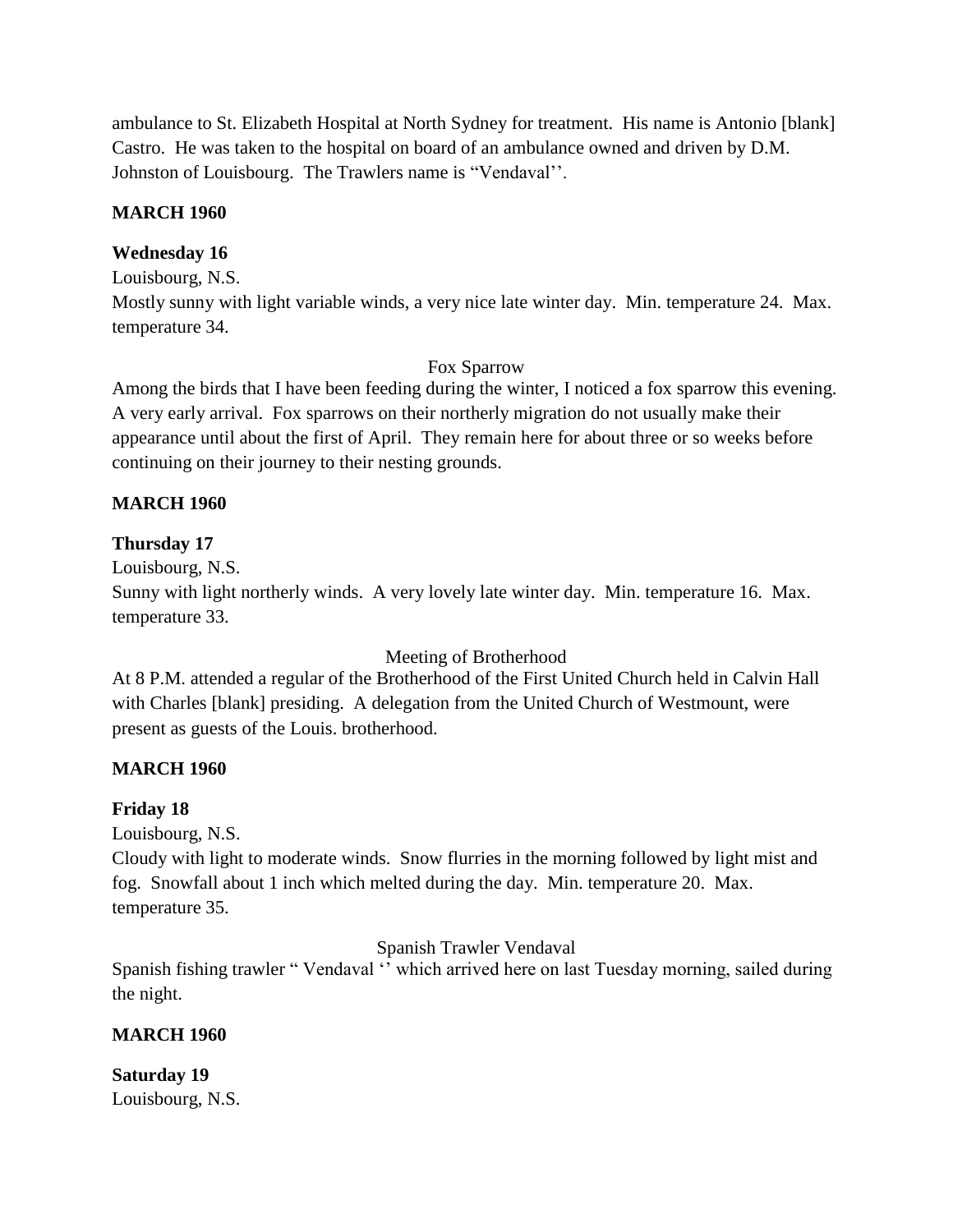ambulance to St. Elizabeth Hospital at North Sydney for treatment. His name is Antonio [blank] Castro. He was taken to the hospital on board of an ambulance owned and driven by D.M. Johnston of Louisbourg. The Trawlers name is "Vendaval''.

**MARCH 1960**

**Wednesday 16**

Louisbourg, N.S.

Mostly sunny with light variable winds, a very nice late winter day. Min. temperature 24. Max. temperature 34.

Fox Sparrow

Among the birds that I have been feeding during the winter, I noticed a fox sparrow this evening. A very early arrival. Fox sparrows on their northerly migration do not usually make their appearance until about the first of April. They remain here for about three or so weeks before continuing on their journey to their nesting grounds.

**MARCH 1960**

**Thursday 17**

Louisbourg, N.S.

Sunny with light northerly winds. A very lovely late winter day. Min. temperature 16. Max. temperature 33.

Meeting of Brotherhood

At 8 P.M. attended a regular of the Brotherhood of the First United Church held in Calvin Hall with Charles [blank] presiding. A delegation from the United Church of Westmount, were present as guests of the Louis. brotherhood.

**MARCH 1960**

**Friday 18**

Louisbourg, N.S.

Cloudy with light to moderate winds. Snow flurries in the morning followed by light mist and fog. Snowfall about 1 inch which melted during the day. Min. temperature 20. Max. temperature 35.

Spanish Trawler Vendaval

Spanish fishing trawler " Vendaval '' which arrived here on last Tuesday morning, sailed during the night.

**MARCH 1960**

**Saturday 19**

Louisbourg, N.S.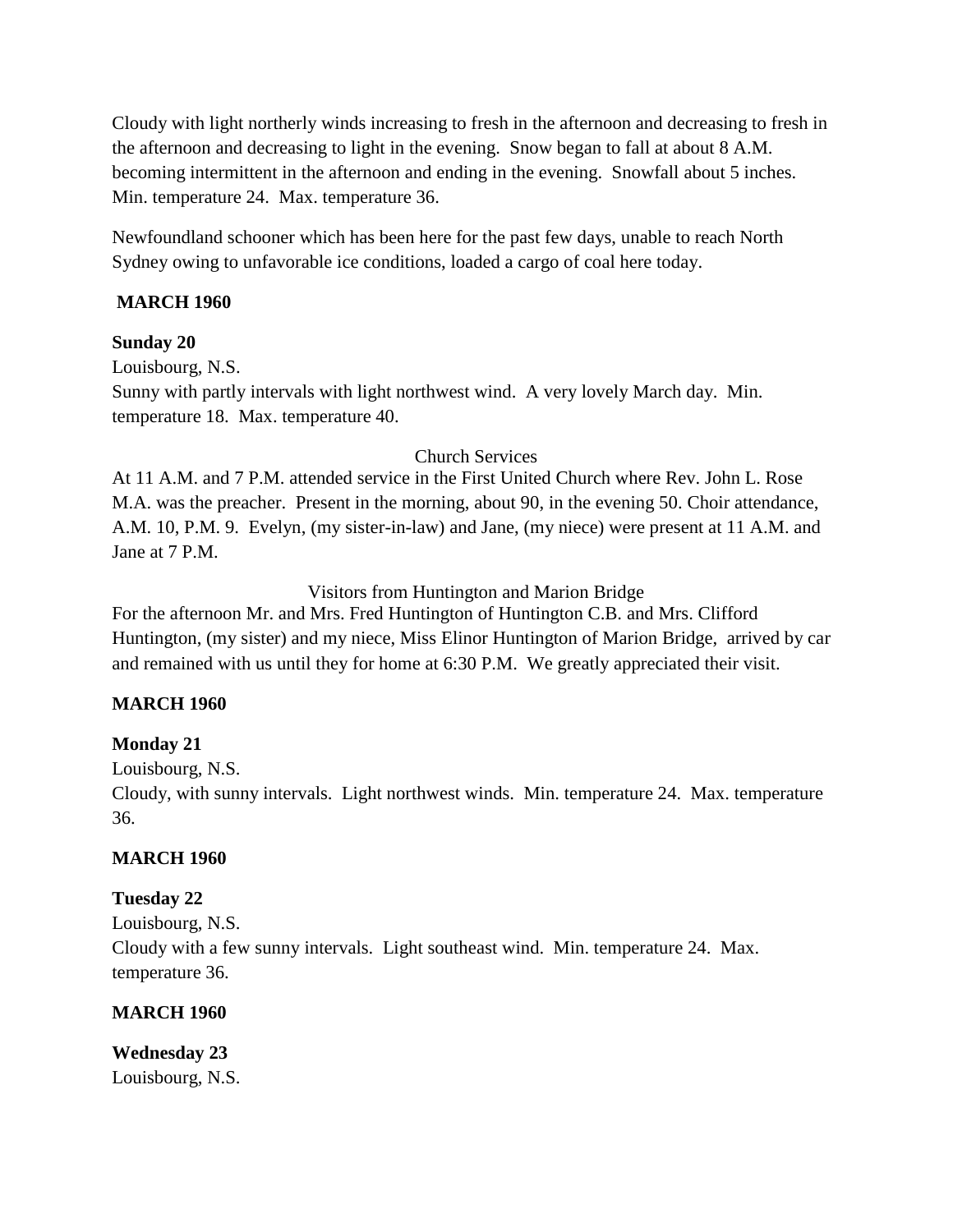Cloudy with light northerly winds increasing to fresh in the afternoon and decreasing to fresh in the afternoon and decreasing to light in the evening. Snow began to fall at about 8 A.M. becoming intermittent in the afternoon and ending in the evening. Snowfall about 5 inches. Min. temperature 24. Max. temperature 36.

Newfoundland schooner which has been here for the past few days, unable to reach North Sydney owing to unfavorable ice conditions, loaded a cargo of coal here today.

**MARCH 1960**

**Sunday 20**
Louisbourg, N.S.
Sunny with partly intervals with light northwest wind. A very lovely March day. Min. temperature 18. Max. temperature 40.

Church Services

At 11 A.M. and 7 P.M. attended service in the First United Church where Rev. John L. Rose M.A. was the preacher. Present in the morning, about 90, in the evening 50. Choir attendance, A.M. 10, P.M. 9. Evelyn, (my sister-in-law) and Jane, (my niece) were present at 11 A.M. and Jane at 7 P.M.

Visitors from Huntington and Marion Bridge

For the afternoon Mr. and Mrs. Fred Huntington of Huntington C.B. and Mrs. Clifford Huntington, (my sister) and my niece, Miss Elinor Huntington of Marion Bridge, arrived by car and remained with us until they for home at 6:30 P.M. We greatly appreciated their visit.

**MARCH 1960**

**Monday 21**
Louisbourg, N.S.
Cloudy, with sunny intervals. Light northwest winds. Min. temperature 24. Max. temperature 36.

**MARCH 1960**

**Tuesday 22**
Louisbourg, N.S.
Cloudy with a few sunny intervals. Light southeast wind. Min. temperature 24. Max. temperature 36.

**MARCH 1960**

**Wednesday 23**
Louisbourg, N.S.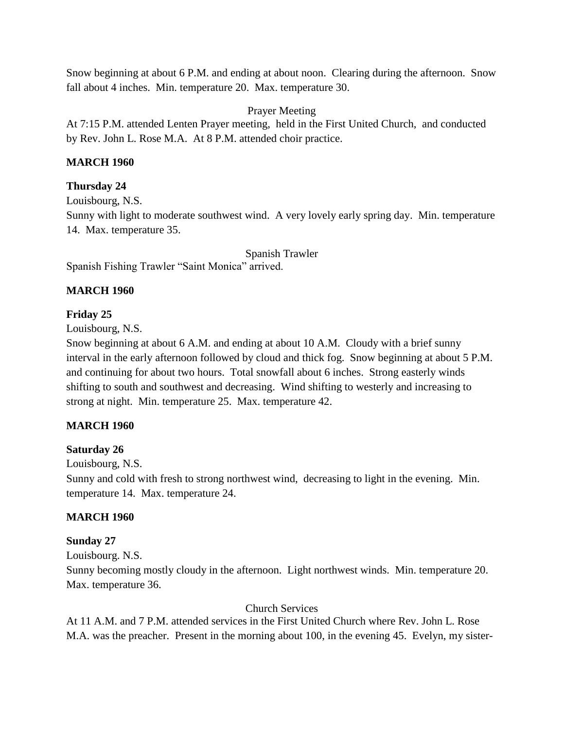Snow beginning at about 6 P.M. and ending at about noon. Clearing during the afternoon. Snow fall about 4 inches. Min. temperature 20. Max. temperature 30.

Prayer Meeting

At 7:15 P.M. attended Lenten Prayer meeting, held in the First United Church, and conducted by Rev. John L. Rose M.A. At 8 P.M. attended choir practice.

**MARCH 1960**

**Thursday 24**

Louisbourg, N.S.

Sunny with light to moderate southwest wind. A very lovely early spring day. Min. temperature 14. Max. temperature 35.

Spanish Trawler

Spanish Fishing Trawler "Saint Monica" arrived.

**MARCH 1960**

**Friday 25**

Louisbourg, N.S.

Snow beginning at about 6 A.M. and ending at about 10 A.M. Cloudy with a brief sunny interval in the early afternoon followed by cloud and thick fog. Snow beginning at about 5 P.M. and continuing for about two hours. Total snowfall about 6 inches. Strong easterly winds shifting to south and southwest and decreasing. Wind shifting to westerly and increasing to strong at night. Min. temperature 25. Max. temperature 42.

**MARCH 1960**

**Saturday 26**

Louisbourg, N.S.

Sunny and cold with fresh to strong northwest wind, decreasing to light in the evening. Min. temperature 14. Max. temperature 24.

**MARCH 1960**

**Sunday 27**

Louisbourg. N.S.

Sunny becoming mostly cloudy in the afternoon. Light northwest winds. Min. temperature 20. Max. temperature 36.

Church Services

At 11 A.M. and 7 P.M. attended services in the First United Church where Rev. John L. Rose M.A. was the preacher. Present in the morning about 100, in the evening 45. Evelyn, my sister-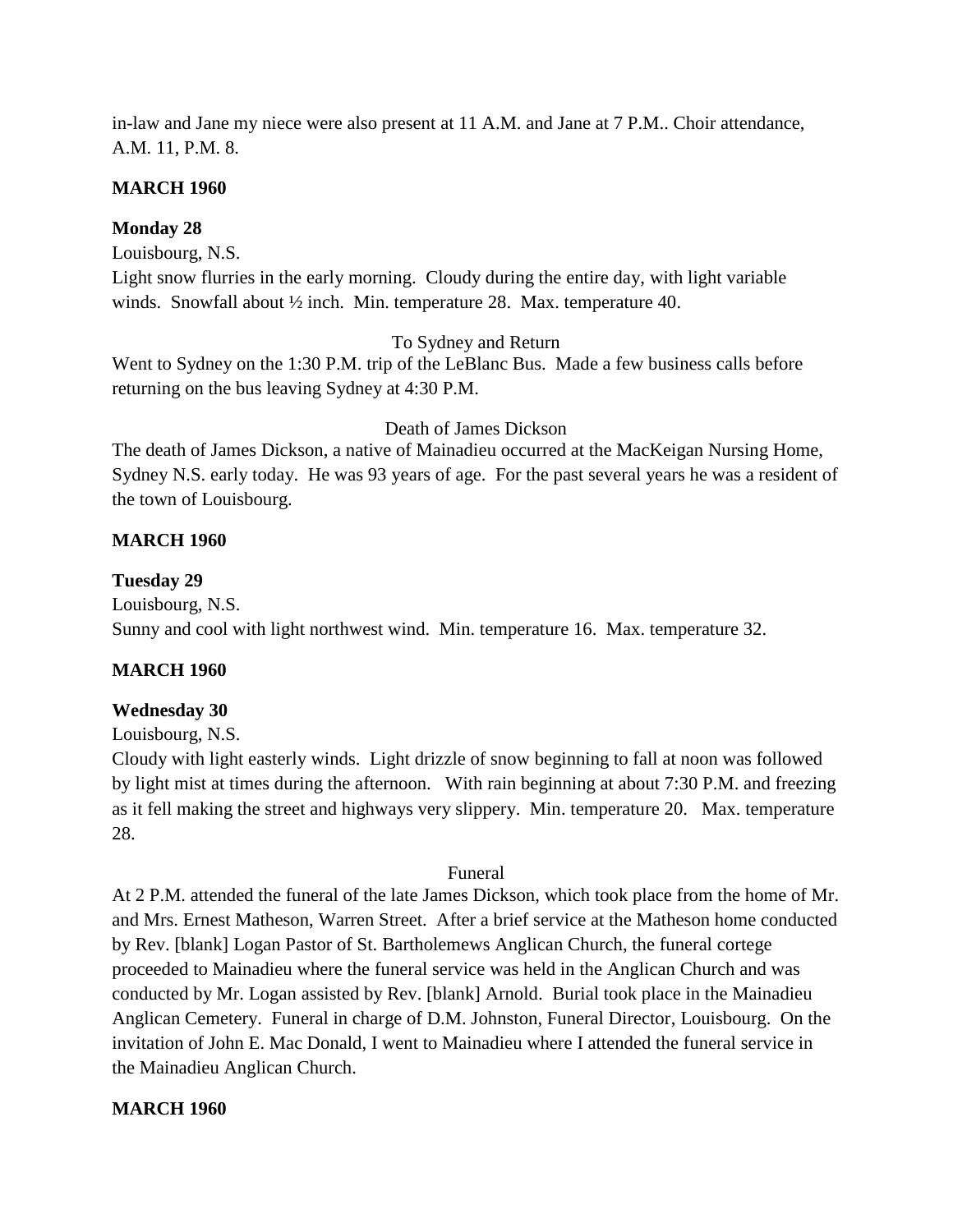in-law and Jane my niece were also present at 11 A.M. and Jane at 7 P.M.. Choir attendance, A.M. 11, P.M. 8.

**MARCH 1960**

**Monday 28**

Louisbourg, N.S.

Light snow flurries in the early morning. Cloudy during the entire day, with light variable winds. Snowfall about ½ inch. Min. temperature 28. Max. temperature 40.

To Sydney and Return

Went to Sydney on the 1:30 P.M. trip of the LeBlanc Bus. Made a few business calls before returning on the bus leaving Sydney at 4:30 P.M.

Death of James Dickson

The death of James Dickson, a native of Mainadieu occurred at the MacKeigan Nursing Home, Sydney N.S. early today. He was 93 years of age. For the past several years he was a resident of the town of Louisbourg.

**MARCH 1960**

**Tuesday 29**

Louisbourg, N.S.

Sunny and cool with light northwest wind. Min. temperature 16. Max. temperature 32.

**MARCH 1960**

**Wednesday 30**

Louisbourg, N.S.

Cloudy with light easterly winds. Light drizzle of snow beginning to fall at noon was followed by light mist at times during the afternoon. With rain beginning at about 7:30 P.M. and freezing as it fell making the street and highways very slippery. Min. temperature 20. Max. temperature 28.

Funeral

At 2 P.M. attended the funeral of the late James Dickson, which took place from the home of Mr. and Mrs. Ernest Matheson, Warren Street. After a brief service at the Matheson home conducted by Rev. [blank] Logan Pastor of St. Bartholemews Anglican Church, the funeral cortege proceeded to Mainadieu where the funeral service was held in the Anglican Church and was conducted by Mr. Logan assisted by Rev. [blank] Arnold. Burial took place in the Mainadieu Anglican Cemetery. Funeral in charge of D.M. Johnston, Funeral Director, Louisbourg. On the invitation of John E. Mac Donald, I went to Mainadieu where I attended the funeral service in the Mainadieu Anglican Church.

**MARCH 1960**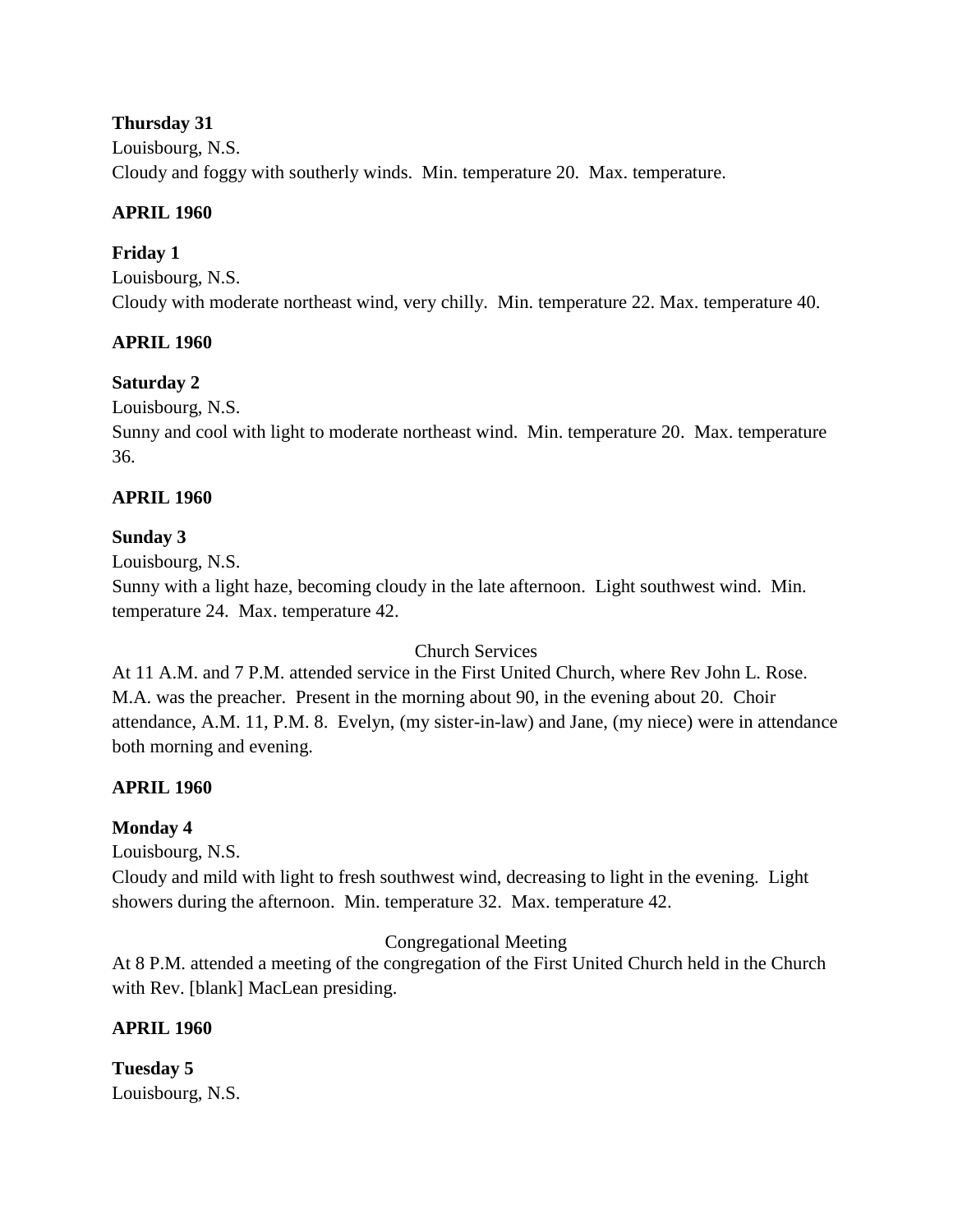**Thursday 31**
Louisbourg, N.S.
Cloudy and foggy with southerly winds. Min. temperature 20. Max. temperature.

**APRIL 1960**

**Friday 1**
Louisbourg, N.S.
Cloudy with moderate northeast wind, very chilly. Min. temperature 22. Max. temperature 40.

**APRIL 1960**

**Saturday 2**
Louisbourg, N.S.
Sunny and cool with light to moderate northeast wind. Min. temperature 20. Max. temperature 36.

**APRIL 1960**

**Sunday 3**
Louisbourg, N.S.
Sunny with a light haze, becoming cloudy in the late afternoon. Light southwest wind. Min. temperature 24. Max. temperature 42.

Church Services

At 11 A.M. and 7 P.M. attended service in the First United Church, where Rev John L. Rose. M.A. was the preacher. Present in the morning about 90, in the evening about 20. Choir attendance, A.M. 11, P.M. 8. Evelyn, (my sister-in-law) and Jane, (my niece) were in attendance both morning and evening.

**APRIL 1960**

**Monday 4**
Louisbourg, N.S.
Cloudy and mild with light to fresh southwest wind, decreasing to light in the evening. Light showers during the afternoon. Min. temperature 32. Max. temperature 42.

Congregational Meeting

At 8 P.M. attended a meeting of the congregation of the First United Church held in the Church with Rev. [blank] MacLean presiding.

**APRIL 1960**

**Tuesday 5**
Louisbourg, N.S.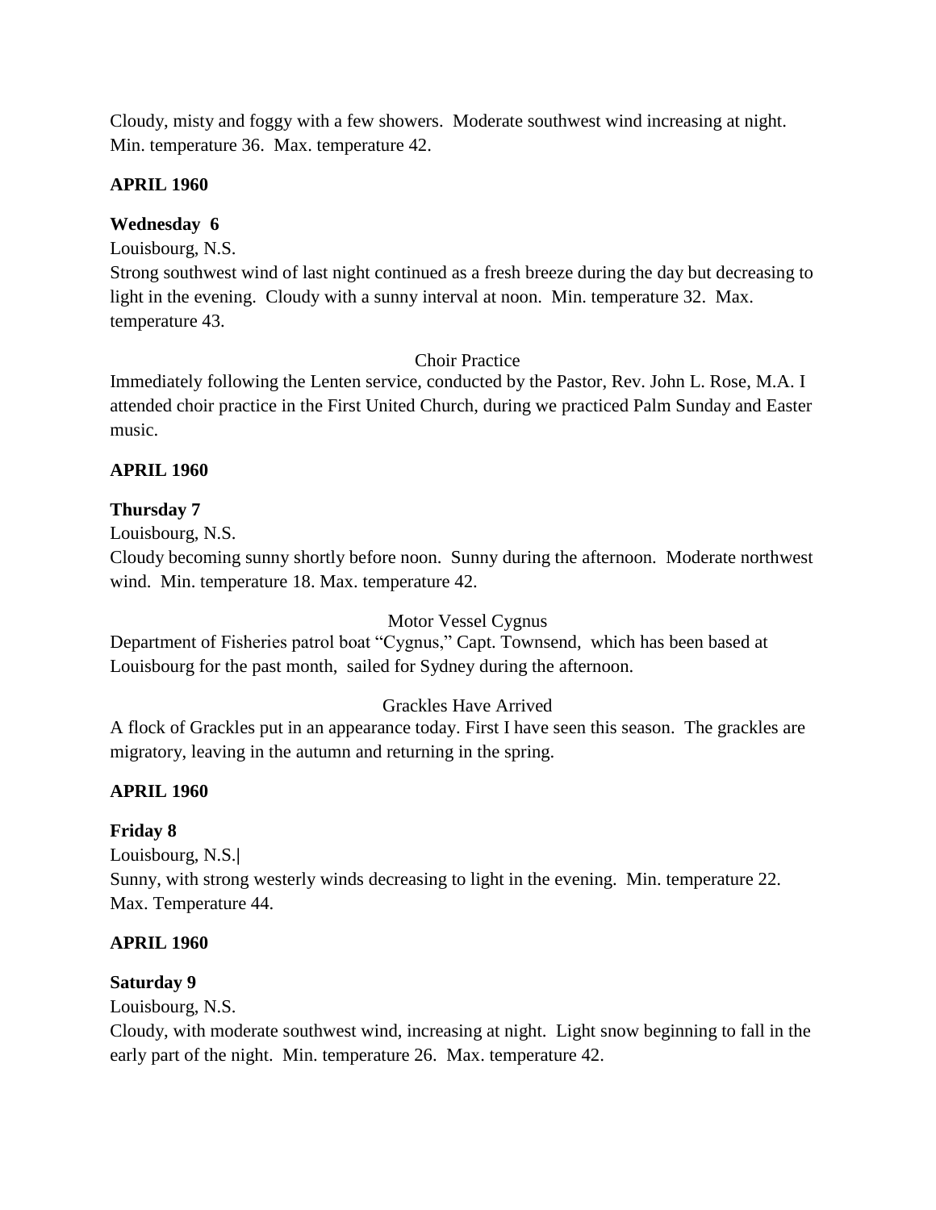Cloudy, misty and foggy with a few showers. Moderate southwest wind increasing at night. Min. temperature 36. Max. temperature 42.

**APRIL 1960**

**Wednesday 6**

Louisbourg, N.S.

Strong southwest wind of last night continued as a fresh breeze during the day but decreasing to light in the evening. Cloudy with a sunny interval at noon. Min. temperature 32. Max. temperature 43.

Choir Practice

Immediately following the Lenten service, conducted by the Pastor, Rev. John L. Rose, M.A. I attended choir practice in the First United Church, during we practiced Palm Sunday and Easter music.

**APRIL 1960**

**Thursday 7**

Louisbourg, N.S.

Cloudy becoming sunny shortly before noon. Sunny during the afternoon. Moderate northwest wind. Min. temperature 18. Max. temperature 42.

Motor Vessel Cygnus

Department of Fisheries patrol boat "Cygnus," Capt. Townsend, which has been based at Louisbourg for the past month, sailed for Sydney during the afternoon.

Grackles Have Arrived

A flock of Grackles put in an appearance today. First I have seen this season. The grackles are migratory, leaving in the autumn and returning in the spring.

**APRIL 1960**

**Friday 8**

Louisbourg, N.S.|

Sunny, with strong westerly winds decreasing to light in the evening. Min. temperature 22. Max. Temperature 44.

**APRIL 1960**

**Saturday 9**

Louisbourg, N.S.

Cloudy, with moderate southwest wind, increasing at night. Light snow beginning to fall in the early part of the night. Min. temperature 26. Max. temperature 42.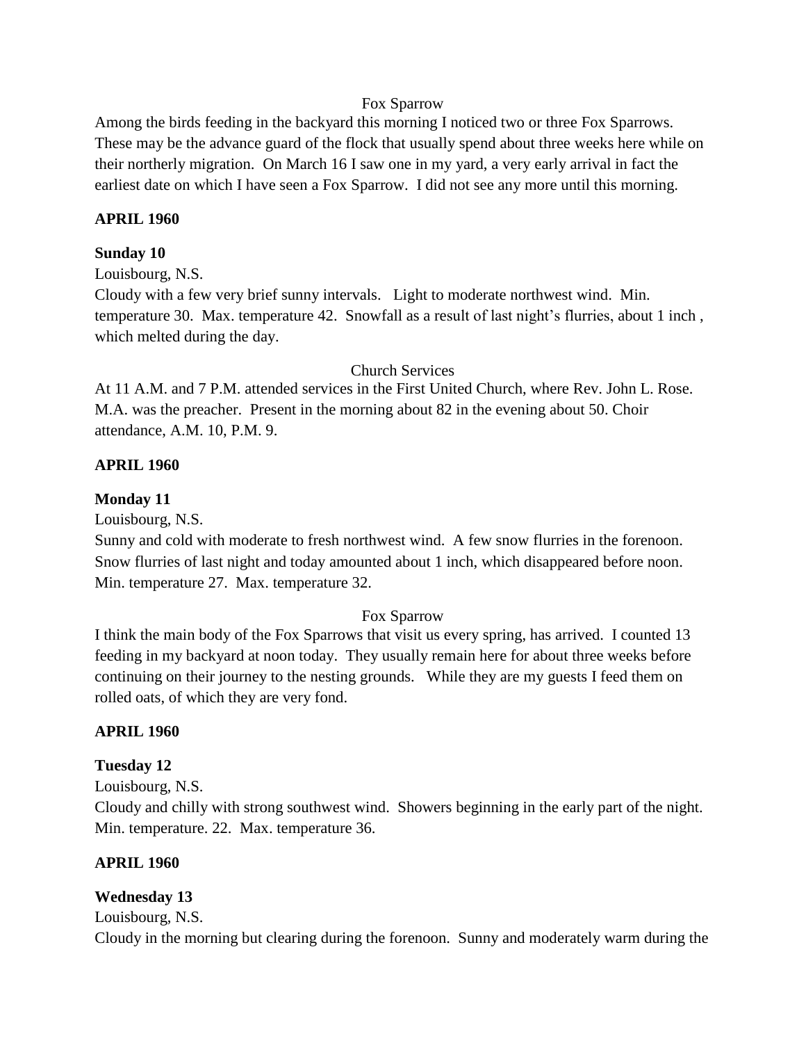Fox Sparrow

Among the birds feeding in the backyard this morning I noticed two or three Fox Sparrows. These may be the advance guard of the flock that usually spend about three weeks here while on their northerly migration. On March 16 I saw one in my yard, a very early arrival in fact the earliest date on which I have seen a Fox Sparrow. I did not see any more until this morning.

**APRIL 1960**

**Sunday 10**

Louisbourg, N.S.

Cloudy with a few very brief sunny intervals. Light to moderate northwest wind. Min. temperature 30. Max. temperature 42. Snowfall as a result of last night's flurries, about 1 inch , which melted during the day.

Church Services

At 11 A.M. and 7 P.M. attended services in the First United Church, where Rev. John L. Rose. M.A. was the preacher. Present in the morning about 82 in the evening about 50. Choir attendance, A.M. 10, P.M. 9.

**APRIL 1960**

**Monday 11**

Louisbourg, N.S.

Sunny and cold with moderate to fresh northwest wind. A few snow flurries in the forenoon. Snow flurries of last night and today amounted about 1 inch, which disappeared before noon. Min. temperature 27. Max. temperature 32.

Fox Sparrow

I think the main body of the Fox Sparrows that visit us every spring, has arrived. I counted 13 feeding in my backyard at noon today. They usually remain here for about three weeks before continuing on their journey to the nesting grounds. While they are my guests I feed them on rolled oats, of which they are very fond.

**APRIL 1960**

**Tuesday 12**

Louisbourg, N.S.

Cloudy and chilly with strong southwest wind. Showers beginning in the early part of the night. Min. temperature. 22. Max. temperature 36.

**APRIL 1960**

**Wednesday 13**

Louisbourg, N.S.

Cloudy in the morning but clearing during the forenoon. Sunny and moderately warm during the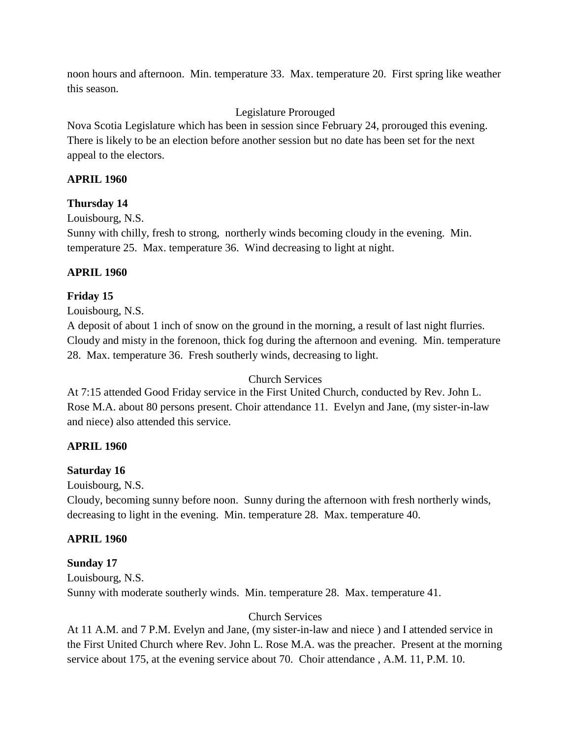noon hours and afternoon. Min. temperature 33. Max. temperature 20. First spring like weather this season.

Legislature Prorouged

Nova Scotia Legislature which has been in session since February 24, prorouged this evening. There is likely to be an election before another session but no date has been set for the next appeal to the electors.

**APRIL 1960**

**Thursday 14**

Louisbourg, N.S.

Sunny with chilly, fresh to strong, northerly winds becoming cloudy in the evening. Min. temperature 25. Max. temperature 36. Wind decreasing to light at night.

**APRIL 1960**

**Friday 15**

Louisbourg, N.S.

A deposit of about 1 inch of snow on the ground in the morning, a result of last night flurries. Cloudy and misty in the forenoon, thick fog during the afternoon and evening. Min. temperature 28. Max. temperature 36. Fresh southerly winds, decreasing to light.

Church Services

At 7:15 attended Good Friday service in the First United Church, conducted by Rev. John L. Rose M.A. about 80 persons present. Choir attendance 11. Evelyn and Jane, (my sister-in-law and niece) also attended this service.

**APRIL 1960**

**Saturday 16**

Louisbourg, N.S.

Cloudy, becoming sunny before noon. Sunny during the afternoon with fresh northerly winds, decreasing to light in the evening. Min. temperature 28. Max. temperature 40.

**APRIL 1960**

**Sunday 17**

Louisbourg, N.S.

Sunny with moderate southerly winds. Min. temperature 28. Max. temperature 41.

Church Services

At 11 A.M. and 7 P.M. Evelyn and Jane, (my sister-in-law and niece ) and I attended service in the First United Church where Rev. John L. Rose M.A. was the preacher. Present at the morning service about 175, at the evening service about 70. Choir attendance , A.M. 11, P.M. 10.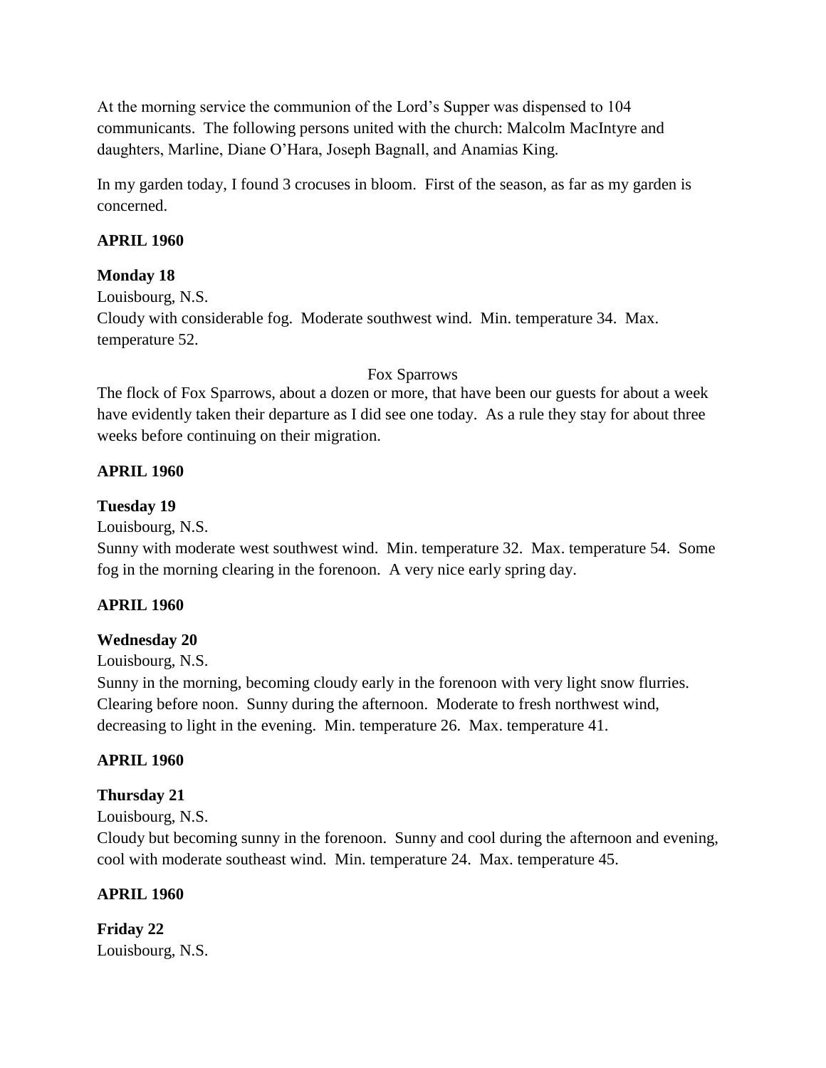At the morning service the communion of the Lord's Supper was dispensed to 104 communicants. The following persons united with the church: Malcolm MacIntyre and daughters, Marline, Diane O'Hara, Joseph Bagnall, and Anamias King.

In my garden today, I found 3 crocuses in bloom. First of the season, as far as my garden is concerned.

**APRIL 1960**

**Monday 18**

Louisbourg, N.S.

Cloudy with considerable fog. Moderate southwest wind. Min. temperature 34. Max. temperature 52.

Fox Sparrows

The flock of Fox Sparrows, about a dozen or more, that have been our guests for about a week have evidently taken their departure as I did see one today. As a rule they stay for about three weeks before continuing on their migration.

**APRIL 1960**

**Tuesday 19**

Louisbourg, N.S.

Sunny with moderate west southwest wind. Min. temperature 32. Max. temperature 54. Some fog in the morning clearing in the forenoon. A very nice early spring day.

**APRIL 1960**

**Wednesday 20**

Louisbourg, N.S.

Sunny in the morning, becoming cloudy early in the forenoon with very light snow flurries. Clearing before noon. Sunny during the afternoon. Moderate to fresh northwest wind, decreasing to light in the evening. Min. temperature 26. Max. temperature 41.

**APRIL 1960**

**Thursday 21**

Louisbourg, N.S.

Cloudy but becoming sunny in the forenoon. Sunny and cool during the afternoon and evening, cool with moderate southeast wind. Min. temperature 24. Max. temperature 45.

**APRIL 1960**

**Friday 22**

Louisbourg, N.S.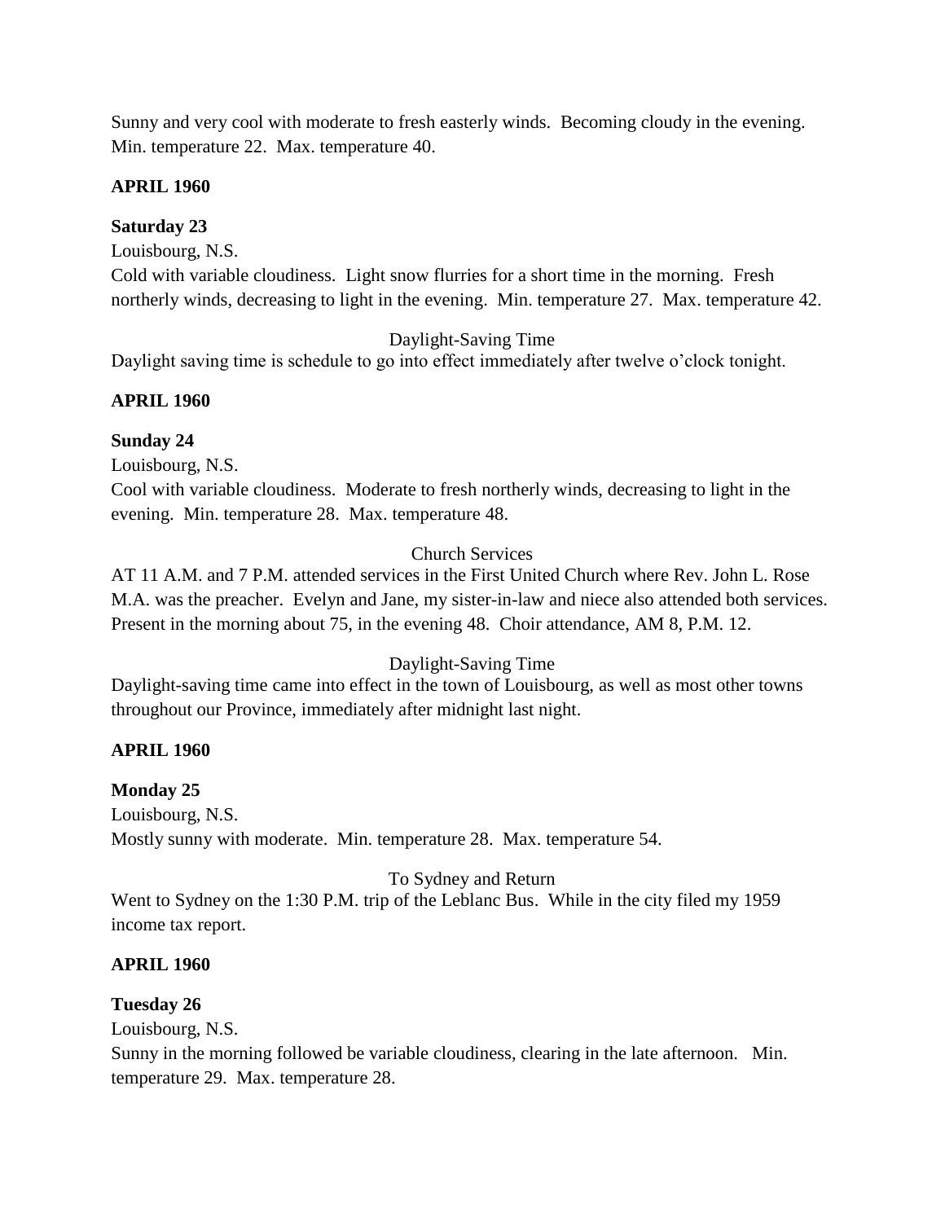Sunny and very cool with moderate to fresh easterly winds. Becoming cloudy in the evening. Min. temperature 22. Max. temperature 40.

**APRIL 1960**

**Saturday 23**

Louisbourg, N.S.

Cold with variable cloudiness. Light snow flurries for a short time in the morning. Fresh northerly winds, decreasing to light in the evening. Min. temperature 27. Max. temperature 42.

Daylight-Saving Time

Daylight saving time is schedule to go into effect immediately after twelve o'clock tonight.

**APRIL 1960**

**Sunday 24**

Louisbourg, N.S.

Cool with variable cloudiness. Moderate to fresh northerly winds, decreasing to light in the evening. Min. temperature 28. Max. temperature 48.

Church Services

AT 11 A.M. and 7 P.M. attended services in the First United Church where Rev. John L. Rose M.A. was the preacher. Evelyn and Jane, my sister-in-law and niece also attended both services. Present in the morning about 75, in the evening 48. Choir attendance, AM 8, P.M. 12.

Daylight-Saving Time

Daylight-saving time came into effect in the town of Louisbourg, as well as most other towns throughout our Province, immediately after midnight last night.

**APRIL 1960**

**Monday 25**

Louisbourg, N.S.

Mostly sunny with moderate. Min. temperature 28. Max. temperature 54.

To Sydney and Return

Went to Sydney on the 1:30 P.M. trip of the Leblanc Bus. While in the city filed my 1959 income tax report.

**APRIL 1960**

**Tuesday 26**

Louisbourg, N.S.

Sunny in the morning followed be variable cloudiness, clearing in the late afternoon. Min. temperature 29. Max. temperature 28.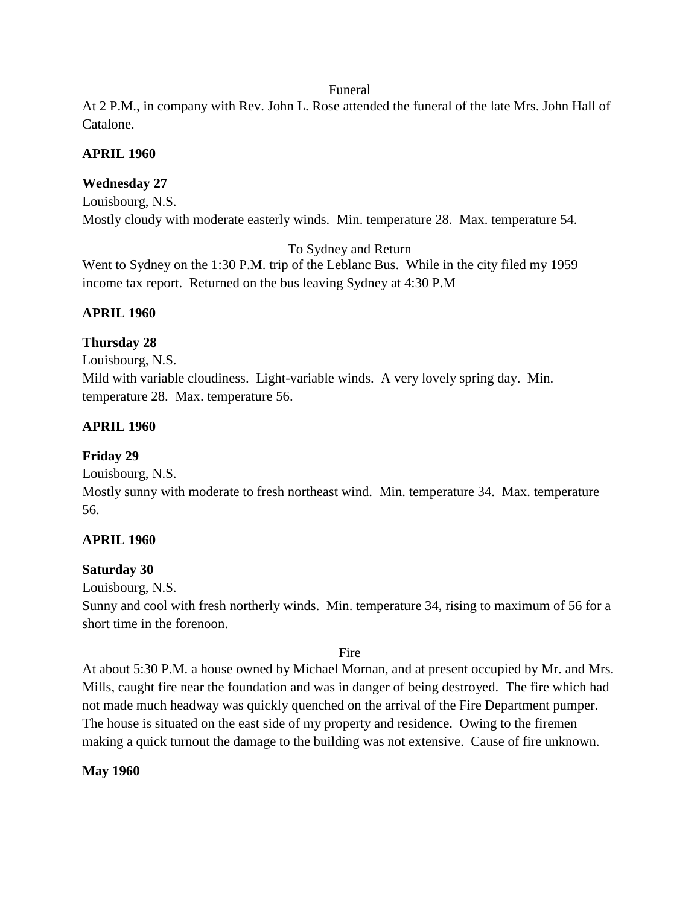Funeral

At 2 P.M., in company with Rev. John L. Rose attended the funeral of the late Mrs. John Hall of Catalone.

**APRIL 1960**

**Wednesday 27**

Louisbourg, N.S.

Mostly cloudy with moderate easterly winds. Min. temperature 28. Max. temperature 54.

To Sydney and Return

Went to Sydney on the 1:30 P.M. trip of the Leblanc Bus. While in the city filed my 1959 income tax report. Returned on the bus leaving Sydney at 4:30 P.M

**APRIL 1960**

**Thursday 28**

Louisbourg, N.S.

Mild with variable cloudiness. Light-variable winds. A very lovely spring day. Min. temperature 28. Max. temperature 56.

**APRIL 1960**

**Friday 29**

Louisbourg, N.S.

Mostly sunny with moderate to fresh northeast wind. Min. temperature 34. Max. temperature 56.

**APRIL 1960**

**Saturday 30**

Louisbourg, N.S.

Sunny and cool with fresh northerly winds. Min. temperature 34, rising to maximum of 56 for a short time in the forenoon.

Fire

At about 5:30 P.M. a house owned by Michael Mornan, and at present occupied by Mr. and Mrs. Mills, caught fire near the foundation and was in danger of being destroyed. The fire which had not made much headway was quickly quenched on the arrival of the Fire Department pumper. The house is situated on the east side of my property and residence. Owing to the firemen making a quick turnout the damage to the building was not extensive. Cause of fire unknown.

**May 1960**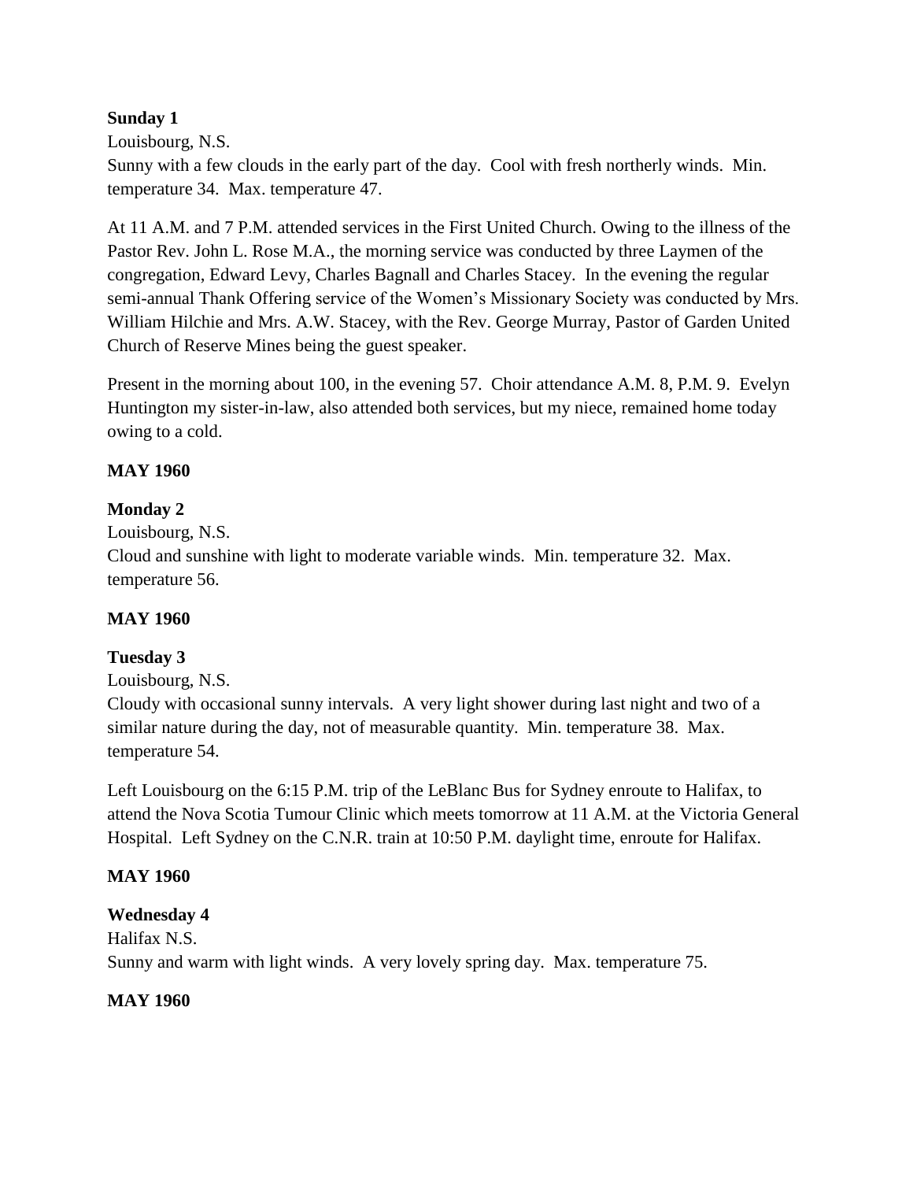**Sunday 1**

Louisbourg, N.S.

Sunny with a few clouds in the early part of the day. Cool with fresh northerly winds. Min. temperature 34. Max. temperature 47.

At 11 A.M. and 7 P.M. attended services in the First United Church. Owing to the illness of the Pastor Rev. John L. Rose M.A., the morning service was conducted by three Laymen of the congregation, Edward Levy, Charles Bagnall and Charles Stacey. In the evening the regular semi-annual Thank Offering service of the Women's Missionary Society was conducted by Mrs. William Hilchie and Mrs. A.W. Stacey, with the Rev. George Murray, Pastor of Garden United Church of Reserve Mines being the guest speaker.

Present in the morning about 100, in the evening 57. Choir attendance A.M. 8, P.M. 9. Evelyn Huntington my sister-in-law, also attended both services, but my niece, remained home today owing to a cold.

**MAY 1960**

**Monday 2**

Louisbourg, N.S.

Cloud and sunshine with light to moderate variable winds. Min. temperature 32. Max. temperature 56.

**MAY 1960**

**Tuesday 3**

Louisbourg, N.S.

Cloudy with occasional sunny intervals. A very light shower during last night and two of a similar nature during the day, not of measurable quantity. Min. temperature 38. Max. temperature 54.

Left Louisbourg on the 6:15 P.M. trip of the LeBlanc Bus for Sydney enroute to Halifax, to attend the Nova Scotia Tumour Clinic which meets tomorrow at 11 A.M. at the Victoria General Hospital. Left Sydney on the C.N.R. train at 10:50 P.M. daylight time, enroute for Halifax.

**MAY 1960**

**Wednesday 4**

Halifax N.S.

Sunny and warm with light winds. A very lovely spring day. Max. temperature 75.

**MAY 1960**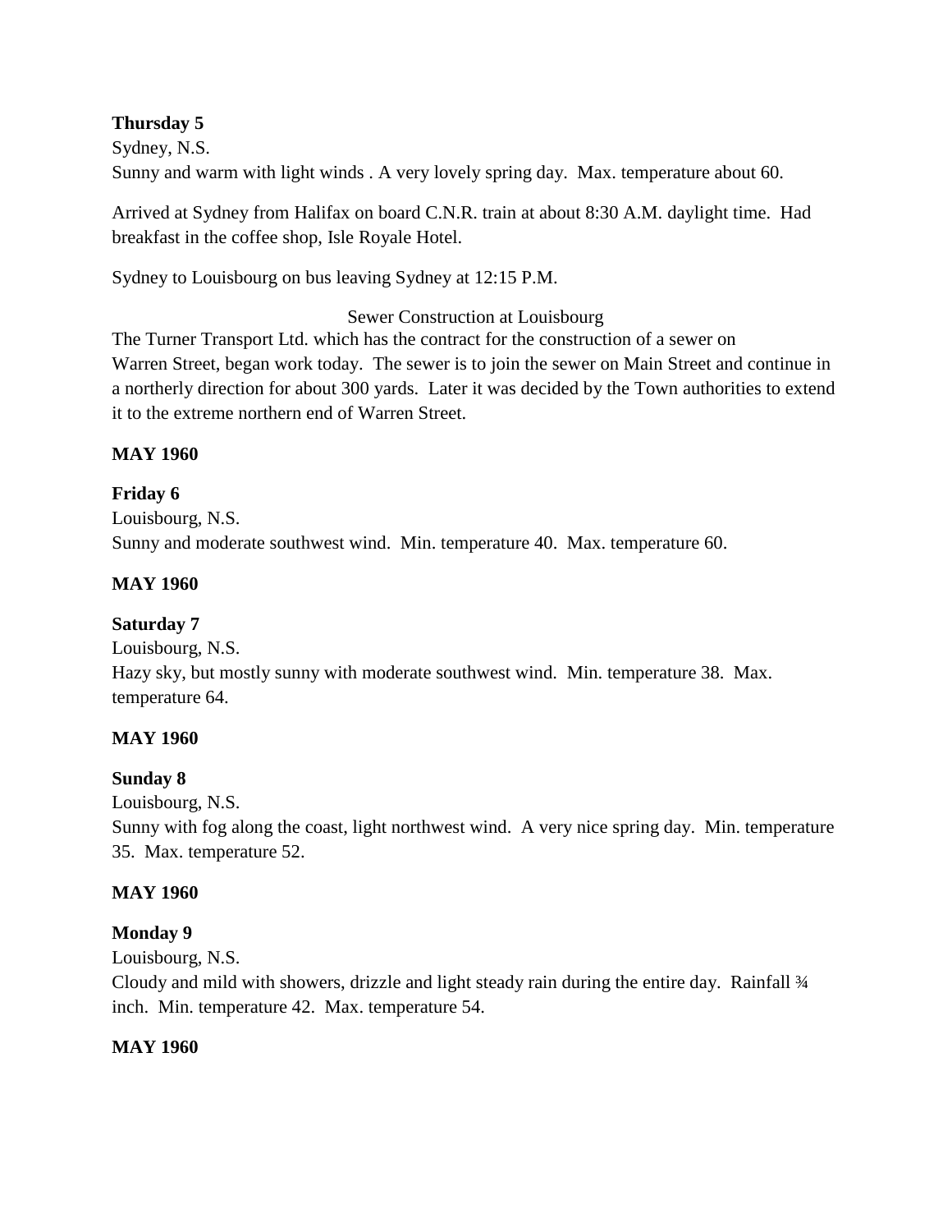**Thursday 5**
Sydney, N.S.
Sunny and warm with light winds . A very lovely spring day. Max. temperature about 60.

Arrived at Sydney from Halifax on board C.N.R. train at about 8:30 A.M. daylight time. Had breakfast in the coffee shop, Isle Royale Hotel.

Sydney to Louisbourg on bus leaving Sydney at 12:15 P.M.

Sewer Construction at Louisbourg

The Turner Transport Ltd. which has the contract for the construction of a sewer on Warren Street, began work today. The sewer is to join the sewer on Main Street and continue in a northerly direction for about 300 yards. Later it was decided by the Town authorities to extend it to the extreme northern end of Warren Street.

**MAY 1960**

**Friday 6**
Louisbourg, N.S.
Sunny and moderate southwest wind. Min. temperature 40. Max. temperature 60.

**MAY 1960**

**Saturday 7**
Louisbourg, N.S.
Hazy sky, but mostly sunny with moderate southwest wind. Min. temperature 38. Max. temperature 64.

**MAY 1960**

**Sunday 8**
Louisbourg, N.S.
Sunny with fog along the coast, light northwest wind. A very nice spring day. Min. temperature 35. Max. temperature 52.

**MAY 1960**

**Monday 9**
Louisbourg, N.S.
Cloudy and mild with showers, drizzle and light steady rain during the entire day. Rainfall ¾ inch. Min. temperature 42. Max. temperature 54.

**MAY 1960**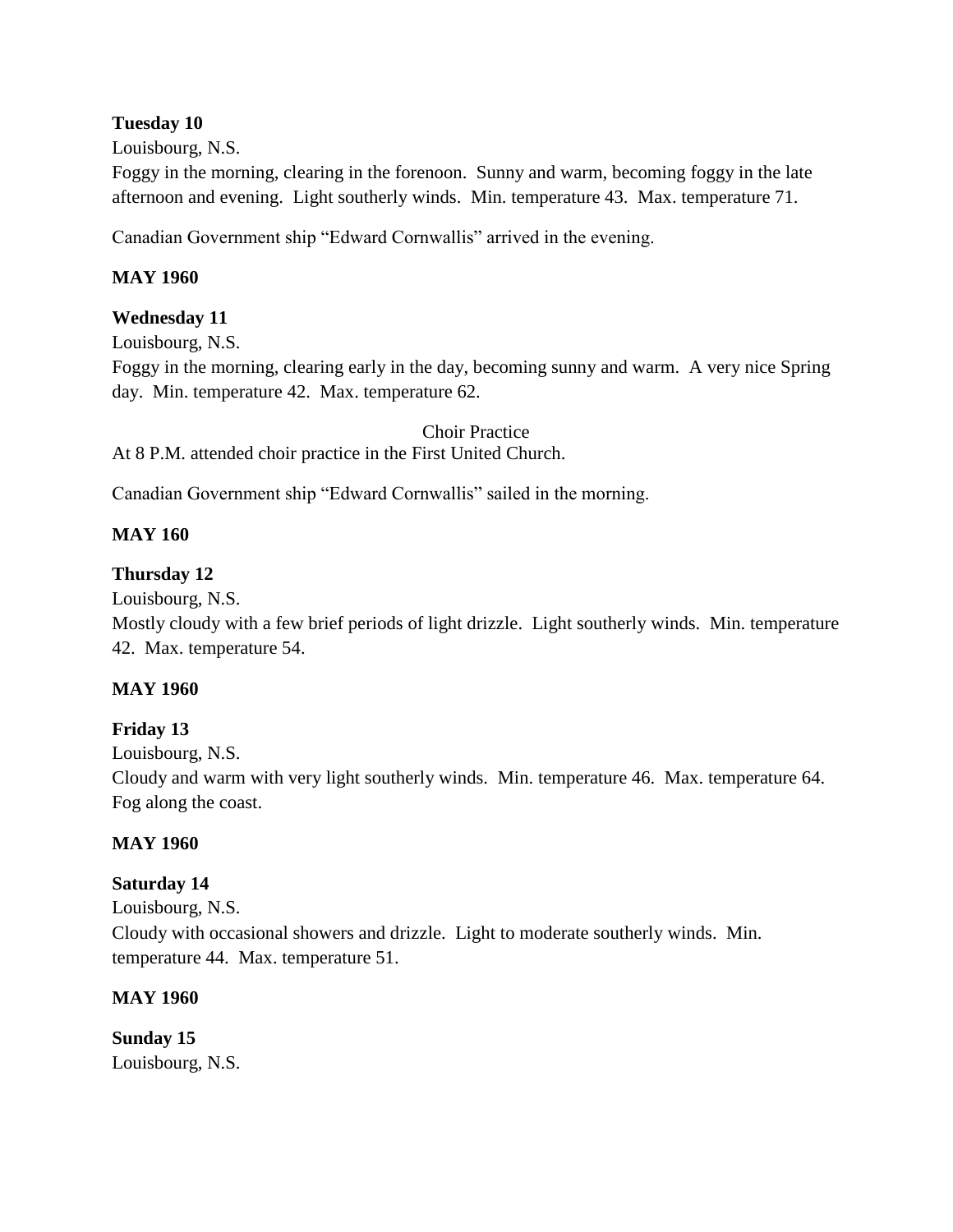**Tuesday 10**

Louisbourg, N.S.

Foggy in the morning, clearing in the forenoon. Sunny and warm, becoming foggy in the late afternoon and evening. Light southerly winds. Min. temperature 43. Max. temperature 71.

Canadian Government ship "Edward Cornwallis" arrived in the evening.

**MAY 1960**

**Wednesday 11**

Louisbourg, N.S.

Foggy in the morning, clearing early in the day, becoming sunny and warm. A very nice Spring day. Min. temperature 42. Max. temperature 62.

Choir Practice

At 8 P.M. attended choir practice in the First United Church.

Canadian Government ship "Edward Cornwallis" sailed in the morning.

**MAY 160**

**Thursday 12**

Louisbourg, N.S.

Mostly cloudy with a few brief periods of light drizzle. Light southerly winds. Min. temperature 42. Max. temperature 54.

**MAY 1960**

**Friday 13**

Louisbourg, N.S.

Cloudy and warm with very light southerly winds. Min. temperature 46. Max. temperature 64. Fog along the coast.

**MAY 1960**

**Saturday 14**

Louisbourg, N.S.

Cloudy with occasional showers and drizzle. Light to moderate southerly winds. Min. temperature 44. Max. temperature 51.

**MAY 1960**

**Sunday 15**

Louisbourg, N.S.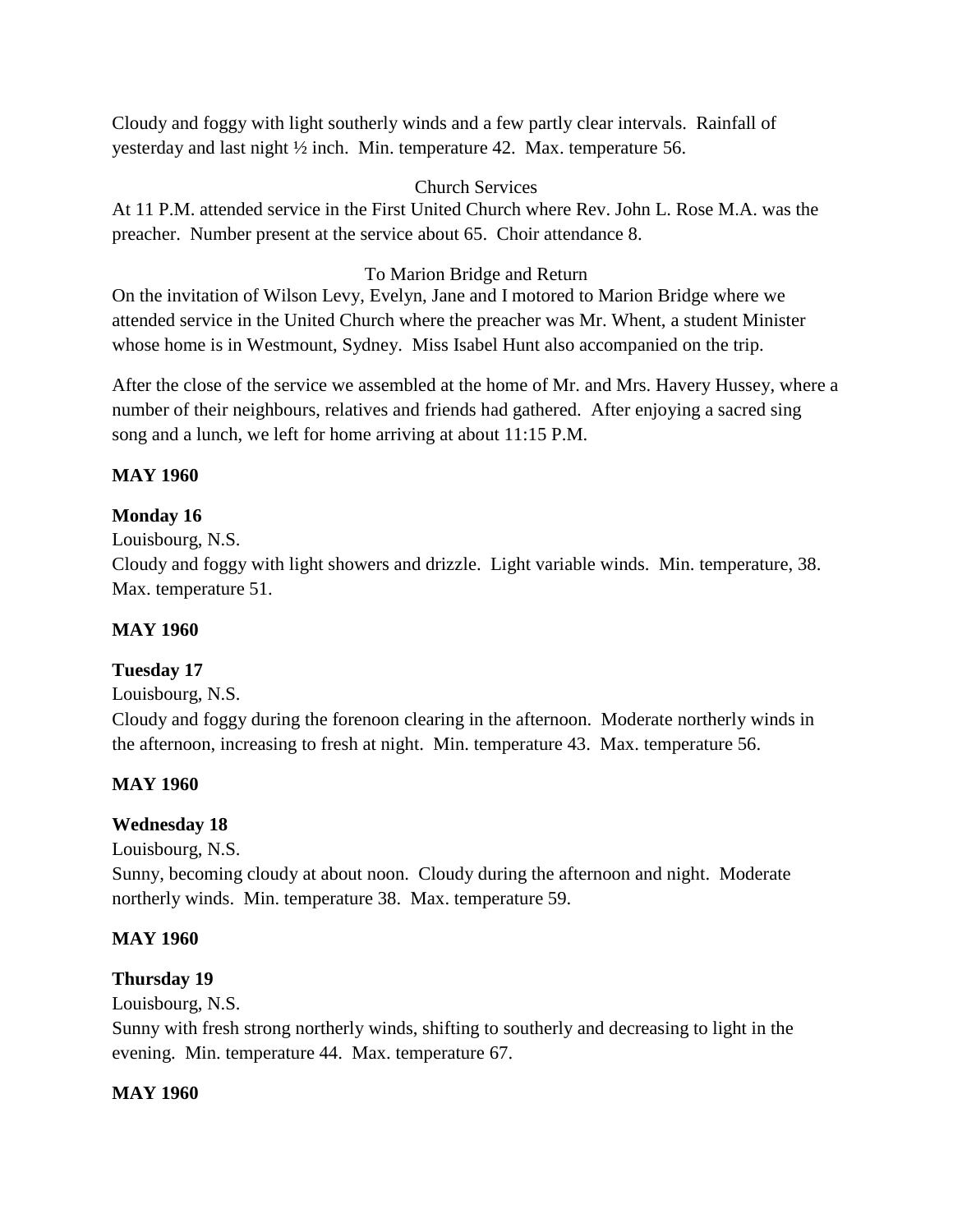Cloudy and foggy with light southerly winds and a few partly clear intervals. Rainfall of yesterday and last night ½ inch. Min. temperature 42. Max. temperature 56.

Church Services

At 11 P.M. attended service in the First United Church where Rev. John L. Rose M.A. was the preacher. Number present at the service about 65. Choir attendance 8.

To Marion Bridge and Return

On the invitation of Wilson Levy, Evelyn, Jane and I motored to Marion Bridge where we attended service in the United Church where the preacher was Mr. Whent, a student Minister whose home is in Westmount, Sydney. Miss Isabel Hunt also accompanied on the trip.

After the close of the service we assembled at the home of Mr. and Mrs. Havery Hussey, where a number of their neighbours, relatives and friends had gathered. After enjoying a sacred sing song and a lunch, we left for home arriving at about 11:15 P.M.

**MAY 1960**

**Monday 16**

Louisbourg, N.S.

Cloudy and foggy with light showers and drizzle. Light variable winds. Min. temperature, 38. Max. temperature 51.

**MAY 1960**

**Tuesday 17**

Louisbourg, N.S.

Cloudy and foggy during the forenoon clearing in the afternoon. Moderate northerly winds in the afternoon, increasing to fresh at night. Min. temperature 43. Max. temperature 56.

**MAY 1960**

**Wednesday 18**

Louisbourg, N.S.

Sunny, becoming cloudy at about noon. Cloudy during the afternoon and night. Moderate northerly winds. Min. temperature 38. Max. temperature 59.

**MAY 1960**

**Thursday 19**

Louisbourg, N.S.

Sunny with fresh strong northerly winds, shifting to southerly and decreasing to light in the evening. Min. temperature 44. Max. temperature 67.

**MAY 1960**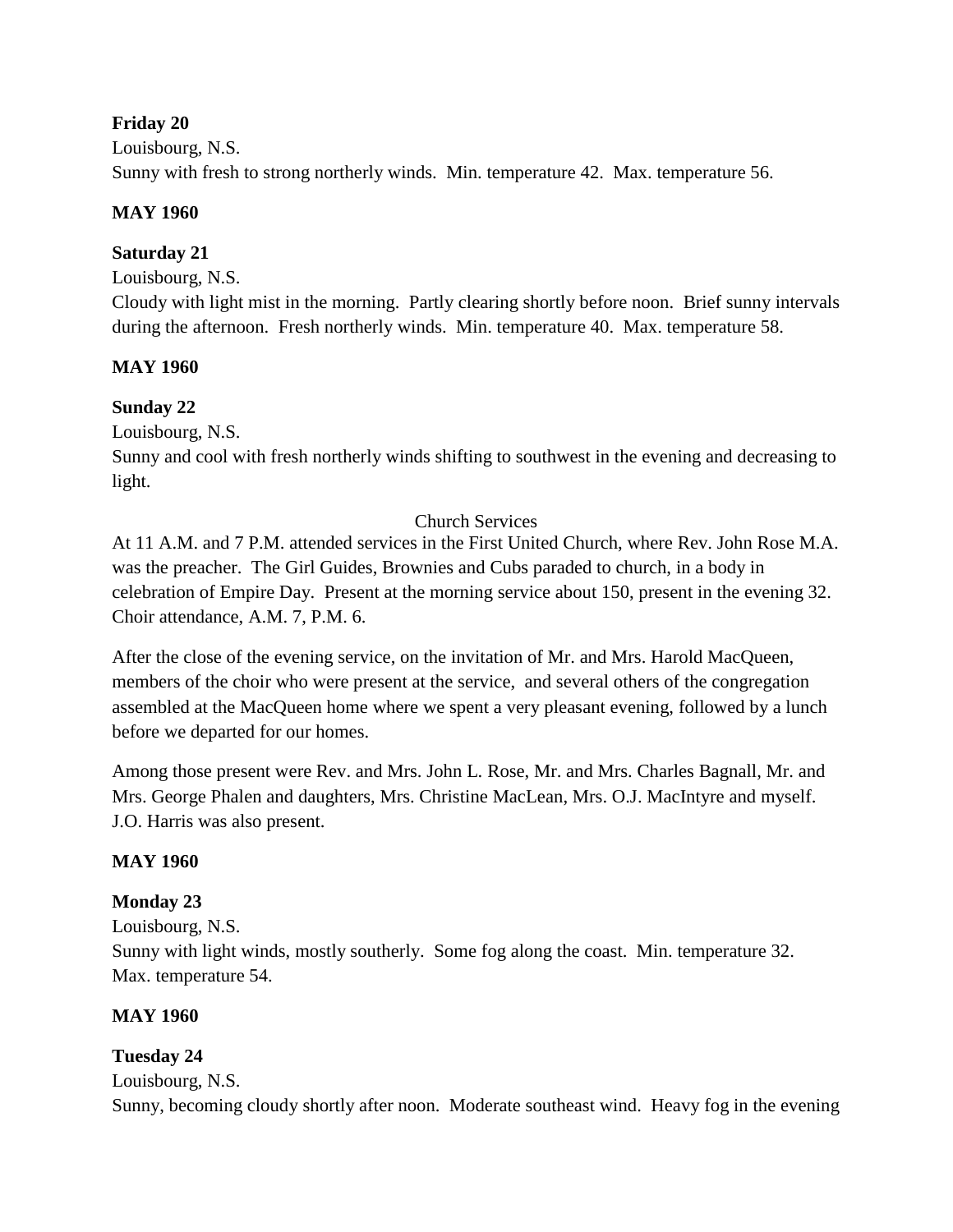**Friday 20**

Louisbourg, N.S.

Sunny with fresh to strong northerly winds. Min. temperature 42. Max. temperature 56.

**MAY 1960**

**Saturday 21**

Louisbourg, N.S.

Cloudy with light mist in the morning. Partly clearing shortly before noon. Brief sunny intervals during the afternoon. Fresh northerly winds. Min. temperature 40. Max. temperature 58.

**MAY 1960**

**Sunday 22**

Louisbourg, N.S.

Sunny and cool with fresh northerly winds shifting to southwest in the evening and decreasing to light.

Church Services

At 11 A.M. and 7 P.M. attended services in the First United Church, where Rev. John Rose M.A. was the preacher. The Girl Guides, Brownies and Cubs paraded to church, in a body in celebration of Empire Day. Present at the morning service about 150, present in the evening 32. Choir attendance, A.M. 7, P.M. 6.

After the close of the evening service, on the invitation of Mr. and Mrs. Harold MacQueen, members of the choir who were present at the service, and several others of the congregation assembled at the MacQueen home where we spent a very pleasant evening, followed by a lunch before we departed for our homes.

Among those present were Rev. and Mrs. John L. Rose, Mr. and Mrs. Charles Bagnall, Mr. and Mrs. George Phalen and daughters, Mrs. Christine MacLean, Mrs. O.J. MacIntyre and myself. J.O. Harris was also present.

**MAY 1960**

**Monday 23**

Louisbourg, N.S.

Sunny with light winds, mostly southerly. Some fog along the coast. Min. temperature 32. Max. temperature 54.

**MAY 1960**

**Tuesday 24**

Louisbourg, N.S.

Sunny, becoming cloudy shortly after noon. Moderate southeast wind. Heavy fog in the evening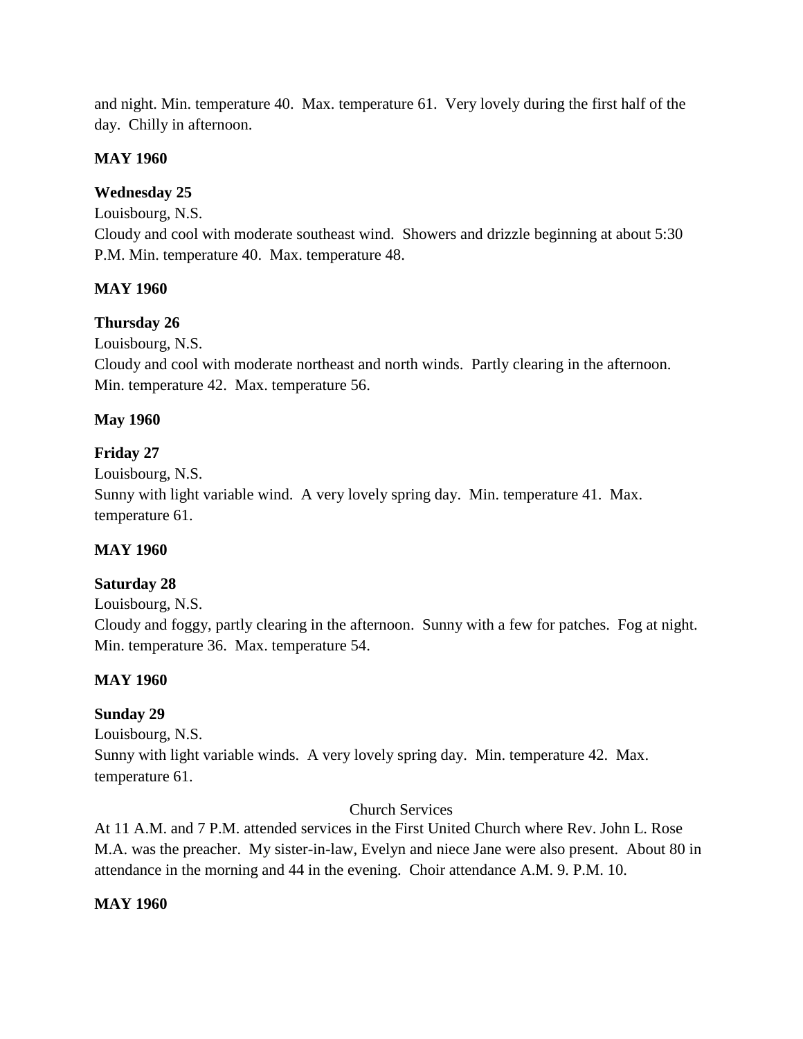and night. Min. temperature 40. Max. temperature 61. Very lovely during the first half of the day. Chilly in afternoon.

**MAY 1960**

**Wednesday 25**

Louisbourg, N.S.
Cloudy and cool with moderate southeast wind. Showers and drizzle beginning at about 5:30 P.M. Min. temperature 40. Max. temperature 48.

**MAY 1960**

**Thursday 26**

Louisbourg, N.S.
Cloudy and cool with moderate northeast and north winds. Partly clearing in the afternoon. Min. temperature 42. Max. temperature 56.

**May 1960**

**Friday 27**

Louisbourg, N.S.
Sunny with light variable wind. A very lovely spring day. Min. temperature 41. Max. temperature 61.

**MAY 1960**

**Saturday 28**

Louisbourg, N.S.
Cloudy and foggy, partly clearing in the afternoon. Sunny with a few for patches. Fog at night. Min. temperature 36. Max. temperature 54.

**MAY 1960**

**Sunday 29**

Louisbourg, N.S.
Sunny with light variable winds. A very lovely spring day. Min. temperature 42. Max. temperature 61.

Church Services

At 11 A.M. and 7 P.M. attended services in the First United Church where Rev. John L. Rose M.A. was the preacher. My sister-in-law, Evelyn and niece Jane were also present. About 80 in attendance in the morning and 44 in the evening. Choir attendance A.M. 9. P.M. 10.

**MAY 1960**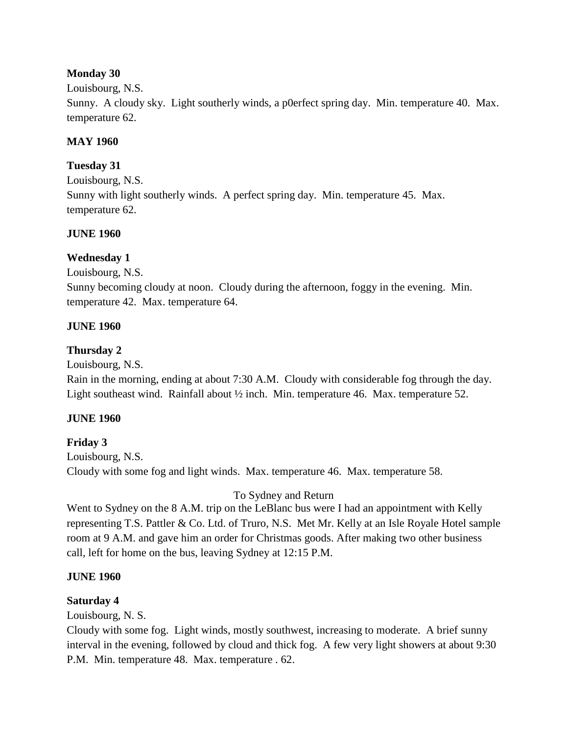**Monday 30**

Louisbourg, N.S.

Sunny. A cloudy sky. Light southerly winds, a p0erfect spring day. Min. temperature 40. Max. temperature 62.

**MAY 1960**

**Tuesday 31**

Louisbourg, N.S.

Sunny with light southerly winds. A perfect spring day. Min. temperature 45. Max. temperature 62.

**JUNE 1960**

**Wednesday 1**

Louisbourg, N.S.

Sunny becoming cloudy at noon. Cloudy during the afternoon, foggy in the evening. Min. temperature 42. Max. temperature 64.

**JUNE 1960**

**Thursday 2**

Louisbourg, N.S.

Rain in the morning, ending at about 7:30 A.M. Cloudy with considerable fog through the day. Light southeast wind. Rainfall about ½ inch. Min. temperature 46. Max. temperature 52.

**JUNE 1960**

**Friday 3**

Louisbourg, N.S.

Cloudy with some fog and light winds. Max. temperature 46. Max. temperature 58.

To Sydney and Return

Went to Sydney on the 8 A.M. trip on the LeBlanc bus were I had an appointment with Kelly representing T.S. Pattler & Co. Ltd. of Truro, N.S. Met Mr. Kelly at an Isle Royale Hotel sample room at 9 A.M. and gave him an order for Christmas goods. After making two other business call, left for home on the bus, leaving Sydney at 12:15 P.M.

**JUNE 1960**

**Saturday 4**

Louisbourg, N. S.

Cloudy with some fog. Light winds, mostly southwest, increasing to moderate. A brief sunny interval in the evening, followed by cloud and thick fog. A few very light showers at about 9:30 P.M. Min. temperature 48. Max. temperature . 62.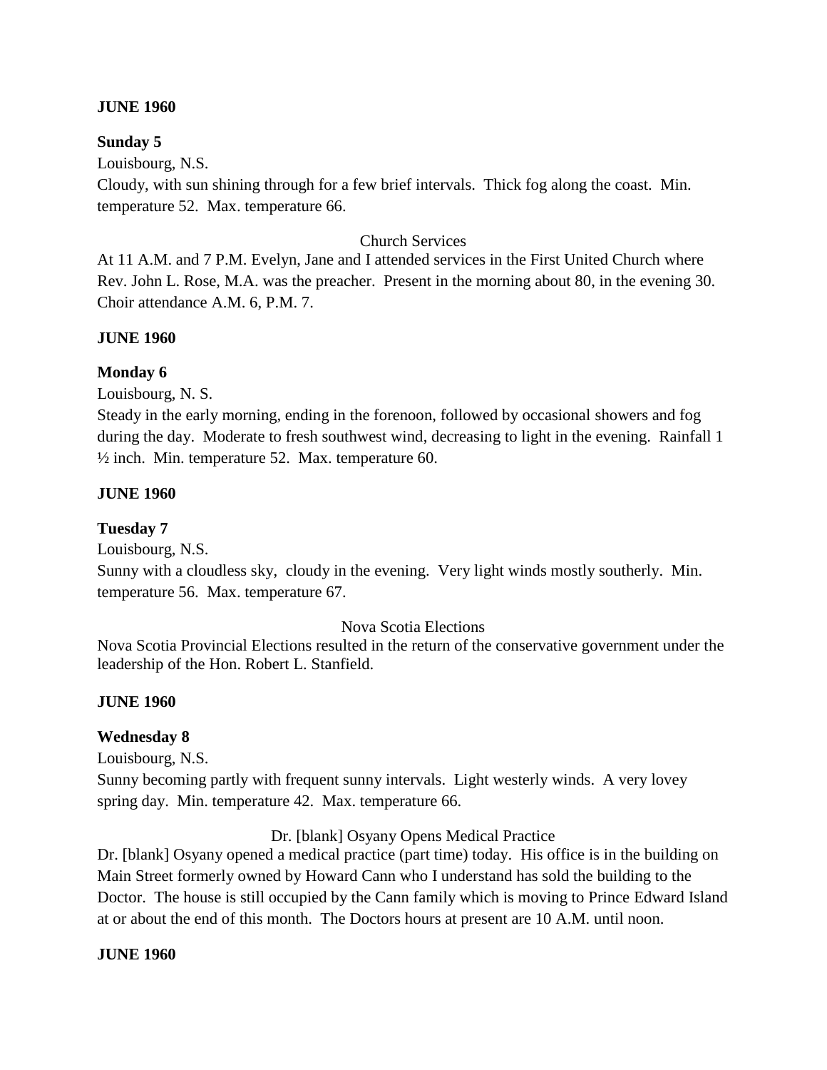**JUNE 1960**

**Sunday 5**

Louisbourg, N.S.

Cloudy, with sun shining through for a few brief intervals. Thick fog along the coast. Min. temperature 52. Max. temperature 66.

Church Services

At 11 A.M. and 7 P.M. Evelyn, Jane and I attended services in the First United Church where Rev. John L. Rose, M.A. was the preacher. Present in the morning about 80, in the evening 30. Choir attendance A.M. 6, P.M. 7.

**JUNE 1960**

**Monday 6**

Louisbourg, N. S.

Steady in the early morning, ending in the forenoon, followed by occasional showers and fog during the day. Moderate to fresh southwest wind, decreasing to light in the evening. Rainfall 1 ½ inch. Min. temperature 52. Max. temperature 60.

**JUNE 1960**

**Tuesday 7**

Louisbourg, N.S.

Sunny with a cloudless sky, cloudy in the evening. Very light winds mostly southerly. Min. temperature 56. Max. temperature 67.

Nova Scotia Elections

Nova Scotia Provincial Elections resulted in the return of the conservative government under the leadership of the Hon. Robert L. Stanfield.

**JUNE 1960**

**Wednesday 8**

Louisbourg, N.S.

Sunny becoming partly with frequent sunny intervals. Light westerly winds. A very lovey spring day. Min. temperature 42. Max. temperature 66.

Dr. [blank] Osyany Opens Medical Practice

Dr. [blank] Osyany opened a medical practice (part time) today. His office is in the building on Main Street formerly owned by Howard Cann who I understand has sold the building to the Doctor. The house is still occupied by the Cann family which is moving to Prince Edward Island at or about the end of this month. The Doctors hours at present are 10 A.M. until noon.

**JUNE 1960**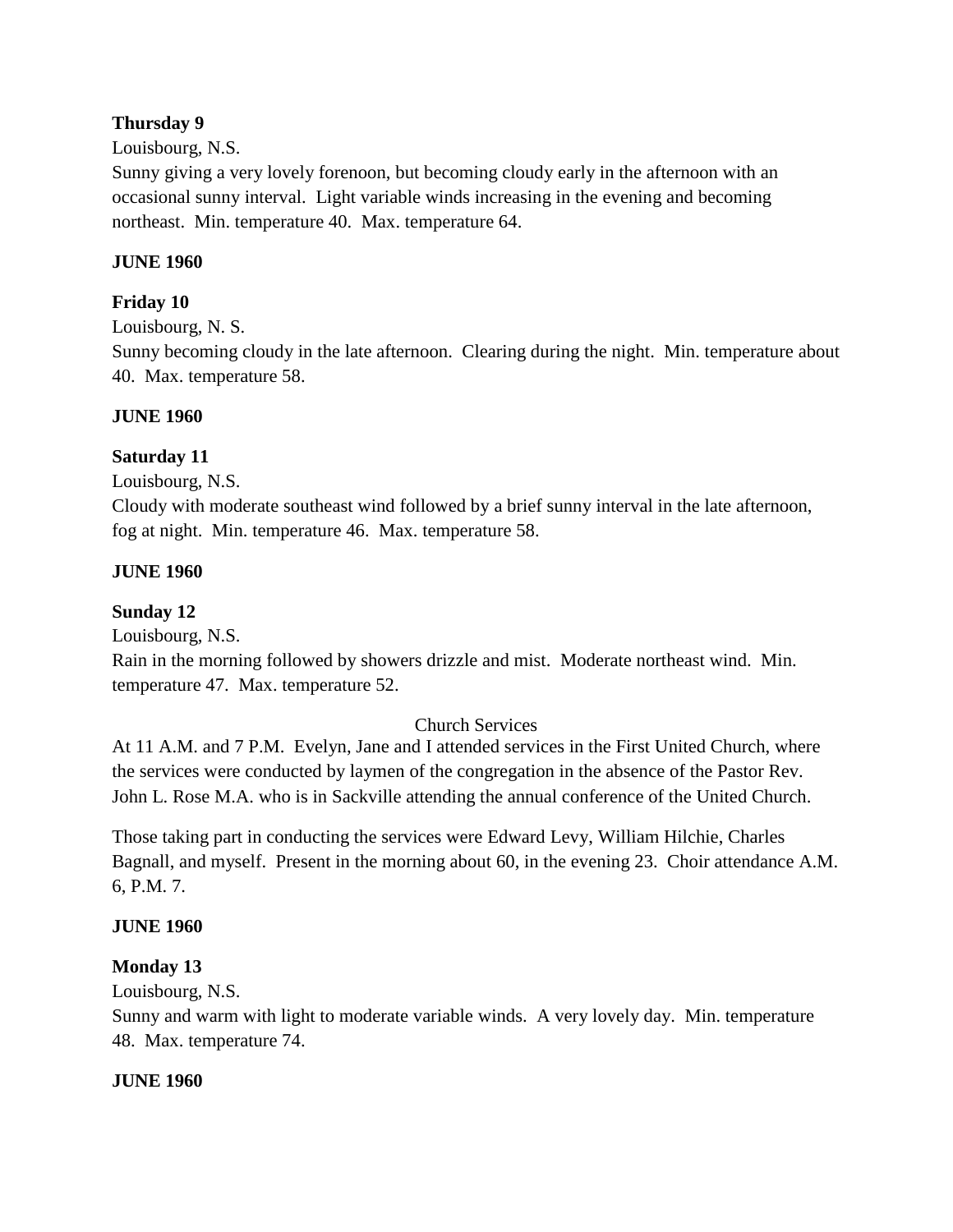**Thursday 9**

Louisbourg, N.S.

Sunny giving a very lovely forenoon, but becoming cloudy early in the afternoon with an occasional sunny interval. Light variable winds increasing in the evening and becoming northeast. Min. temperature 40. Max. temperature 64.

**JUNE 1960**

**Friday 10**

Louisbourg, N. S.

Sunny becoming cloudy in the late afternoon. Clearing during the night. Min. temperature about 40. Max. temperature 58.

**JUNE 1960**

**Saturday 11**

Louisbourg, N.S.

Cloudy with moderate southeast wind followed by a brief sunny interval in the late afternoon, fog at night. Min. temperature 46. Max. temperature 58.

**JUNE 1960**

**Sunday 12**

Louisbourg, N.S.

Rain in the morning followed by showers drizzle and mist. Moderate northeast wind. Min. temperature 47. Max. temperature 52.

Church Services

At 11 A.M. and 7 P.M. Evelyn, Jane and I attended services in the First United Church, where the services were conducted by laymen of the congregation in the absence of the Pastor Rev. John L. Rose M.A. who is in Sackville attending the annual conference of the United Church.

Those taking part in conducting the services were Edward Levy, William Hilchie, Charles Bagnall, and myself. Present in the morning about 60, in the evening 23. Choir attendance A.M. 6, P.M. 7.

**JUNE 1960**

**Monday 13**

Louisbourg, N.S.

Sunny and warm with light to moderate variable winds. A very lovely day. Min. temperature 48. Max. temperature 74.

**JUNE 1960**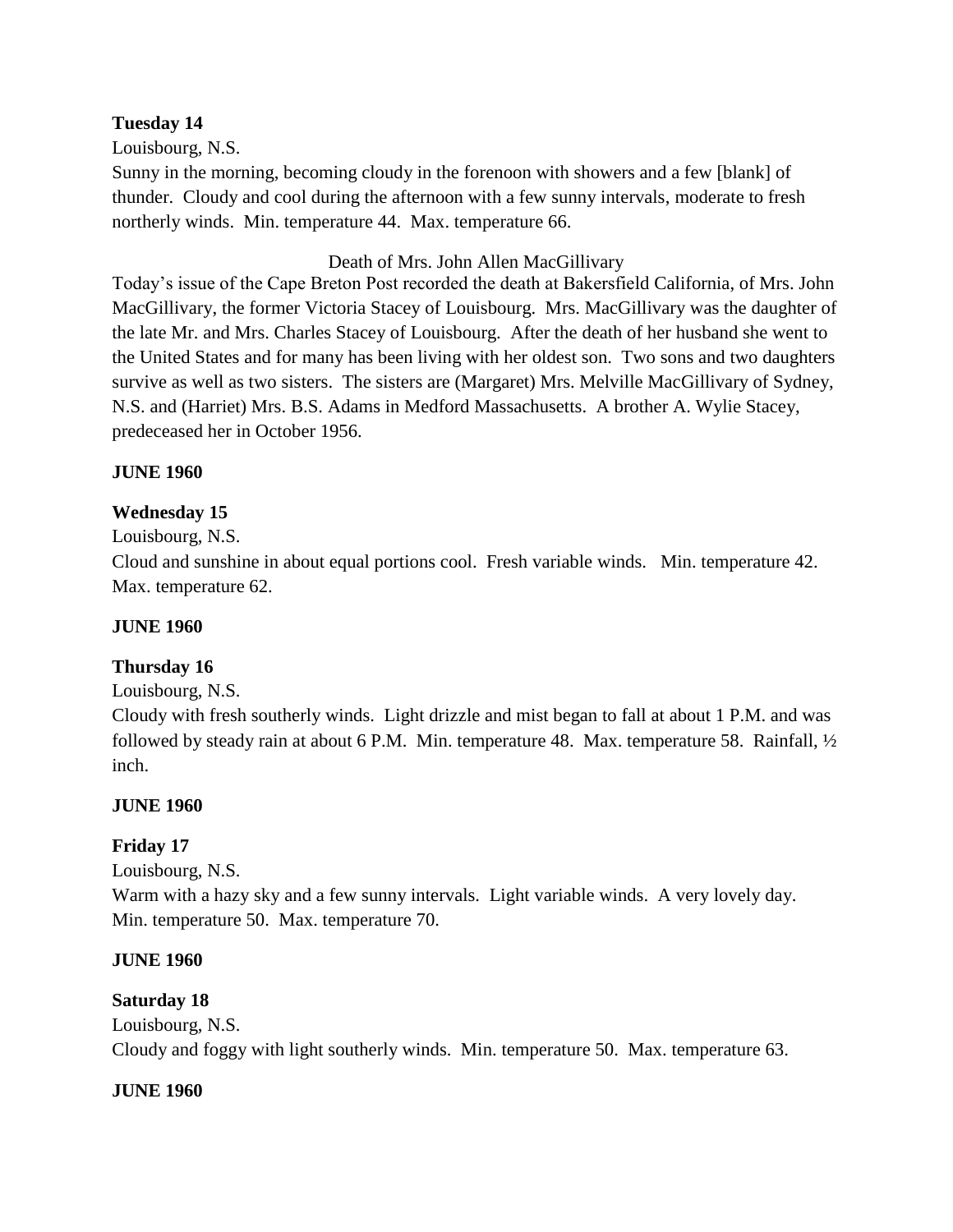**Tuesday 14**

Louisbourg, N.S.

Sunny in the morning, becoming cloudy in the forenoon with showers and a few [blank] of thunder. Cloudy and cool during the afternoon with a few sunny intervals, moderate to fresh northerly winds. Min. temperature 44. Max. temperature 66.

Death of Mrs. John Allen MacGillivary

Today's issue of the Cape Breton Post recorded the death at Bakersfield California, of Mrs. John MacGillivary, the former Victoria Stacey of Louisbourg. Mrs. MacGillivary was the daughter of the late Mr. and Mrs. Charles Stacey of Louisbourg. After the death of her husband she went to the United States and for many has been living with her oldest son. Two sons and two daughters survive as well as two sisters. The sisters are (Margaret) Mrs. Melville MacGillivary of Sydney, N.S. and (Harriet) Mrs. B.S. Adams in Medford Massachusetts. A brother A. Wylie Stacey, predeceased her in October 1956.

**JUNE 1960**

**Wednesday 15**

Louisbourg, N.S.

Cloud and sunshine in about equal portions cool. Fresh variable winds. Min. temperature 42. Max. temperature 62.

**JUNE 1960**

**Thursday 16**

Louisbourg, N.S.

Cloudy with fresh southerly winds. Light drizzle and mist began to fall at about 1 P.M. and was followed by steady rain at about 6 P.M. Min. temperature 48. Max. temperature 58. Rainfall, ½ inch.

**JUNE 1960**

**Friday 17**

Louisbourg, N.S.

Warm with a hazy sky and a few sunny intervals. Light variable winds. A very lovely day. Min. temperature 50. Max. temperature 70.

**JUNE 1960**

**Saturday 18**

Louisbourg, N.S.

Cloudy and foggy with light southerly winds. Min. temperature 50. Max. temperature 63.

**JUNE 1960**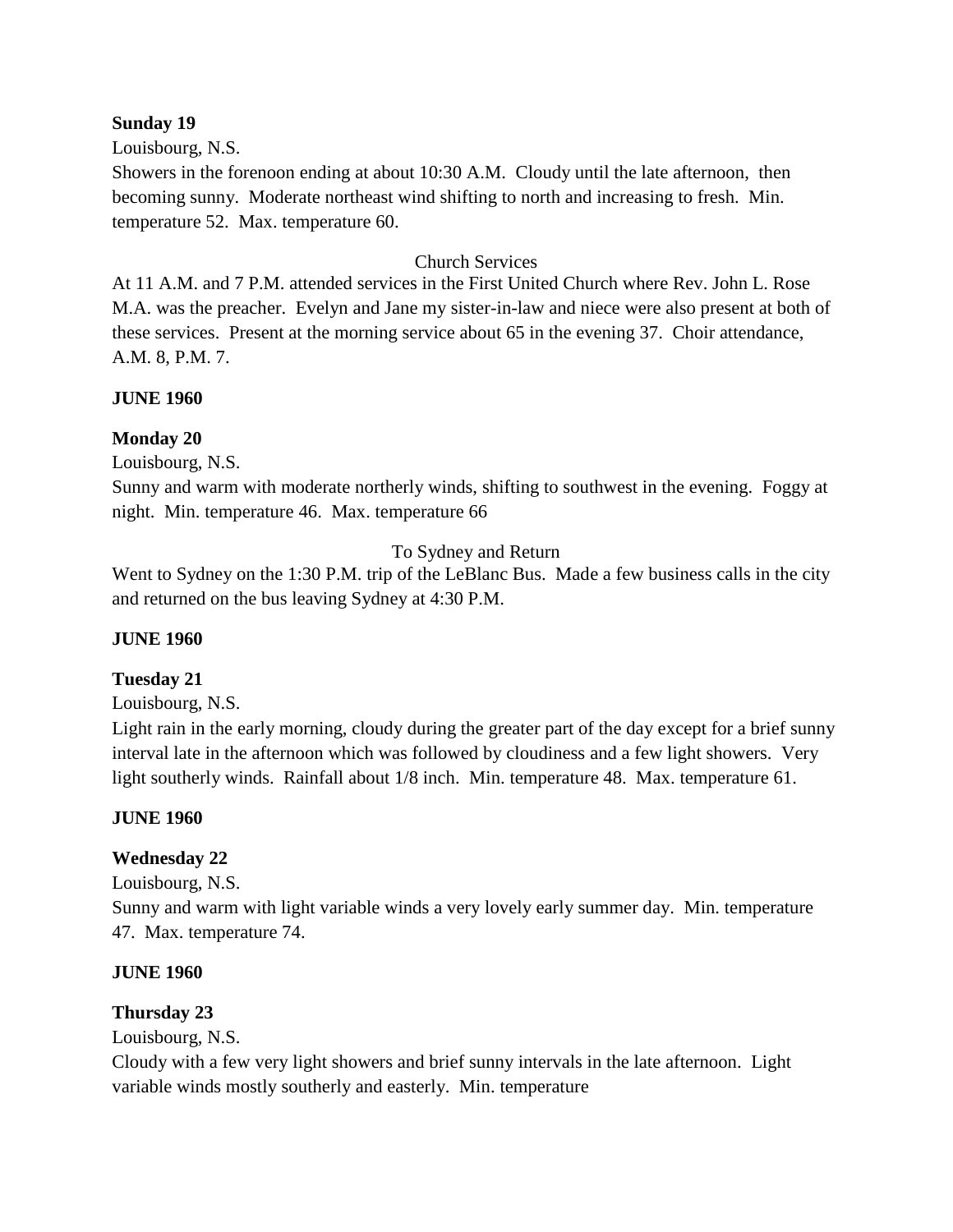**Sunday 19**

Louisbourg, N.S.

Showers in the forenoon ending at about 10:30 A.M. Cloudy until the late afternoon, then becoming sunny. Moderate northeast wind shifting to north and increasing to fresh. Min. temperature 52. Max. temperature 60.

Church Services

At 11 A.M. and 7 P.M. attended services in the First United Church where Rev. John L. Rose M.A. was the preacher. Evelyn and Jane my sister-in-law and niece were also present at both of these services. Present at the morning service about 65 in the evening 37. Choir attendance, A.M. 8, P.M. 7.

**JUNE 1960**

**Monday 20**

Louisbourg, N.S.

Sunny and warm with moderate northerly winds, shifting to southwest in the evening. Foggy at night. Min. temperature 46. Max. temperature 66

To Sydney and Return

Went to Sydney on the 1:30 P.M. trip of the LeBlanc Bus. Made a few business calls in the city and returned on the bus leaving Sydney at 4:30 P.M.

**JUNE 1960**

**Tuesday 21**

Louisbourg, N.S.

Light rain in the early morning, cloudy during the greater part of the day except for a brief sunny interval late in the afternoon which was followed by cloudiness and a few light showers. Very light southerly winds. Rainfall about 1/8 inch. Min. temperature 48. Max. temperature 61.

**JUNE 1960**

**Wednesday 22**

Louisbourg, N.S.

Sunny and warm with light variable winds a very lovely early summer day. Min. temperature 47. Max. temperature 74.

**JUNE 1960**

**Thursday 23**

Louisbourg, N.S.

Cloudy with a few very light showers and brief sunny intervals in the late afternoon. Light variable winds mostly southerly and easterly. Min. temperature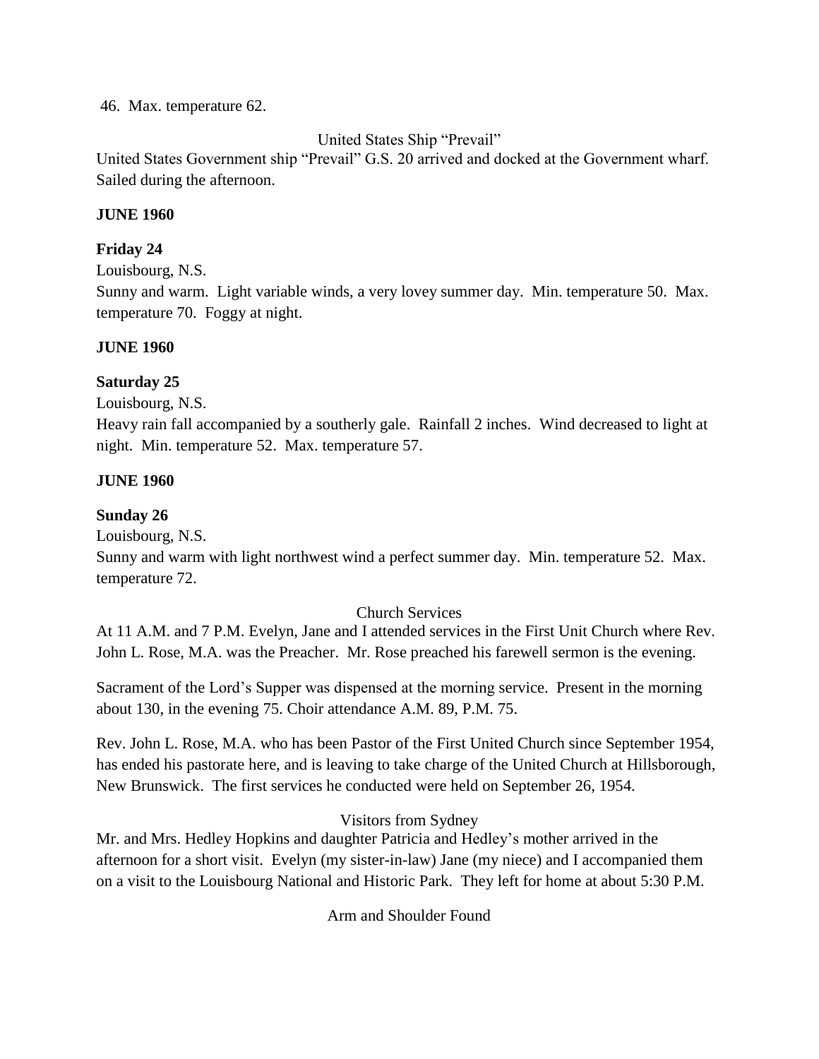46. Max. temperature 62.

United States Ship "Prevail"

United States Government ship "Prevail" G.S. 20 arrived and docked at the Government wharf. Sailed during the afternoon.

**JUNE 1960**

**Friday 24**

Louisbourg, N.S.

Sunny and warm. Light variable winds, a very lovey summer day. Min. temperature 50. Max. temperature 70. Foggy at night.

**JUNE 1960**

**Saturday 25**

Louisbourg, N.S.

Heavy rain fall accompanied by a southerly gale. Rainfall 2 inches. Wind decreased to light at night. Min. temperature 52. Max. temperature 57.

**JUNE 1960**

**Sunday 26**

Louisbourg, N.S.

Sunny and warm with light northwest wind a perfect summer day. Min. temperature 52. Max. temperature 72.

Church Services

At 11 A.M. and 7 P.M. Evelyn, Jane and I attended services in the First Unit Church where Rev. John L. Rose, M.A. was the Preacher. Mr. Rose preached his farewell sermon is the evening.

Sacrament of the Lord's Supper was dispensed at the morning service. Present in the morning about 130, in the evening 75. Choir attendance A.M. 89, P.M. 75.

Rev. John L. Rose, M.A. who has been Pastor of the First United Church since September 1954, has ended his pastorate here, and is leaving to take charge of the United Church at Hillsborough, New Brunswick. The first services he conducted were held on September 26, 1954.

Visitors from Sydney

Mr. and Mrs. Hedley Hopkins and daughter Patricia and Hedley's mother arrived in the afternoon for a short visit. Evelyn (my sister-in-law) Jane (my niece) and I accompanied them on a visit to the Louisbourg National and Historic Park. They left for home at about 5:30 P.M.

Arm and Shoulder Found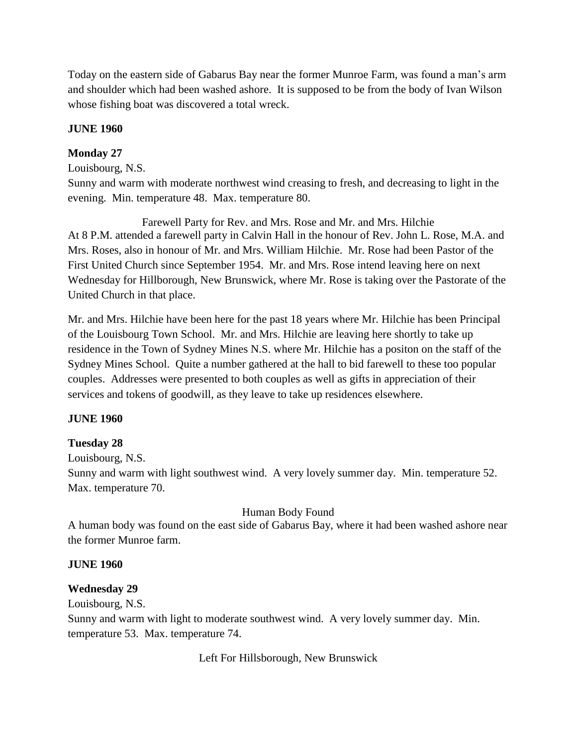Today on the eastern side of Gabarus Bay near the former Munroe Farm, was found a man's arm and shoulder which had been washed ashore. It is supposed to be from the body of Ivan Wilson whose fishing boat was discovered a total wreck.

**JUNE 1960**

**Monday 27**

Louisbourg, N.S.

Sunny and warm with moderate northwest wind creasing to fresh, and decreasing to light in the evening. Min. temperature 48. Max. temperature 80.

Farewell Party for Rev. and Mrs. Rose and Mr. and Mrs. Hilchie

At 8 P.M. attended a farewell party in Calvin Hall in the honour of Rev. John L. Rose, M.A. and Mrs. Roses, also in honour of Mr. and Mrs. William Hilchie. Mr. Rose had been Pastor of the First United Church since September 1954. Mr. and Mrs. Rose intend leaving here on next Wednesday for Hillborough, New Brunswick, where Mr. Rose is taking over the Pastorate of the United Church in that place.

Mr. and Mrs. Hilchie have been here for the past 18 years where Mr. Hilchie has been Principal of the Louisbourg Town School. Mr. and Mrs. Hilchie are leaving here shortly to take up residence in the Town of Sydney Mines N.S. where Mr. Hilchie has a positon on the staff of the Sydney Mines School. Quite a number gathered at the hall to bid farewell to these too popular couples. Addresses were presented to both couples as well as gifts in appreciation of their services and tokens of goodwill, as they leave to take up residences elsewhere.

**JUNE 1960**

**Tuesday 28**

Louisbourg, N.S.

Sunny and warm with light southwest wind. A very lovely summer day. Min. temperature 52. Max. temperature 70.

Human Body Found

A human body was found on the east side of Gabarus Bay, where it had been washed ashore near the former Munroe farm.

**JUNE 1960**

**Wednesday 29**

Louisbourg, N.S.

Sunny and warm with light to moderate southwest wind. A very lovely summer day. Min. temperature 53. Max. temperature 74.

Left For Hillsborough, New Brunswick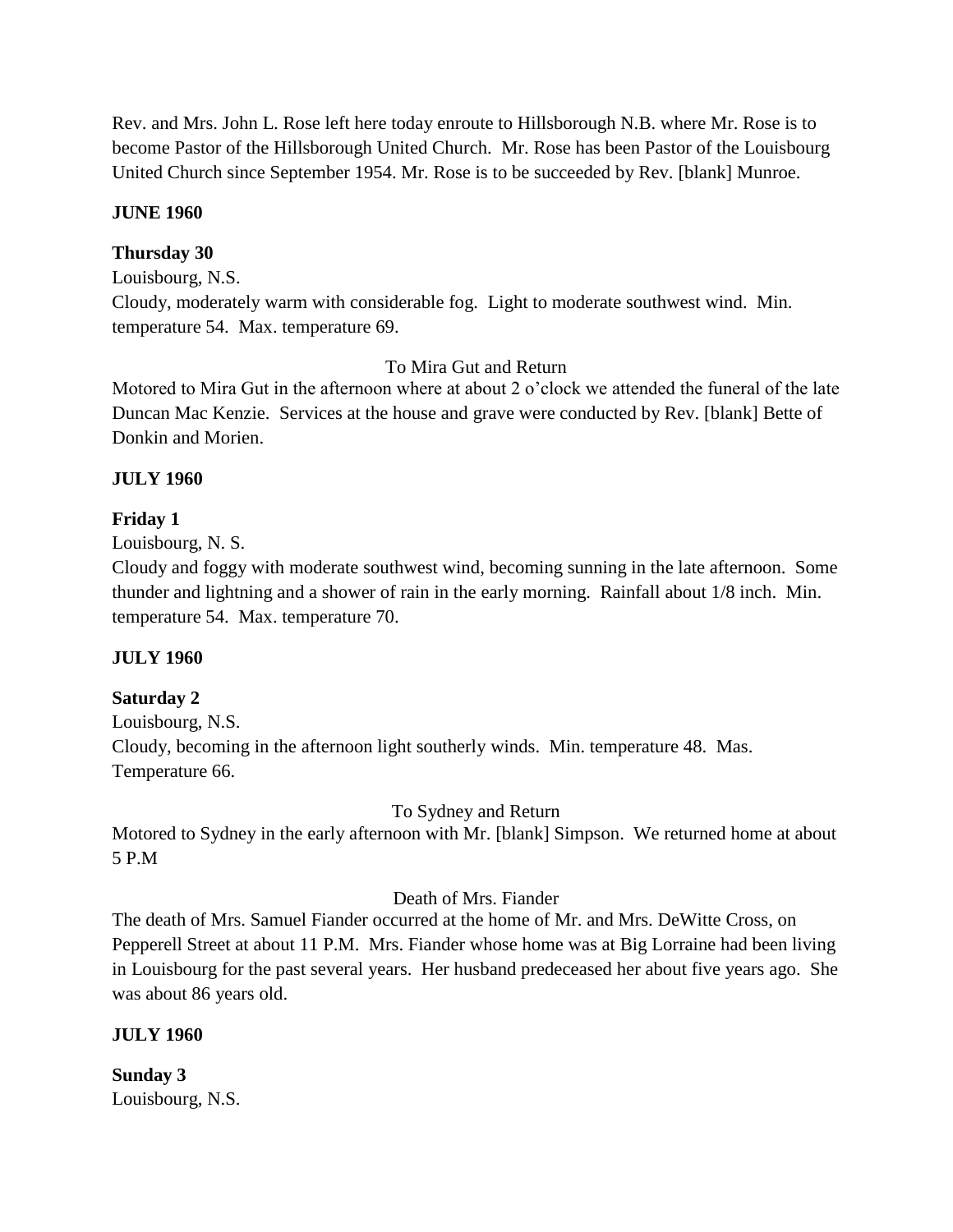Rev. and Mrs. John L. Rose left here today enroute to Hillsborough N.B. where Mr. Rose is to become Pastor of the Hillsborough United Church. Mr. Rose has been Pastor of the Louisbourg United Church since September 1954. Mr. Rose is to be succeeded by Rev. [blank] Munroe.

**JUNE 1960**

**Thursday 30**

Louisbourg, N.S.

Cloudy, moderately warm with considerable fog. Light to moderate southwest wind. Min. temperature 54. Max. temperature 69.

To Mira Gut and Return

Motored to Mira Gut in the afternoon where at about 2 o'clock we attended the funeral of the late Duncan Mac Kenzie. Services at the house and grave were conducted by Rev. [blank] Bette of Donkin and Morien.

**JULY 1960**

**Friday 1**

Louisbourg, N. S.

Cloudy and foggy with moderate southwest wind, becoming sunning in the late afternoon. Some thunder and lightning and a shower of rain in the early morning. Rainfall about 1/8 inch. Min. temperature 54. Max. temperature 70.

**JULY 1960**

**Saturday 2**

Louisbourg, N.S.

Cloudy, becoming in the afternoon light southerly winds. Min. temperature 48. Mas. Temperature 66.

To Sydney and Return

Motored to Sydney in the early afternoon with Mr. [blank] Simpson. We returned home at about 5 P.M

Death of Mrs. Fiander

The death of Mrs. Samuel Fiander occurred at the home of Mr. and Mrs. DeWitte Cross, on Pepperell Street at about 11 P.M. Mrs. Fiander whose home was at Big Lorraine had been living in Louisbourg for the past several years. Her husband predeceased her about five years ago. She was about 86 years old.

**JULY 1960**

**Sunday 3**

Louisbourg, N.S.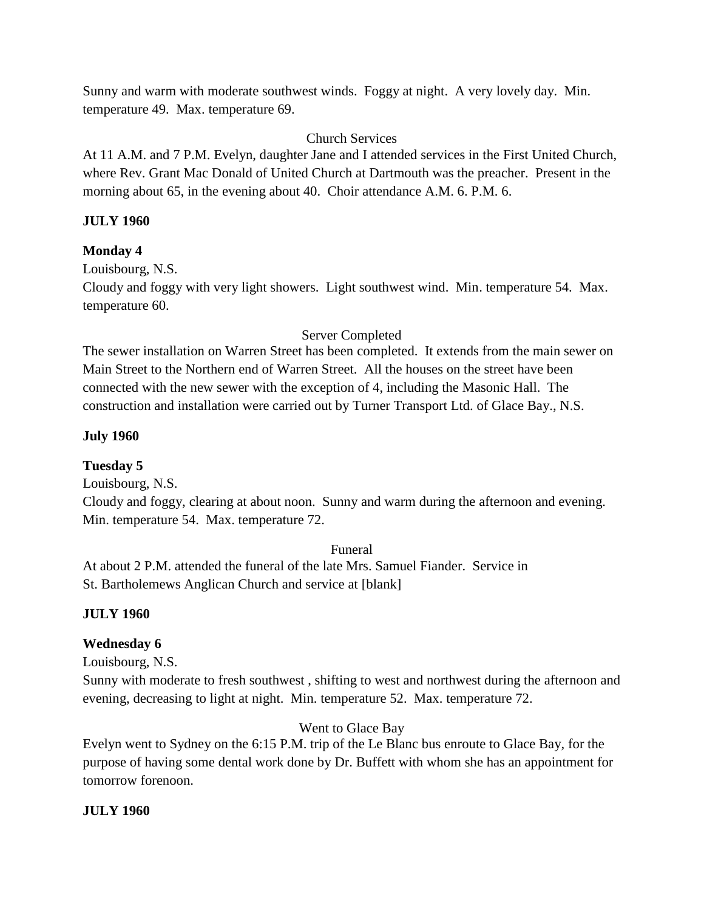Sunny and warm with moderate southwest winds. Foggy at night. A very lovely day. Min. temperature 49. Max. temperature 69.

Church Services

At 11 A.M. and 7 P.M. Evelyn, daughter Jane and I attended services in the First United Church, where Rev. Grant Mac Donald of United Church at Dartmouth was the preacher. Present in the morning about 65, in the evening about 40. Choir attendance A.M. 6. P.M. 6.

**JULY 1960**

**Monday 4**

Louisbourg, N.S.

Cloudy and foggy with very light showers. Light southwest wind. Min. temperature 54. Max. temperature 60.

Server Completed

The sewer installation on Warren Street has been completed. It extends from the main sewer on Main Street to the Northern end of Warren Street. All the houses on the street have been connected with the new sewer with the exception of 4, including the Masonic Hall. The construction and installation were carried out by Turner Transport Ltd. of Glace Bay., N.S.

**July 1960**

**Tuesday 5**

Louisbourg, N.S.

Cloudy and foggy, clearing at about noon. Sunny and warm during the afternoon and evening. Min. temperature 54. Max. temperature 72.

Funeral

At about 2 P.M. attended the funeral of the late Mrs. Samuel Fiander. Service in St. Bartholemews Anglican Church and service at [blank]

**JULY 1960**

**Wednesday 6**

Louisbourg, N.S.

Sunny with moderate to fresh southwest , shifting to west and northwest during the afternoon and evening, decreasing to light at night. Min. temperature 52. Max. temperature 72.

Went to Glace Bay

Evelyn went to Sydney on the 6:15 P.M. trip of the Le Blanc bus enroute to Glace Bay, for the purpose of having some dental work done by Dr. Buffett with whom she has an appointment for tomorrow forenoon.

**JULY 1960**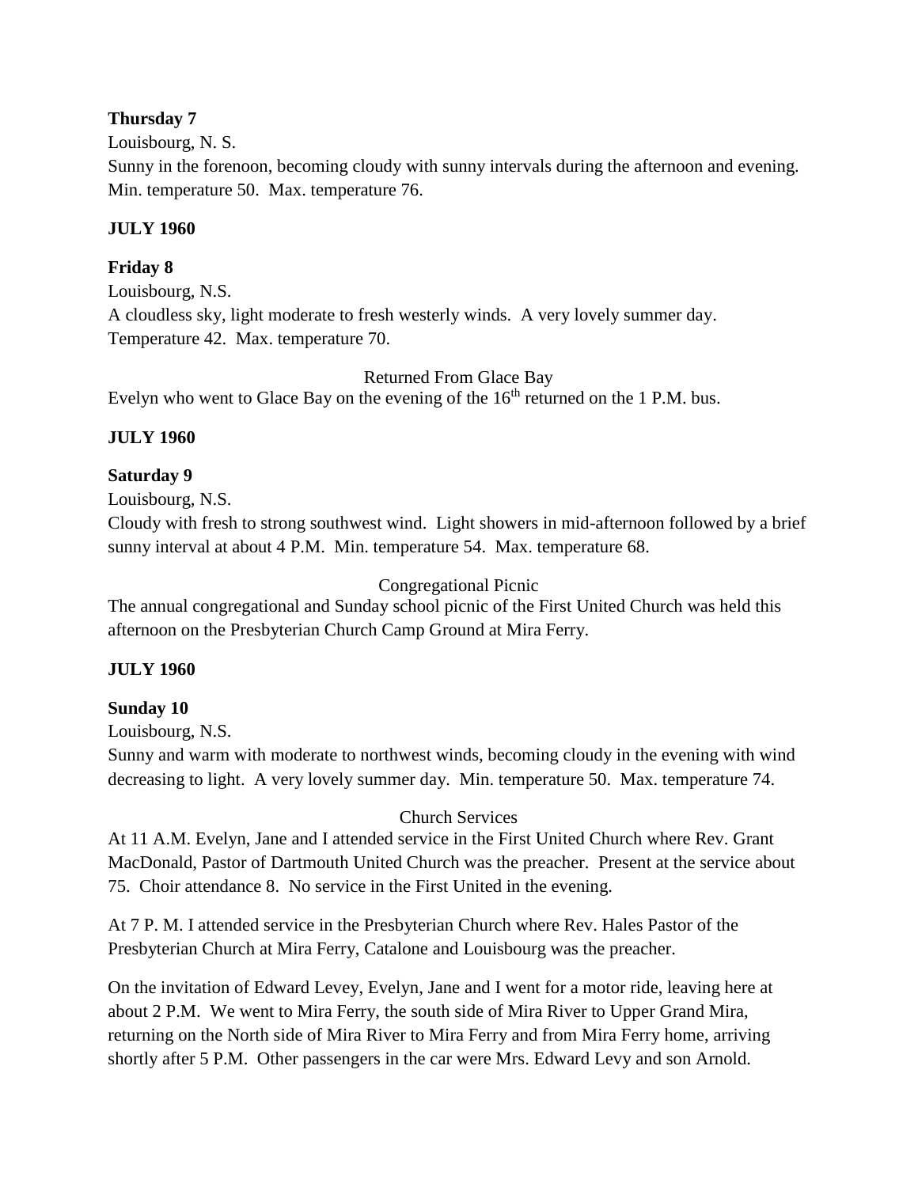**Thursday 7**

Louisbourg, N. S.

Sunny in the forenoon, becoming cloudy with sunny intervals during the afternoon and evening. Min. temperature 50. Max. temperature 76.

**JULY 1960**

**Friday 8**

Louisbourg, N.S.

A cloudless sky, light moderate to fresh westerly winds. A very lovely summer day. Temperature 42. Max. temperature 70.

Returned From Glace Bay

Evelyn who went to Glace Bay on the evening of the 16th returned on the 1 P.M. bus.

**JULY 1960**

**Saturday 9**

Louisbourg, N.S.

Cloudy with fresh to strong southwest wind. Light showers in mid-afternoon followed by a brief sunny interval at about 4 P.M. Min. temperature 54. Max. temperature 68.

Congregational Picnic

The annual congregational and Sunday school picnic of the First United Church was held this afternoon on the Presbyterian Church Camp Ground at Mira Ferry.

**JULY 1960**

**Sunday 10**

Louisbourg, N.S.

Sunny and warm with moderate to northwest winds, becoming cloudy in the evening with wind decreasing to light. A very lovely summer day. Min. temperature 50. Max. temperature 74.

Church Services

At 11 A.M. Evelyn, Jane and I attended service in the First United Church where Rev. Grant MacDonald, Pastor of Dartmouth United Church was the preacher. Present at the service about 75. Choir attendance 8. No service in the First United in the evening.

At 7 P. M. I attended service in the Presbyterian Church where Rev. Hales Pastor of the Presbyterian Church at Mira Ferry, Catalone and Louisbourg was the preacher.

On the invitation of Edward Levey, Evelyn, Jane and I went for a motor ride, leaving here at about 2 P.M. We went to Mira Ferry, the south side of Mira River to Upper Grand Mira, returning on the North side of Mira River to Mira Ferry and from Mira Ferry home, arriving shortly after 5 P.M. Other passengers in the car were Mrs. Edward Levy and son Arnold.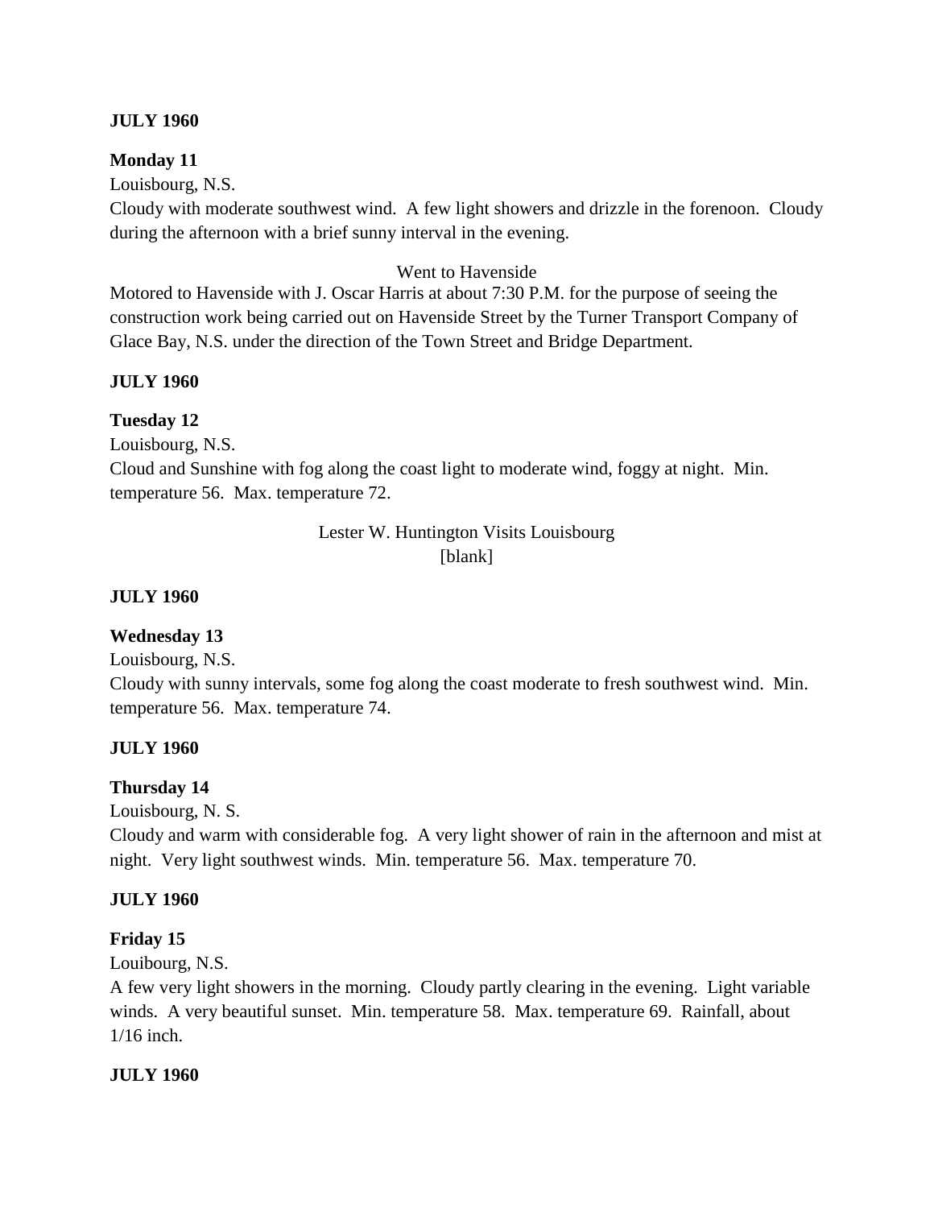**JULY 1960**

**Monday 11**

Louisbourg, N.S.

Cloudy with moderate southwest wind. A few light showers and drizzle in the forenoon. Cloudy during the afternoon with a brief sunny interval in the evening.

Went to Havenside

Motored to Havenside with J. Oscar Harris at about 7:30 P.M. for the purpose of seeing the construction work being carried out on Havenside Street by the Turner Transport Company of Glace Bay, N.S. under the direction of the Town Street and Bridge Department.

**JULY 1960**

**Tuesday 12**

Louisbourg, N.S.

Cloud and Sunshine with fog along the coast light to moderate wind, foggy at night. Min. temperature 56. Max. temperature 72.

Lester W. Huntington Visits Louisbourg

[blank]

**JULY 1960**

**Wednesday 13**

Louisbourg, N.S.

Cloudy with sunny intervals, some fog along the coast moderate to fresh southwest wind. Min. temperature 56. Max. temperature 74.

**JULY 1960**

**Thursday 14**

Louisbourg, N. S.

Cloudy and warm with considerable fog. A very light shower of rain in the afternoon and mist at night. Very light southwest winds. Min. temperature 56. Max. temperature 70.

**JULY 1960**

**Friday 15**

Louibourg, N.S.

A few very light showers in the morning. Cloudy partly clearing in the evening. Light variable winds. A very beautiful sunset. Min. temperature 58. Max. temperature 69. Rainfall, about 1/16 inch.

**JULY 1960**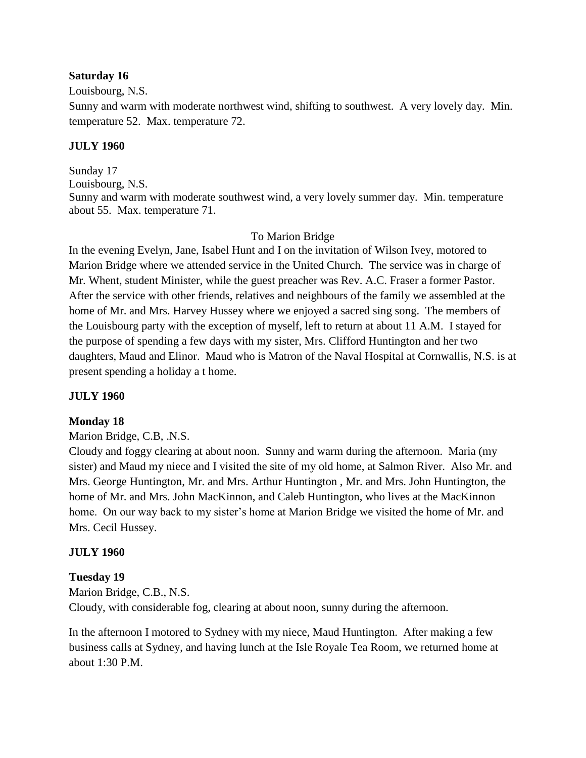**Saturday 16**

Louisbourg, N.S.

Sunny and warm with moderate northwest wind, shifting to southwest. A very lovely day. Min. temperature 52. Max. temperature 72.

**JULY 1960**

Sunday 17

Louisbourg, N.S.

Sunny and warm with moderate southwest wind, a very lovely summer day. Min. temperature about 55. Max. temperature 71.

To Marion Bridge

In the evening Evelyn, Jane, Isabel Hunt and I on the invitation of Wilson Ivey, motored to Marion Bridge where we attended service in the United Church. The service was in charge of Mr. Whent, student Minister, while the guest preacher was Rev. A.C. Fraser a former Pastor. After the service with other friends, relatives and neighbours of the family we assembled at the home of Mr. and Mrs. Harvey Hussey where we enjoyed a sacred sing song. The members of the Louisbourg party with the exception of myself, left to return at about 11 A.M. I stayed for the purpose of spending a few days with my sister, Mrs. Clifford Huntington and her two daughters, Maud and Elinor. Maud who is Matron of the Naval Hospital at Cornwallis, N.S. is at present spending a holiday a t home.

**JULY 1960**

**Monday 18**

Marion Bridge, C.B, .N.S.

Cloudy and foggy clearing at about noon. Sunny and warm during the afternoon. Maria (my sister) and Maud my niece and I visited the site of my old home, at Salmon River. Also Mr. and Mrs. George Huntington, Mr. and Mrs. Arthur Huntington , Mr. and Mrs. John Huntington, the home of Mr. and Mrs. John MacKinnon, and Caleb Huntington, who lives at the MacKinnon home. On our way back to my sister's home at Marion Bridge we visited the home of Mr. and Mrs. Cecil Hussey.

**JULY 1960**

**Tuesday 19**

Marion Bridge, C.B., N.S.

Cloudy, with considerable fog, clearing at about noon, sunny during the afternoon.

In the afternoon I motored to Sydney with my niece, Maud Huntington. After making a few business calls at Sydney, and having lunch at the Isle Royale Tea Room, we returned home at about 1:30 P.M.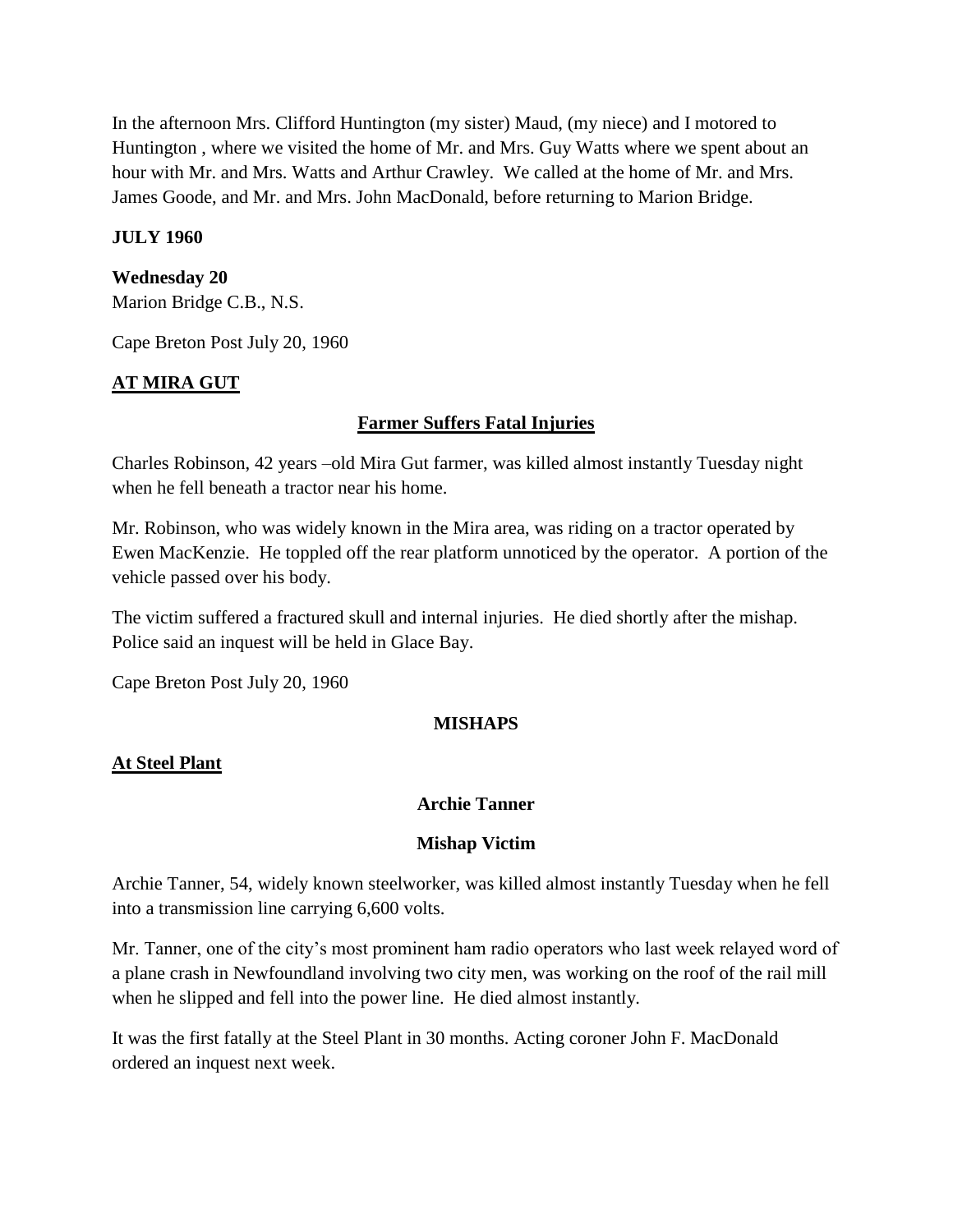In the afternoon Mrs. Clifford Huntington (my sister) Maud, (my niece) and I motored to Huntington , where we visited the home of Mr. and Mrs. Guy Watts where we spent about an hour with Mr. and Mrs. Watts and Arthur Crawley. We called at the home of Mr. and Mrs. James Goode, and Mr. and Mrs. John MacDonald, before returning to Marion Bridge.

**JULY 1960**

**Wednesday 20**
Marion Bridge C.B., N.S.

Cape Breton Post July 20, 1960

**AT MIRA GUT**

**Farmer Suffers Fatal Injuries**

Charles Robinson, 42 years –old Mira Gut farmer, was killed almost instantly Tuesday night when he fell beneath a tractor near his home.

Mr. Robinson, who was widely known in the Mira area, was riding on a tractor operated by Ewen MacKenzie. He toppled off the rear platform unnoticed by the operator. A portion of the vehicle passed over his body.

The victim suffered a fractured skull and internal injuries. He died shortly after the mishap. Police said an inquest will be held in Glace Bay.

Cape Breton Post July 20, 1960

**MISHAPS**

**At Steel Plant**

**Archie Tanner**

**Mishap Victim**

Archie Tanner, 54, widely known steelworker, was killed almost instantly Tuesday when he fell into a transmission line carrying 6,600 volts.

Mr. Tanner, one of the city's most prominent ham radio operators who last week relayed word of a plane crash in Newfoundland involving two city men, was working on the roof of the rail mill when he slipped and fell into the power line. He died almost instantly.

It was the first fatally at the Steel Plant in 30 months. Acting coroner John F. MacDonald ordered an inquest next week.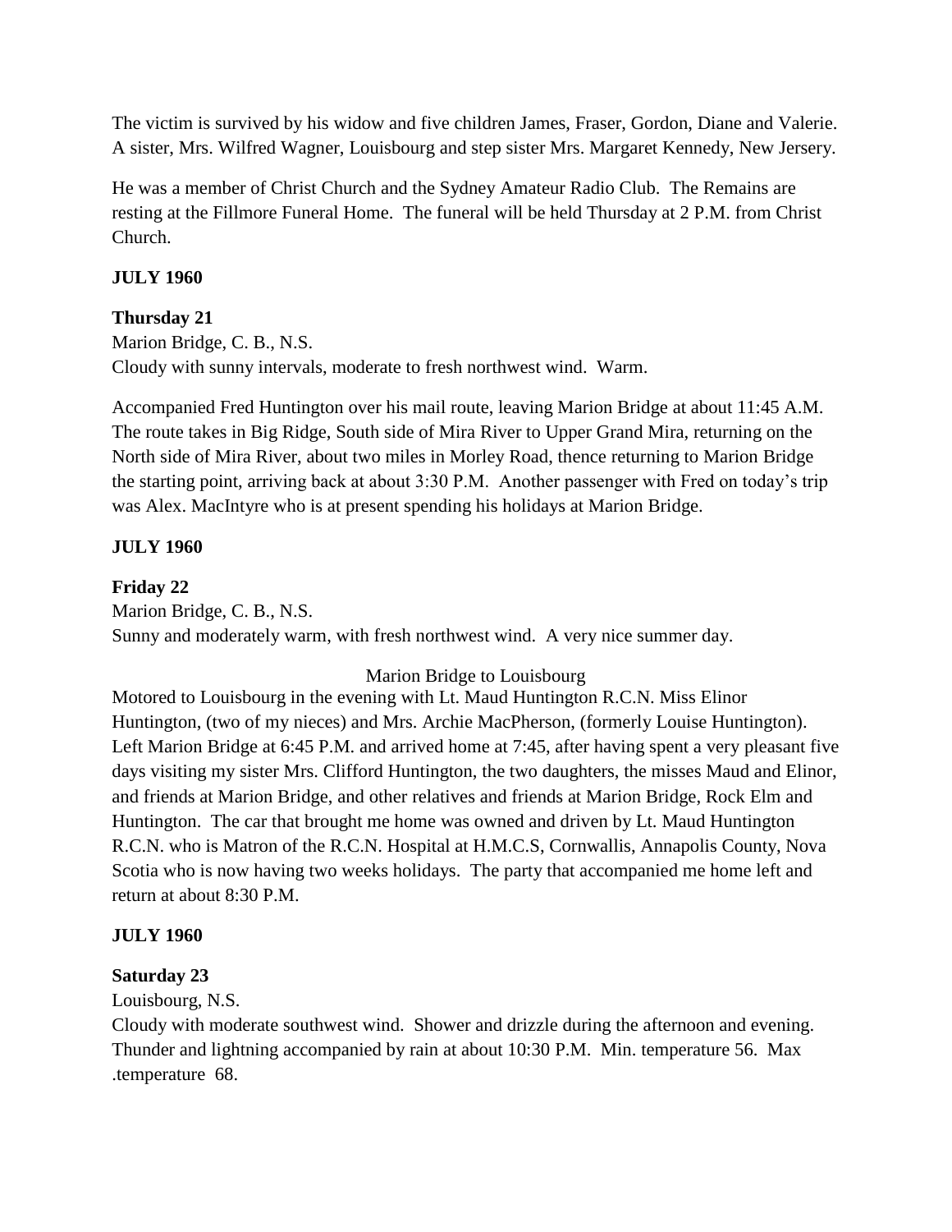The victim is survived by his widow and five children James, Fraser, Gordon, Diane and Valerie. A sister, Mrs. Wilfred Wagner, Louisbourg and step sister Mrs. Margaret Kennedy, New Jersery.

He was a member of Christ Church and the Sydney Amateur Radio Club. The Remains are resting at the Fillmore Funeral Home. The funeral will be held Thursday at 2 P.M. from Christ Church.

**JULY 1960**

**Thursday 21**

Marion Bridge, C. B., N.S.
Cloudy with sunny intervals, moderate to fresh northwest wind. Warm.

Accompanied Fred Huntington over his mail route, leaving Marion Bridge at about 11:45 A.M. The route takes in Big Ridge, South side of Mira River to Upper Grand Mira, returning on the North side of Mira River, about two miles in Morley Road, thence returning to Marion Bridge the starting point, arriving back at about 3:30 P.M. Another passenger with Fred on today's trip was Alex. MacIntyre who is at present spending his holidays at Marion Bridge.

**JULY 1960**

**Friday 22**

Marion Bridge, C. B., N.S.
Sunny and moderately warm, with fresh northwest wind. A very nice summer day.

Marion Bridge to Louisbourg

Motored to Louisbourg in the evening with Lt. Maud Huntington R.C.N. Miss Elinor Huntington, (two of my nieces) and Mrs. Archie MacPherson, (formerly Louise Huntington). Left Marion Bridge at 6:45 P.M. and arrived home at 7:45, after having spent a very pleasant five days visiting my sister Mrs. Clifford Huntington, the two daughters, the misses Maud and Elinor, and friends at Marion Bridge, and other relatives and friends at Marion Bridge, Rock Elm and Huntington. The car that brought me home was owned and driven by Lt. Maud Huntington R.C.N. who is Matron of the R.C.N. Hospital at H.M.C.S, Cornwallis, Annapolis County, Nova Scotia who is now having two weeks holidays. The party that accompanied me home left and return at about 8:30 P.M.

**JULY 1960**

**Saturday 23**

Louisbourg, N.S.
Cloudy with moderate southwest wind. Shower and drizzle during the afternoon and evening. Thunder and lightning accompanied by rain at about 10:30 P.M. Min. temperature 56. Max .temperature 68.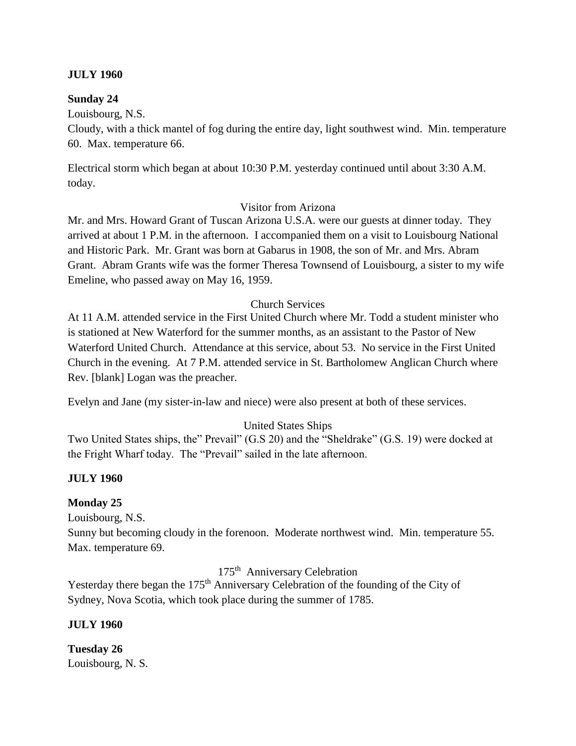**JULY 1960**

**Sunday 24**

Louisbourg, N.S.

Cloudy, with a thick mantel of fog during the entire day, light southwest wind. Min. temperature 60. Max. temperature 66.

Electrical storm which began at about 10:30 P.M. yesterday continued until about 3:30 A.M. today.

Visitor from Arizona

Mr. and Mrs. Howard Grant of Tuscan Arizona U.S.A. were our guests at dinner today. They arrived at about 1 P.M. in the afternoon. I accompanied them on a visit to Louisbourg National and Historic Park. Mr. Grant was born at Gabarus in 1908, the son of Mr. and Mrs. Abram Grant. Abram Grants wife was the former Theresa Townsend of Louisbourg, a sister to my wife Emeline, who passed away on May 16, 1959.

Church Services

At 11 A.M. attended service in the First United Church where Mr. Todd a student minister who is stationed at New Waterford for the summer months, as an assistant to the Pastor of New Waterford United Church. Attendance at this service, about 53. No service in the First United Church in the evening. At 7 P.M. attended service in St. Bartholomew Anglican Church where Rev. [blank] Logan was the preacher.

Evelyn and Jane (my sister-in-law and niece) were also present at both of these services.

United States Ships

Two United States ships, the" Prevail" (G.S 20) and the "Sheldrake" (G.S. 19) were docked at the Fright Wharf today. The "Prevail" sailed in the late afternoon.

**JULY 1960**

**Monday 25**

Louisbourg, N.S.

Sunny but becoming cloudy in the forenoon. Moderate northwest wind. Min. temperature 55. Max. temperature 69.

175th Anniversary Celebration

Yesterday there began the 175th Anniversary Celebration of the founding of the City of Sydney, Nova Scotia, which took place during the summer of 1785.

**JULY 1960**

**Tuesday 26**

Louisbourg, N. S.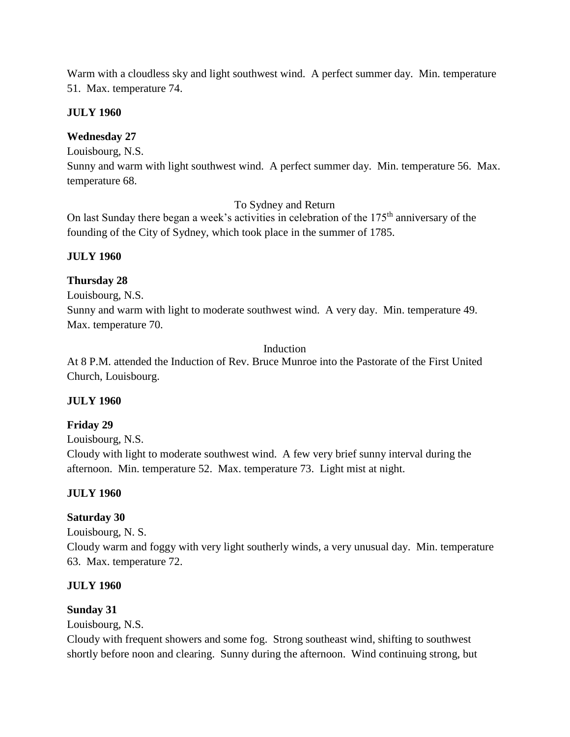Warm with a cloudless sky and light southwest wind. A perfect summer day. Min. temperature 51. Max. temperature 74.

**JULY 1960**

**Wednesday 27**

Louisbourg, N.S.

Sunny and warm with light southwest wind. A perfect summer day. Min. temperature 56. Max. temperature 68.

To Sydney and Return

On last Sunday there began a week's activities in celebration of the 175th anniversary of the founding of the City of Sydney, which took place in the summer of 1785.

**JULY 1960**

**Thursday 28**

Louisbourg, N.S.

Sunny and warm with light to moderate southwest wind. A very day. Min. temperature 49. Max. temperature 70.

Induction

At 8 P.M. attended the Induction of Rev. Bruce Munroe into the Pastorate of the First United Church, Louisbourg.

**JULY 1960**

**Friday 29**

Louisbourg, N.S.

Cloudy with light to moderate southwest wind. A few very brief sunny interval during the afternoon. Min. temperature 52. Max. temperature 73. Light mist at night.

**JULY 1960**

**Saturday 30**

Louisbourg, N. S.

Cloudy warm and foggy with very light southerly winds, a very unusual day. Min. temperature 63. Max. temperature 72.

**JULY 1960**

**Sunday 31**

Louisbourg, N.S.

Cloudy with frequent showers and some fog. Strong southeast wind, shifting to southwest shortly before noon and clearing. Sunny during the afternoon. Wind continuing strong, but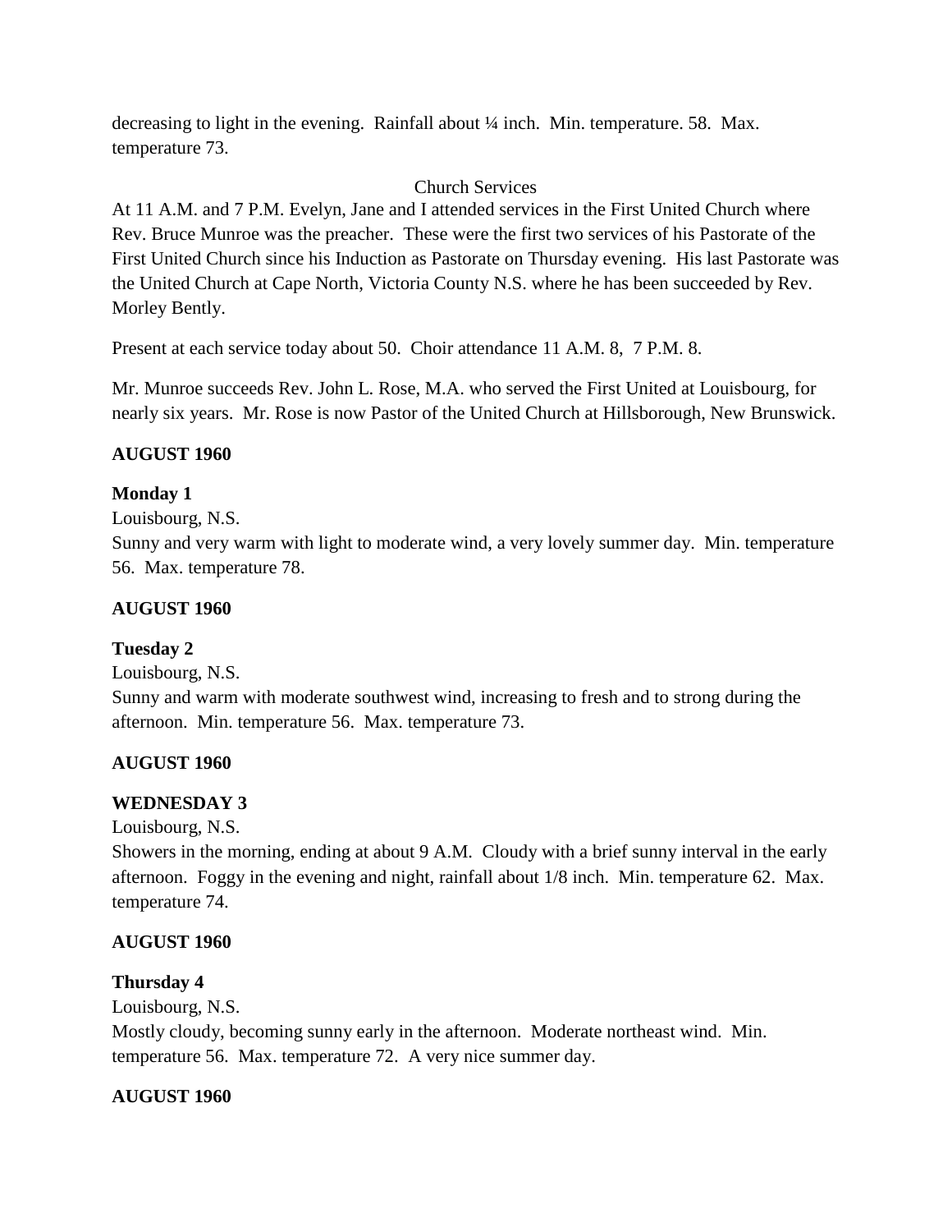decreasing to light in the evening. Rainfall about ¼ inch. Min. temperature. 58. Max. temperature 73.

Church Services

At 11 A.M. and 7 P.M. Evelyn, Jane and I attended services in the First United Church where Rev. Bruce Munroe was the preacher. These were the first two services of his Pastorate of the First United Church since his Induction as Pastorate on Thursday evening. His last Pastorate was the United Church at Cape North, Victoria County N.S. where he has been succeeded by Rev. Morley Bently.

Present at each service today about 50. Choir attendance 11 A.M. 8, 7 P.M. 8.

Mr. Munroe succeeds Rev. John L. Rose, M.A. who served the First United at Louisbourg, for nearly six years. Mr. Rose is now Pastor of the United Church at Hillsborough, New Brunswick.

**AUGUST 1960**

**Monday 1**

Louisbourg, N.S.

Sunny and very warm with light to moderate wind, a very lovely summer day. Min. temperature 56. Max. temperature 78.

**AUGUST 1960**

**Tuesday 2**

Louisbourg, N.S.

Sunny and warm with moderate southwest wind, increasing to fresh and to strong during the afternoon. Min. temperature 56. Max. temperature 73.

**AUGUST 1960**

**WEDNESDAY 3**

Louisbourg, N.S.

Showers in the morning, ending at about 9 A.M. Cloudy with a brief sunny interval in the early afternoon. Foggy in the evening and night, rainfall about 1/8 inch. Min. temperature 62. Max. temperature 74.

**AUGUST 1960**

**Thursday 4**

Louisbourg, N.S.

Mostly cloudy, becoming sunny early in the afternoon. Moderate northeast wind. Min. temperature 56. Max. temperature 72. A very nice summer day.

**AUGUST 1960**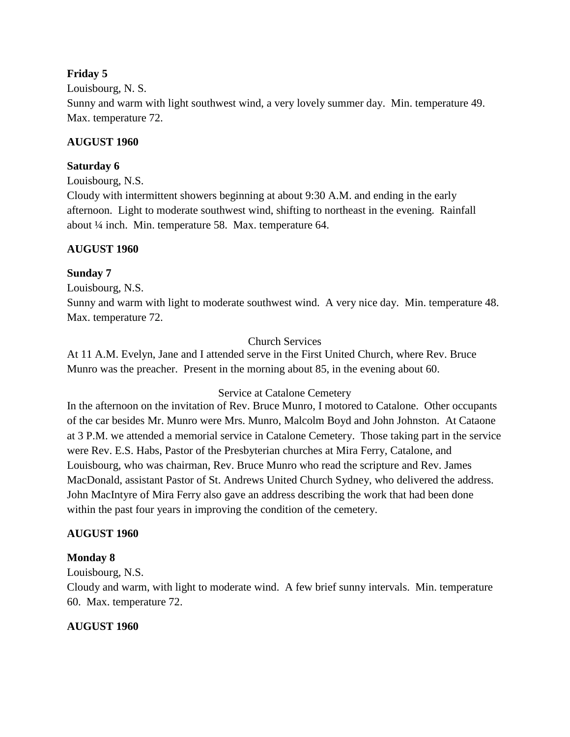**Friday 5**

Louisbourg, N. S.

Sunny and warm with light southwest wind, a very lovely summer day. Min. temperature 49. Max. temperature 72.

**AUGUST 1960**

**Saturday 6**

Louisbourg, N.S.

Cloudy with intermittent showers beginning at about 9:30 A.M. and ending in the early afternoon. Light to moderate southwest wind, shifting to northeast in the evening. Rainfall about ¼ inch. Min. temperature 58. Max. temperature 64.

**AUGUST 1960**

**Sunday 7**

Louisbourg, N.S.

Sunny and warm with light to moderate southwest wind. A very nice day. Min. temperature 48. Max. temperature 72.

Church Services

At 11 A.M. Evelyn, Jane and I attended serve in the First United Church, where Rev. Bruce Munro was the preacher. Present in the morning about 85, in the evening about 60.

Service at Catalone Cemetery

In the afternoon on the invitation of Rev. Bruce Munro, I motored to Catalone. Other occupants of the car besides Mr. Munro were Mrs. Munro, Malcolm Boyd and John Johnston. At Cataone at 3 P.M. we attended a memorial service in Catalone Cemetery. Those taking part in the service were Rev. E.S. Habs, Pastor of the Presbyterian churches at Mira Ferry, Catalone, and Louisbourg, who was chairman, Rev. Bruce Munro who read the scripture and Rev. James MacDonald, assistant Pastor of St. Andrews United Church Sydney, who delivered the address. John MacIntyre of Mira Ferry also gave an address describing the work that had been done within the past four years in improving the condition of the cemetery.

**AUGUST 1960**

**Monday 8**

Louisbourg, N.S.

Cloudy and warm, with light to moderate wind. A few brief sunny intervals. Min. temperature 60. Max. temperature 72.

**AUGUST 1960**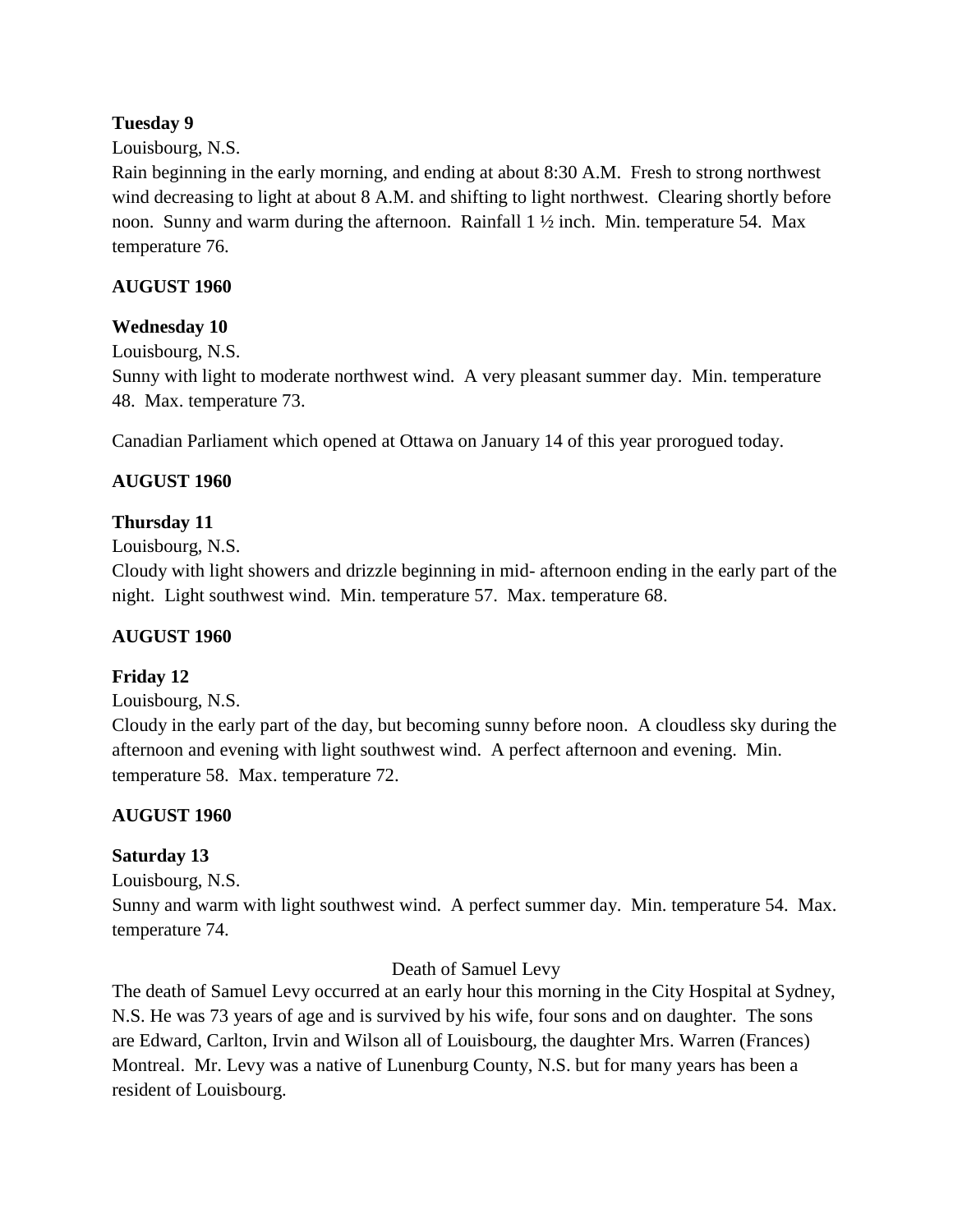**Tuesday 9**

Louisbourg, N.S.

Rain beginning in the early morning, and ending at about 8:30 A.M. Fresh to strong northwest wind decreasing to light at about 8 A.M. and shifting to light northwest. Clearing shortly before noon. Sunny and warm during the afternoon. Rainfall 1 ½ inch. Min. temperature 54. Max temperature 76.

**AUGUST 1960**

**Wednesday 10**

Louisbourg, N.S.

Sunny with light to moderate northwest wind. A very pleasant summer day. Min. temperature 48. Max. temperature 73.

Canadian Parliament which opened at Ottawa on January 14 of this year prorogued today.

**AUGUST 1960**

**Thursday 11**

Louisbourg, N.S.

Cloudy with light showers and drizzle beginning in mid- afternoon ending in the early part of the night. Light southwest wind. Min. temperature 57. Max. temperature 68.

**AUGUST 1960**

**Friday 12**

Louisbourg, N.S.

Cloudy in the early part of the day, but becoming sunny before noon. A cloudless sky during the afternoon and evening with light southwest wind. A perfect afternoon and evening. Min. temperature 58. Max. temperature 72.

**AUGUST 1960**

**Saturday 13**

Louisbourg, N.S.

Sunny and warm with light southwest wind. A perfect summer day. Min. temperature 54. Max. temperature 74.

Death of Samuel Levy

The death of Samuel Levy occurred at an early hour this morning in the City Hospital at Sydney, N.S. He was 73 years of age and is survived by his wife, four sons and on daughter. The sons are Edward, Carlton, Irvin and Wilson all of Louisbourg, the daughter Mrs. Warren (Frances) Montreal. Mr. Levy was a native of Lunenburg County, N.S. but for many years has been a resident of Louisbourg.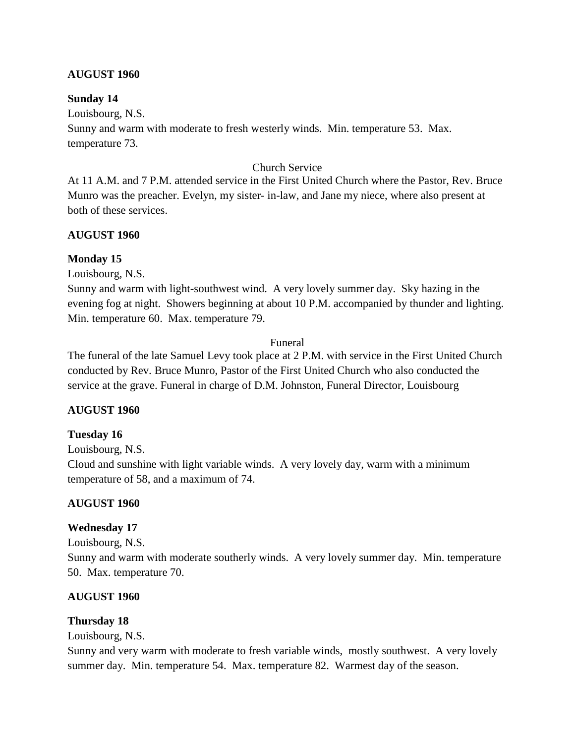**AUGUST 1960**

**Sunday 14**

Louisbourg, N.S.

Sunny and warm with moderate to fresh westerly winds. Min. temperature 53. Max. temperature 73.

Church Service

At 11 A.M. and 7 P.M. attended service in the First United Church where the Pastor, Rev. Bruce Munro was the preacher. Evelyn, my sister- in-law, and Jane my niece, where also present at both of these services.

**AUGUST 1960**

**Monday 15**

Louisbourg, N.S.

Sunny and warm with light-southwest wind. A very lovely summer day. Sky hazing in the evening fog at night. Showers beginning at about 10 P.M. accompanied by thunder and lighting. Min. temperature 60. Max. temperature 79.

Funeral

The funeral of the late Samuel Levy took place at 2 P.M. with service in the First United Church conducted by Rev. Bruce Munro, Pastor of the First United Church who also conducted the service at the grave. Funeral in charge of D.M. Johnston, Funeral Director, Louisbourg

**AUGUST 1960**

**Tuesday 16**

Louisbourg, N.S.

Cloud and sunshine with light variable winds. A very lovely day, warm with a minimum temperature of 58, and a maximum of 74.

**AUGUST 1960**

**Wednesday 17**

Louisbourg, N.S.

Sunny and warm with moderate southerly winds. A very lovely summer day. Min. temperature 50. Max. temperature 70.

**AUGUST 1960**

**Thursday 18**

Louisbourg, N.S.

Sunny and very warm with moderate to fresh variable winds, mostly southwest. A very lovely summer day. Min. temperature 54. Max. temperature 82. Warmest day of the season.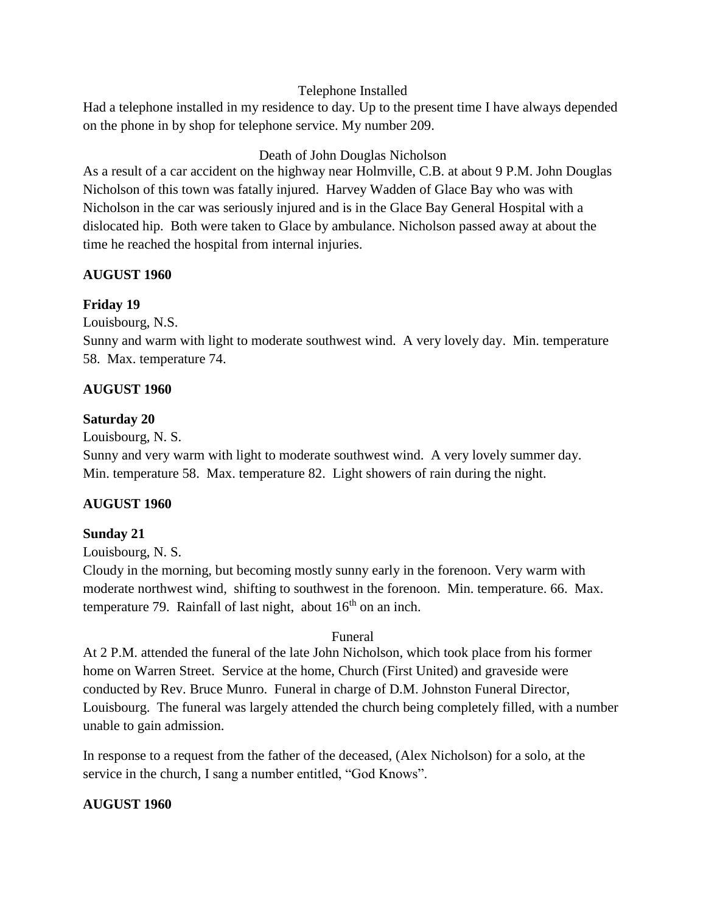Telephone Installed

Had a telephone installed in my residence to day. Up to the present time I have always depended on the phone in by shop for telephone service. My number 209.

Death of John Douglas Nicholson

As a result of a car accident on the highway near Holmville, C.B. at about 9 P.M. John Douglas Nicholson of this town was fatally injured. Harvey Wadden of Glace Bay who was with Nicholson in the car was seriously injured and is in the Glace Bay General Hospital with a dislocated hip. Both were taken to Glace by ambulance. Nicholson passed away at about the time he reached the hospital from internal injuries.

**AUGUST 1960**

**Friday 19**

Louisbourg, N.S.

Sunny and warm with light to moderate southwest wind. A very lovely day. Min. temperature 58. Max. temperature 74.

**AUGUST 1960**

**Saturday 20**

Louisbourg, N. S.

Sunny and very warm with light to moderate southwest wind. A very lovely summer day. Min. temperature 58. Max. temperature 82. Light showers of rain during the night.

**AUGUST 1960**

**Sunday 21**

Louisbourg, N. S.

Cloudy in the morning, but becoming mostly sunny early in the forenoon. Very warm with moderate northwest wind, shifting to southwest in the forenoon. Min. temperature. 66. Max. temperature 79. Rainfall of last night, about 16th on an inch.

Funeral

At 2 P.M. attended the funeral of the late John Nicholson, which took place from his former home on Warren Street. Service at the home, Church (First United) and graveside were conducted by Rev. Bruce Munro. Funeral in charge of D.M. Johnston Funeral Director, Louisbourg. The funeral was largely attended the church being completely filled, with a number unable to gain admission.

In response to a request from the father of the deceased, (Alex Nicholson) for a solo, at the service in the church, I sang a number entitled, "God Knows".

**AUGUST 1960**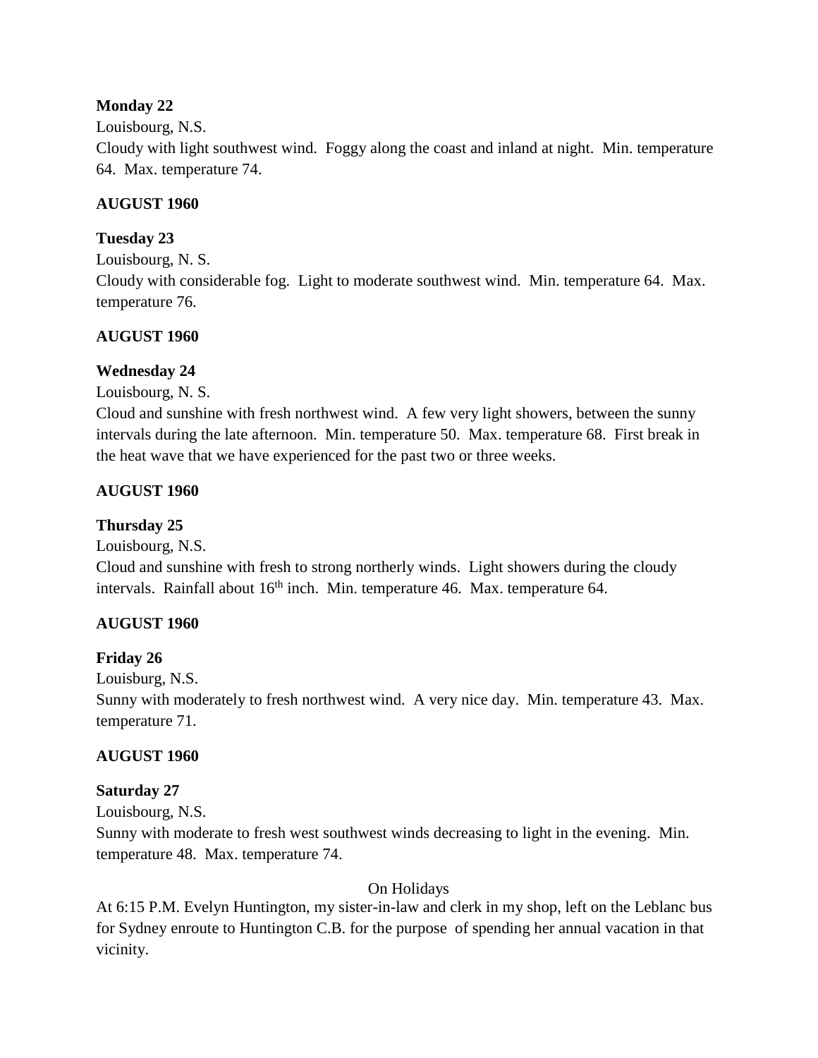**Monday 22**

Louisbourg, N.S.

Cloudy with light southwest wind. Foggy along the coast and inland at night. Min. temperature 64. Max. temperature 74.

**AUGUST 1960**

**Tuesday 23**

Louisbourg, N. S.

Cloudy with considerable fog. Light to moderate southwest wind. Min. temperature 64. Max. temperature 76.

**AUGUST 1960**

**Wednesday 24**

Louisbourg, N. S.

Cloud and sunshine with fresh northwest wind. A few very light showers, between the sunny intervals during the late afternoon. Min. temperature 50. Max. temperature 68. First break in the heat wave that we have experienced for the past two or three weeks.

**AUGUST 1960**

**Thursday 25**

Louisbourg, N.S.

Cloud and sunshine with fresh to strong northerly winds. Light showers during the cloudy intervals. Rainfall about 16th inch. Min. temperature 46. Max. temperature 64.

**AUGUST 1960**

**Friday 26**

Louisburg, N.S.

Sunny with moderately to fresh northwest wind. A very nice day. Min. temperature 43. Max. temperature 71.

**AUGUST 1960**

**Saturday 27**

Louisbourg, N.S.

Sunny with moderate to fresh west southwest winds decreasing to light in the evening. Min. temperature 48. Max. temperature 74.

On Holidays

At 6:15 P.M. Evelyn Huntington, my sister-in-law and clerk in my shop, left on the Leblanc bus for Sydney enroute to Huntington C.B. for the purpose of spending her annual vacation in that vicinity.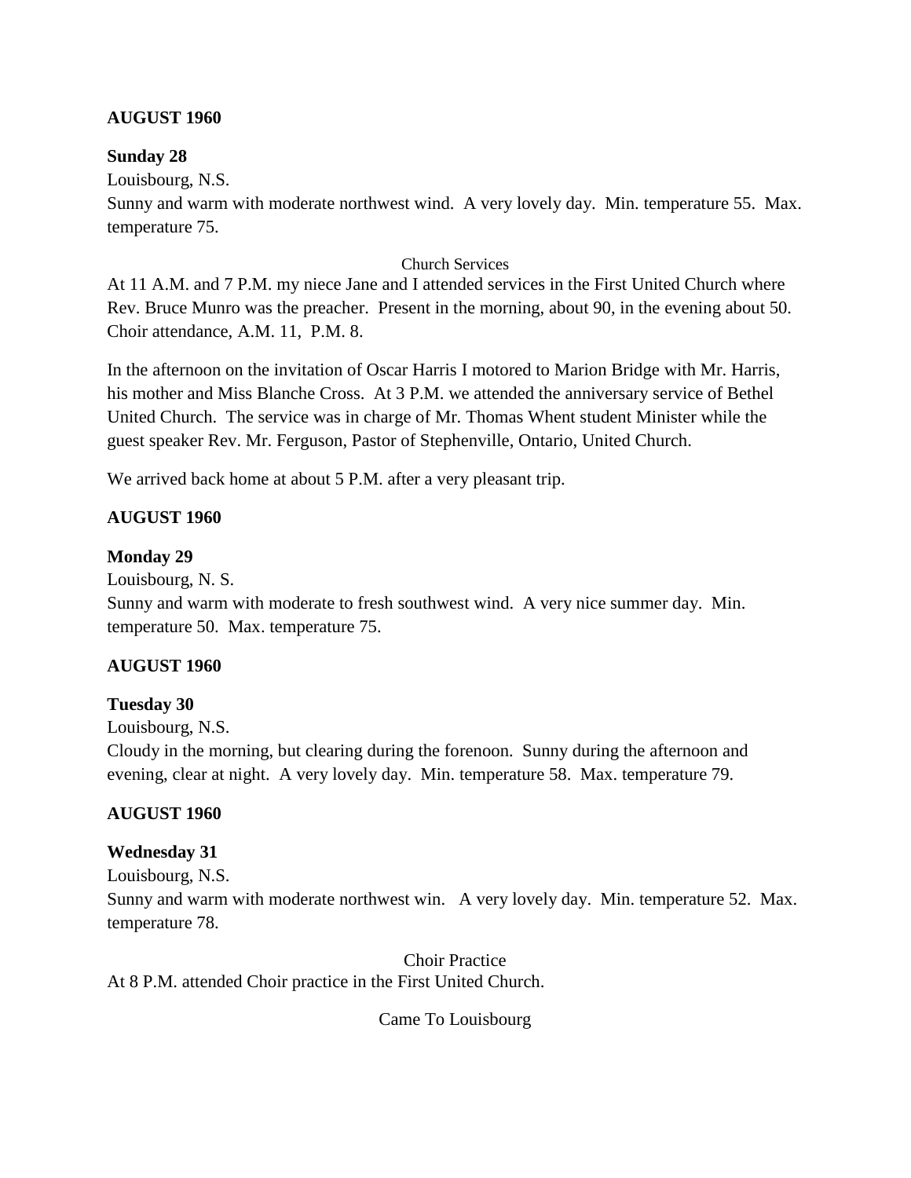**AUGUST 1960**

**Sunday 28**

Louisbourg, N.S.

Sunny and warm with moderate northwest wind. A very lovely day. Min. temperature 55. Max. temperature 75.

Church Services

At 11 A.M. and 7 P.M. my niece Jane and I attended services in the First United Church where Rev. Bruce Munro was the preacher. Present in the morning, about 90, in the evening about 50. Choir attendance, A.M. 11, P.M. 8.

In the afternoon on the invitation of Oscar Harris I motored to Marion Bridge with Mr. Harris, his mother and Miss Blanche Cross. At 3 P.M. we attended the anniversary service of Bethel United Church. The service was in charge of Mr. Thomas Whent student Minister while the guest speaker Rev. Mr. Ferguson, Pastor of Stephenville, Ontario, United Church.

We arrived back home at about 5 P.M. after a very pleasant trip.

**AUGUST 1960**

**Monday 29**

Louisbourg, N. S.

Sunny and warm with moderate to fresh southwest wind. A very nice summer day. Min. temperature 50. Max. temperature 75.

**AUGUST 1960**

**Tuesday 30**

Louisbourg, N.S.

Cloudy in the morning, but clearing during the forenoon. Sunny during the afternoon and evening, clear at night. A very lovely day. Min. temperature 58. Max. temperature 79.

**AUGUST 1960**

**Wednesday 31**

Louisbourg, N.S.

Sunny and warm with moderate northwest win. A very lovely day. Min. temperature 52. Max. temperature 78.

Choir Practice

At 8 P.M. attended Choir practice in the First United Church.

Came To Louisbourg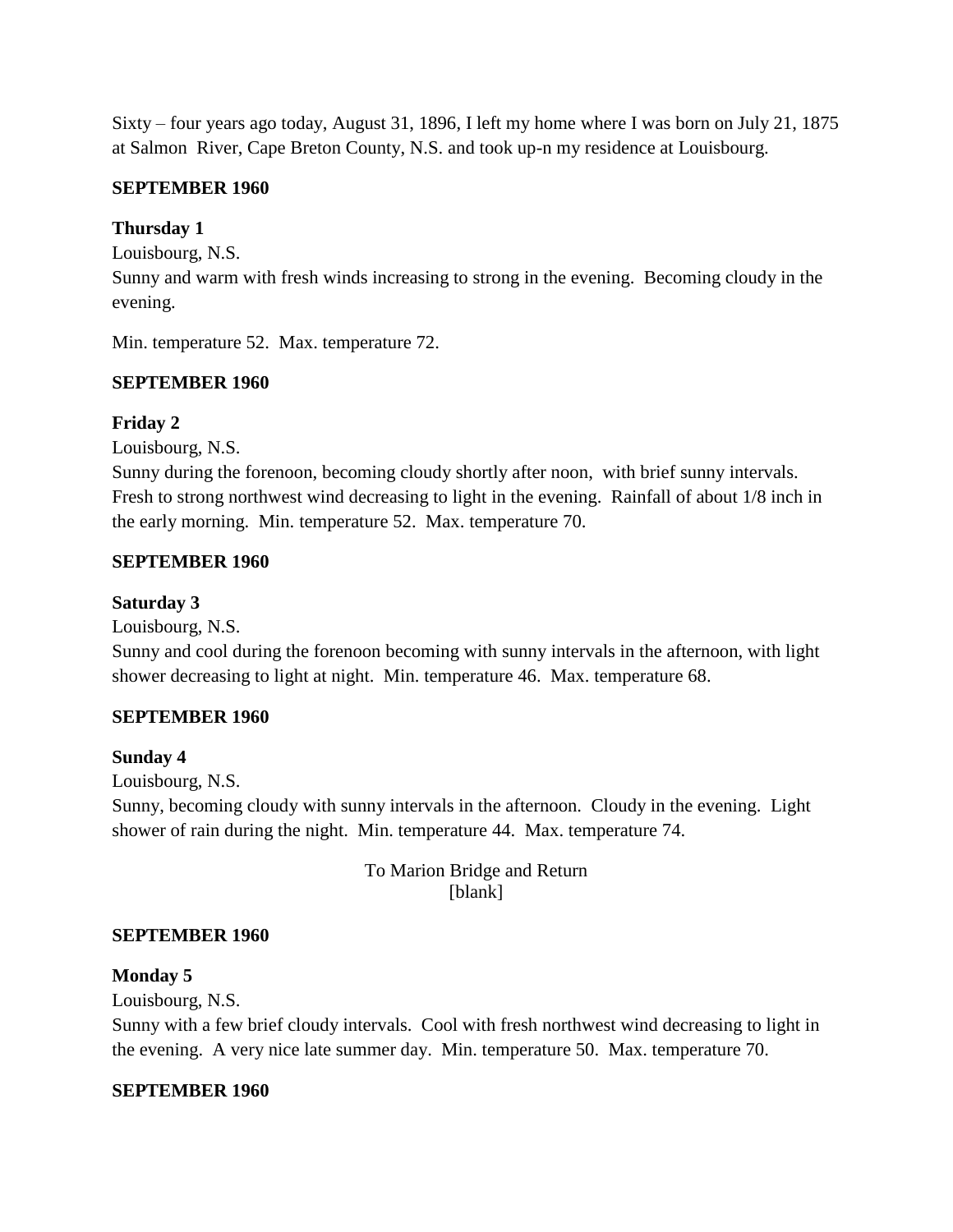Sixty – four years ago today, August 31, 1896, I left my home where I was born on July 21, 1875 at Salmon River, Cape Breton County, N.S. and took up-n my residence at Louisbourg.

**SEPTEMBER 1960**

**Thursday 1**

Louisbourg, N.S.

Sunny and warm with fresh winds increasing to strong in the evening. Becoming cloudy in the evening.

Min. temperature 52. Max. temperature 72.

**SEPTEMBER 1960**

**Friday 2**

Louisbourg, N.S.

Sunny during the forenoon, becoming cloudy shortly after noon, with brief sunny intervals. Fresh to strong northwest wind decreasing to light in the evening. Rainfall of about 1/8 inch in the early morning. Min. temperature 52. Max. temperature 70.

**SEPTEMBER 1960**

**Saturday 3**

Louisbourg, N.S.

Sunny and cool during the forenoon becoming with sunny intervals in the afternoon, with light shower decreasing to light at night. Min. temperature 46. Max. temperature 68.

**SEPTEMBER 1960**

**Sunday 4**

Louisbourg, N.S.

Sunny, becoming cloudy with sunny intervals in the afternoon. Cloudy in the evening. Light shower of rain during the night. Min. temperature 44. Max. temperature 74.

To Marion Bridge and Return
[blank]

**SEPTEMBER 1960**

**Monday 5**

Louisbourg, N.S.

Sunny with a few brief cloudy intervals. Cool with fresh northwest wind decreasing to light in the evening. A very nice late summer day. Min. temperature 50. Max. temperature 70.

**SEPTEMBER 1960**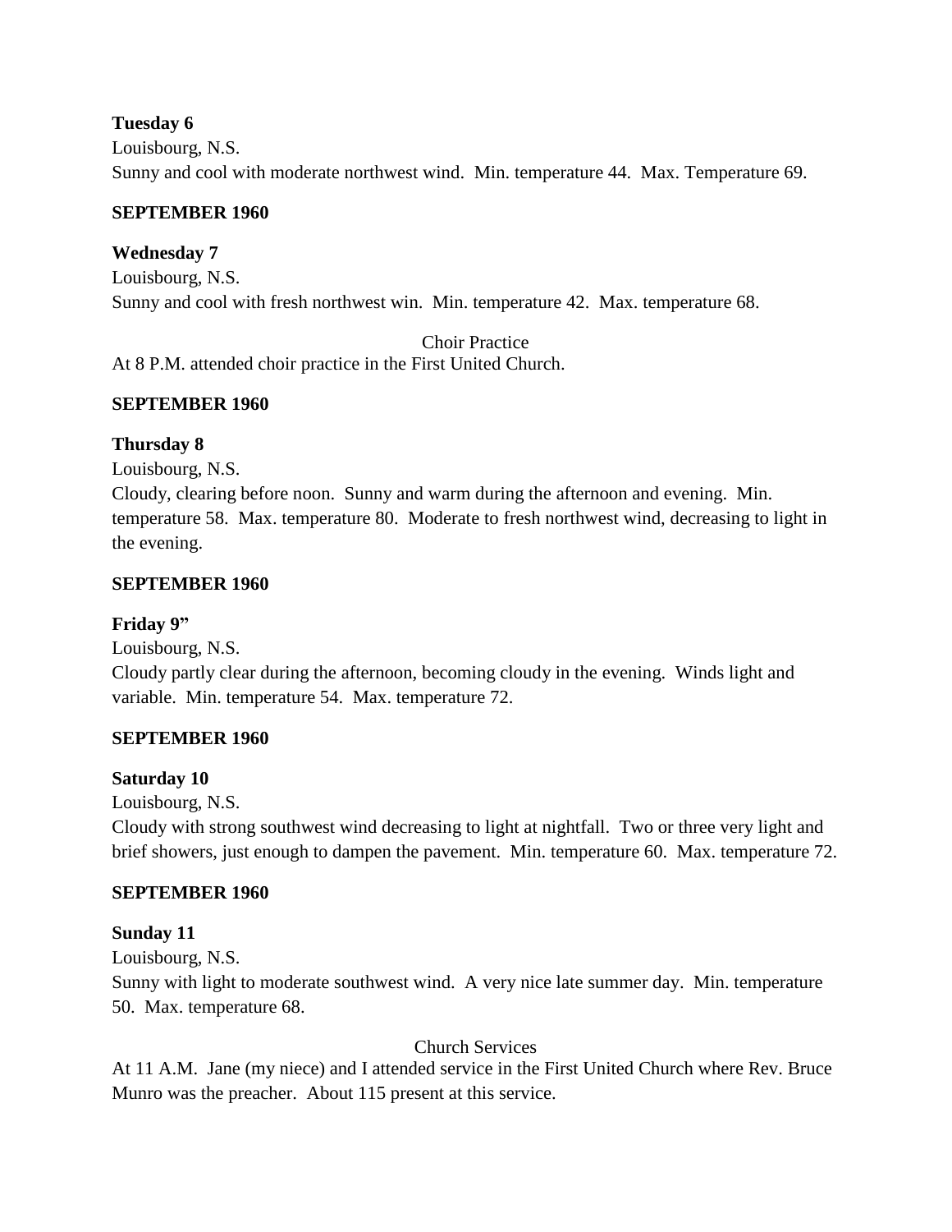**Tuesday 6**

Louisbourg, N.S.

Sunny and cool with moderate northwest wind. Min. temperature 44. Max. Temperature 69.

**SEPTEMBER 1960**

**Wednesday 7**

Louisbourg, N.S.

Sunny and cool with fresh northwest win. Min. temperature 42. Max. temperature 68.

Choir Practice

At 8 P.M. attended choir practice in the First United Church.

**SEPTEMBER 1960**

**Thursday 8**

Louisbourg, N.S.

Cloudy, clearing before noon. Sunny and warm during the afternoon and evening. Min. temperature 58. Max. temperature 80. Moderate to fresh northwest wind, decreasing to light in the evening.

**SEPTEMBER 1960**

**Friday 9"**

Louisbourg, N.S.

Cloudy partly clear during the afternoon, becoming cloudy in the evening. Winds light and variable. Min. temperature 54. Max. temperature 72.

**SEPTEMBER 1960**

**Saturday 10**

Louisbourg, N.S.

Cloudy with strong southwest wind decreasing to light at nightfall. Two or three very light and brief showers, just enough to dampen the pavement. Min. temperature 60. Max. temperature 72.

**SEPTEMBER 1960**

**Sunday 11**

Louisbourg, N.S.

Sunny with light to moderate southwest wind. A very nice late summer day. Min. temperature 50. Max. temperature 68.

Church Services

At 11 A.M. Jane (my niece) and I attended service in the First United Church where Rev. Bruce Munro was the preacher. About 115 present at this service.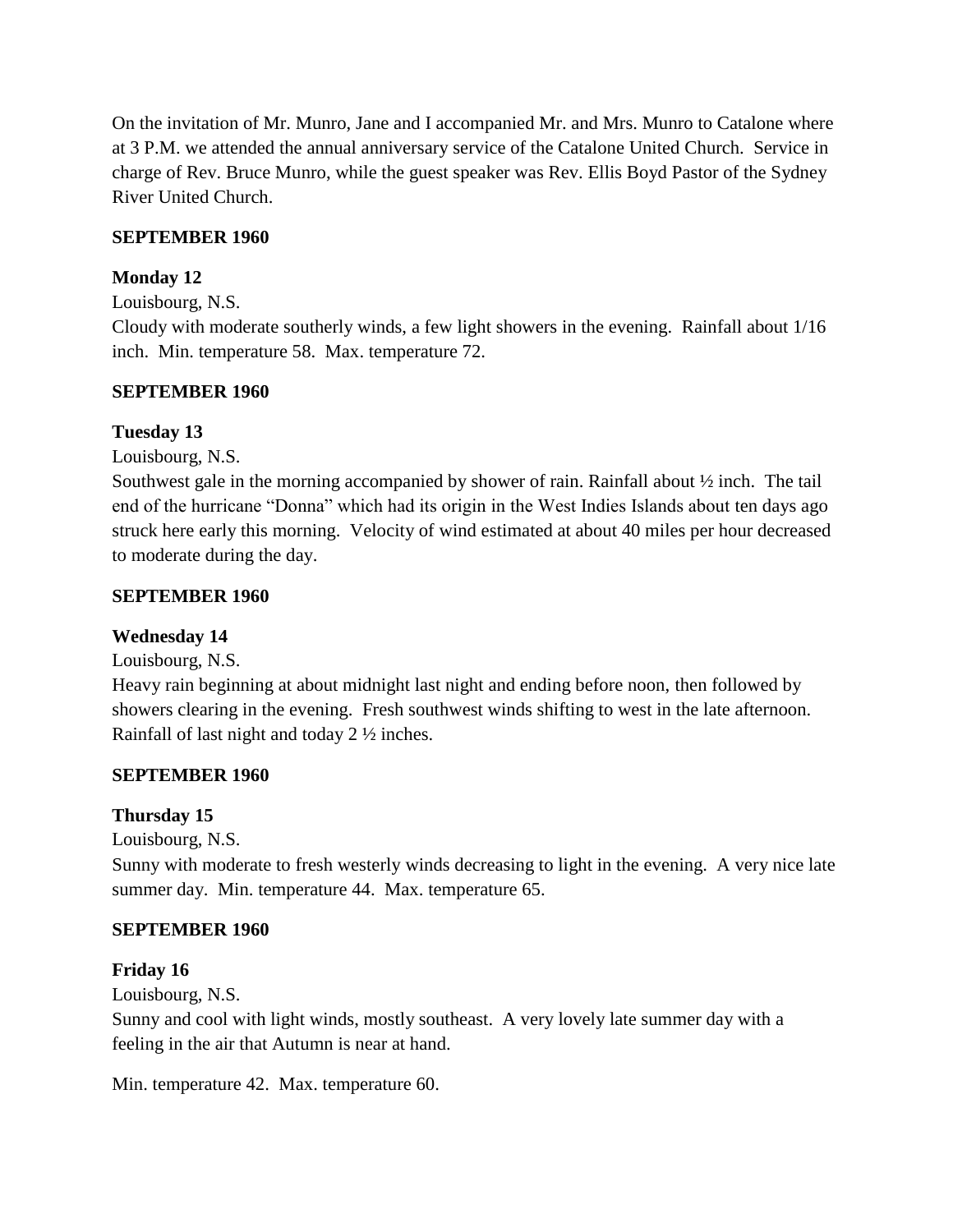On the invitation of Mr. Munro, Jane and I accompanied Mr. and Mrs. Munro to Catalone where at 3 P.M. we attended the annual anniversary service of the Catalone United Church. Service in charge of Rev. Bruce Munro, while the guest speaker was Rev. Ellis Boyd Pastor of the Sydney River United Church.

**SEPTEMBER 1960**

**Monday 12**

Louisbourg, N.S.

Cloudy with moderate southerly winds, a few light showers in the evening. Rainfall about 1/16 inch. Min. temperature 58. Max. temperature 72.

**SEPTEMBER 1960**

**Tuesday 13**

Louisbourg, N.S.

Southwest gale in the morning accompanied by shower of rain. Rainfall about ½ inch. The tail end of the hurricane "Donna" which had its origin in the West Indies Islands about ten days ago struck here early this morning. Velocity of wind estimated at about 40 miles per hour decreased to moderate during the day.

**SEPTEMBER 1960**

**Wednesday 14**

Louisbourg, N.S.

Heavy rain beginning at about midnight last night and ending before noon, then followed by showers clearing in the evening. Fresh southwest winds shifting to west in the late afternoon. Rainfall of last night and today 2 ½ inches.

**SEPTEMBER 1960**

**Thursday 15**

Louisbourg, N.S.

Sunny with moderate to fresh westerly winds decreasing to light in the evening. A very nice late summer day. Min. temperature 44. Max. temperature 65.

**SEPTEMBER 1960**

**Friday 16**

Louisbourg, N.S.

Sunny and cool with light winds, mostly southeast. A very lovely late summer day with a feeling in the air that Autumn is near at hand.

Min. temperature 42. Max. temperature 60.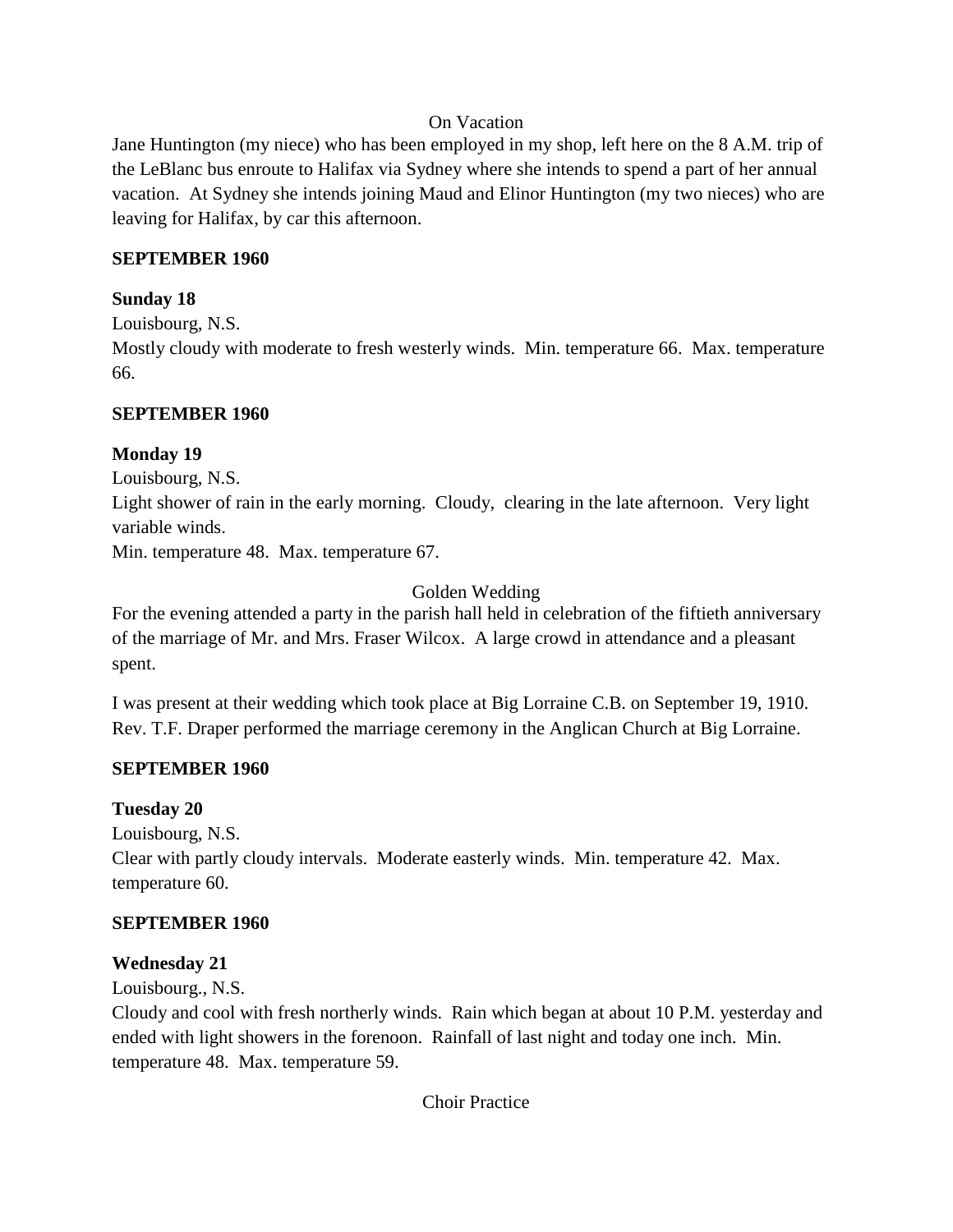On Vacation

Jane Huntington (my niece) who has been employed in my shop, left here on the 8 A.M. trip of the LeBlanc bus enroute to Halifax via Sydney where she intends to spend a part of her annual vacation. At Sydney she intends joining Maud and Elinor Huntington (my two nieces) who are leaving for Halifax, by car this afternoon.

**SEPTEMBER 1960**

**Sunday 18**

Louisbourg, N.S.

Mostly cloudy with moderate to fresh westerly winds. Min. temperature 66. Max. temperature 66.

**SEPTEMBER 1960**

**Monday 19**

Louisbourg, N.S.

Light shower of rain in the early morning. Cloudy, clearing in the late afternoon. Very light variable winds.

Min. temperature 48. Max. temperature 67.

Golden Wedding

For the evening attended a party in the parish hall held in celebration of the fiftieth anniversary of the marriage of Mr. and Mrs. Fraser Wilcox. A large crowd in attendance and a pleasant spent.

I was present at their wedding which took place at Big Lorraine C.B. on September 19, 1910. Rev. T.F. Draper performed the marriage ceremony in the Anglican Church at Big Lorraine.

**SEPTEMBER 1960**

**Tuesday 20**

Louisbourg, N.S.

Clear with partly cloudy intervals. Moderate easterly winds. Min. temperature 42. Max. temperature 60.

**SEPTEMBER 1960**

**Wednesday 21**

Louisbourg., N.S.

Cloudy and cool with fresh northerly winds. Rain which began at about 10 P.M. yesterday and ended with light showers in the forenoon. Rainfall of last night and today one inch. Min. temperature 48. Max. temperature 59.

Choir Practice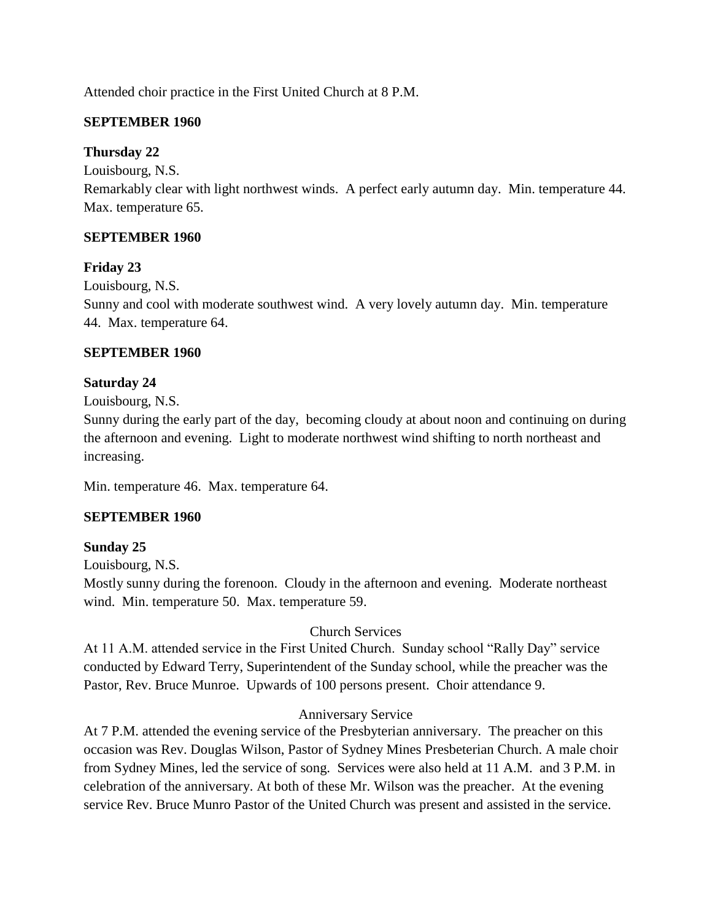Attended choir practice in the First United Church at 8 P.M.

**SEPTEMBER 1960**

**Thursday 22**

Louisbourg, N.S.

Remarkably clear with light northwest winds. A perfect early autumn day. Min. temperature 44. Max. temperature 65.

**SEPTEMBER 1960**

**Friday 23**

Louisbourg, N.S.

Sunny and cool with moderate southwest wind. A very lovely autumn day. Min. temperature 44. Max. temperature 64.

**SEPTEMBER 1960**

**Saturday 24**

Louisbourg, N.S.

Sunny during the early part of the day, becoming cloudy at about noon and continuing on during the afternoon and evening. Light to moderate northwest wind shifting to north northeast and increasing.

Min. temperature 46. Max. temperature 64.

**SEPTEMBER 1960**

**Sunday 25**

Louisbourg, N.S.

Mostly sunny during the forenoon. Cloudy in the afternoon and evening. Moderate northeast wind. Min. temperature 50. Max. temperature 59.

Church Services

At 11 A.M. attended service in the First United Church. Sunday school "Rally Day" service conducted by Edward Terry, Superintendent of the Sunday school, while the preacher was the Pastor, Rev. Bruce Munroe. Upwards of 100 persons present. Choir attendance 9.

Anniversary Service

At 7 P.M. attended the evening service of the Presbyterian anniversary. The preacher on this occasion was Rev. Douglas Wilson, Pastor of Sydney Mines Presbeterian Church. A male choir from Sydney Mines, led the service of song. Services were also held at 11 A.M. and 3 P.M. in celebration of the anniversary. At both of these Mr. Wilson was the preacher. At the evening service Rev. Bruce Munro Pastor of the United Church was present and assisted in the service.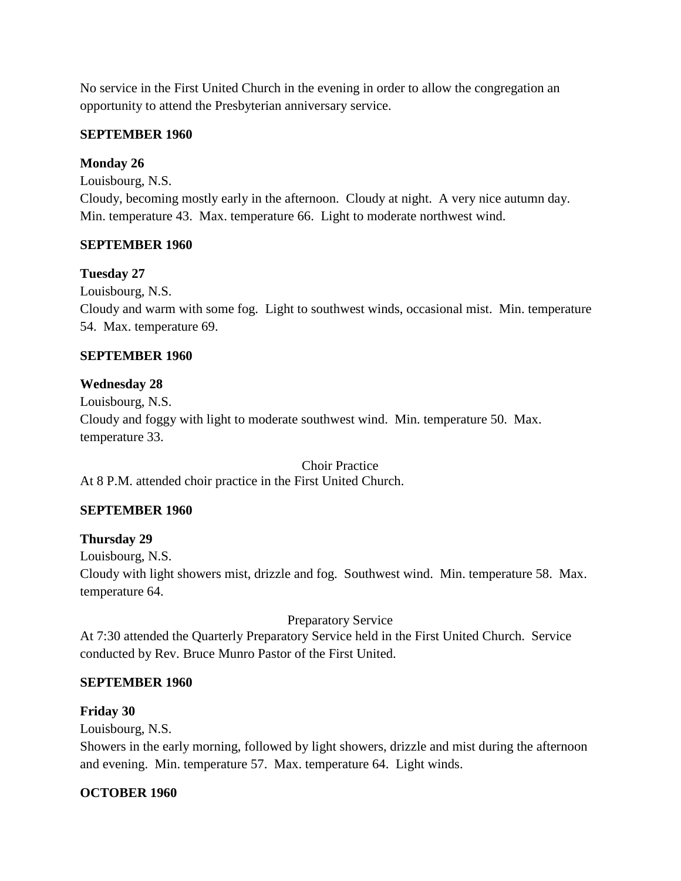No service in the First United Church in the evening in order to allow the congregation an opportunity to attend the Presbyterian anniversary service.

**SEPTEMBER 1960**

**Monday 26**
Louisbourg, N.S.
Cloudy, becoming mostly early in the afternoon. Cloudy at night. A very nice autumn day. Min. temperature 43. Max. temperature 66. Light to moderate northwest wind.

**SEPTEMBER 1960**

**Tuesday 27**
Louisbourg, N.S.
Cloudy and warm with some fog. Light to southwest winds, occasional mist. Min. temperature 54. Max. temperature 69.

**SEPTEMBER 1960**

**Wednesday 28**
Louisbourg, N.S.
Cloudy and foggy with light to moderate southwest wind. Min. temperature 50. Max. temperature 33.

Choir Practice

At 8 P.M. attended choir practice in the First United Church.

**SEPTEMBER 1960**

**Thursday 29**
Louisbourg, N.S.
Cloudy with light showers mist, drizzle and fog. Southwest wind. Min. temperature 58. Max. temperature 64.

Preparatory Service

At 7:30 attended the Quarterly Preparatory Service held in the First United Church. Service conducted by Rev. Bruce Munro Pastor of the First United.

**SEPTEMBER 1960**

**Friday 30**
Louisbourg, N.S.
Showers in the early morning, followed by light showers, drizzle and mist during the afternoon and evening. Min. temperature 57. Max. temperature 64. Light winds.

**OCTOBER 1960**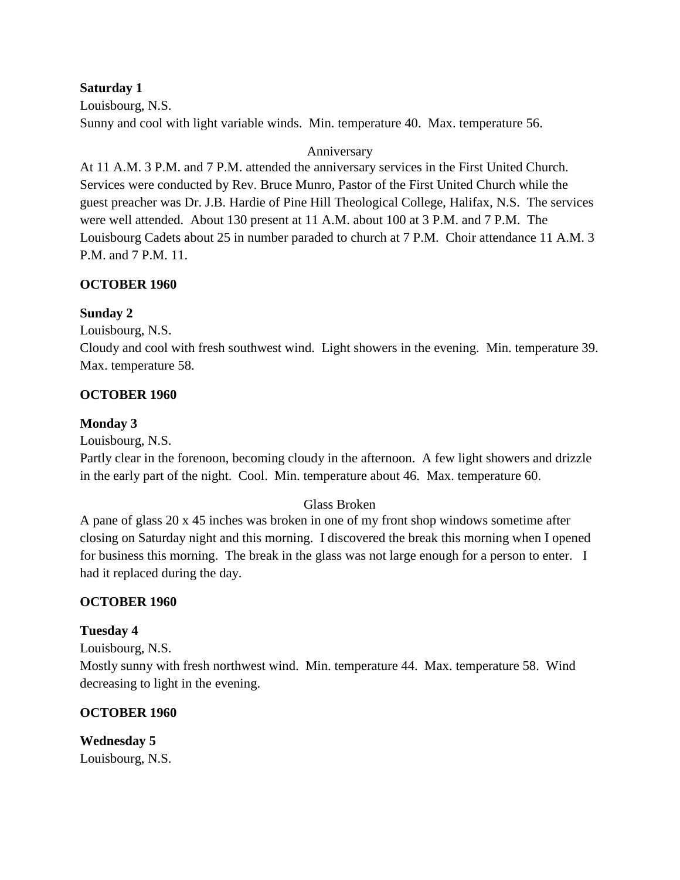**Saturday 1**

Louisbourg, N.S.

Sunny and cool with light variable winds. Min. temperature 40. Max. temperature 56.

Anniversary

At 11 A.M. 3 P.M. and 7 P.M. attended the anniversary services in the First United Church. Services were conducted by Rev. Bruce Munro, Pastor of the First United Church while the guest preacher was Dr. J.B. Hardie of Pine Hill Theological College, Halifax, N.S. The services were well attended. About 130 present at 11 A.M. about 100 at 3 P.M. and 7 P.M. The Louisbourg Cadets about 25 in number paraded to church at 7 P.M. Choir attendance 11 A.M. 3 P.M. and 7 P.M. 11.

**OCTOBER 1960**

**Sunday 2**

Louisbourg, N.S.

Cloudy and cool with fresh southwest wind. Light showers in the evening. Min. temperature 39. Max. temperature 58.

**OCTOBER 1960**

**Monday 3**

Louisbourg, N.S.

Partly clear in the forenoon, becoming cloudy in the afternoon. A few light showers and drizzle in the early part of the night. Cool. Min. temperature about 46. Max. temperature 60.

Glass Broken

A pane of glass 20 x 45 inches was broken in one of my front shop windows sometime after closing on Saturday night and this morning. I discovered the break this morning when I opened for business this morning. The break in the glass was not large enough for a person to enter. I had it replaced during the day.

**OCTOBER 1960**

**Tuesday 4**

Louisbourg, N.S.

Mostly sunny with fresh northwest wind. Min. temperature 44. Max. temperature 58. Wind decreasing to light in the evening.

**OCTOBER 1960**

**Wednesday 5**

Louisbourg, N.S.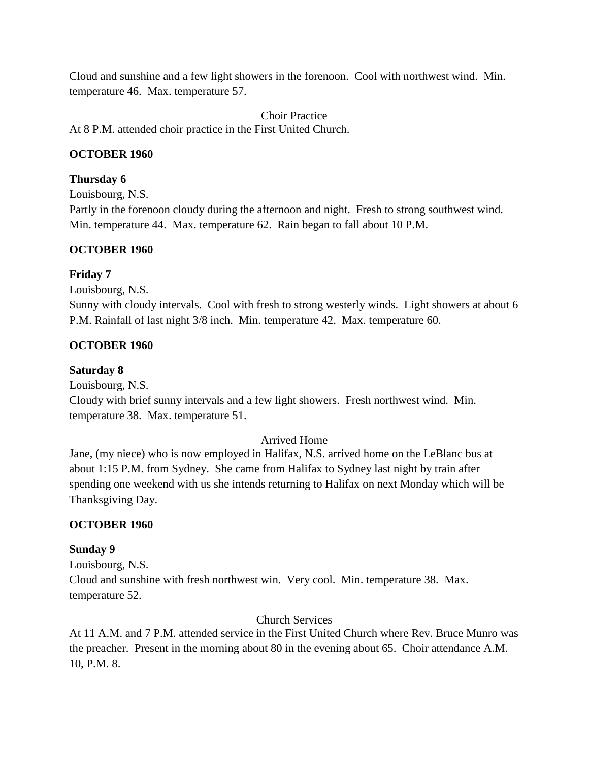Cloud and sunshine and a few light showers in the forenoon. Cool with northwest wind. Min. temperature 46. Max. temperature 57.

Choir Practice

At 8 P.M. attended choir practice in the First United Church.

**OCTOBER 1960**

**Thursday 6**

Louisbourg, N.S.

Partly in the forenoon cloudy during the afternoon and night. Fresh to strong southwest wind. Min. temperature 44. Max. temperature 62. Rain began to fall about 10 P.M.

**OCTOBER 1960**

**Friday 7**

Louisbourg, N.S.

Sunny with cloudy intervals. Cool with fresh to strong westerly winds. Light showers at about 6 P.M. Rainfall of last night 3/8 inch. Min. temperature 42. Max. temperature 60.

**OCTOBER 1960**

**Saturday 8**

Louisbourg, N.S.

Cloudy with brief sunny intervals and a few light showers. Fresh northwest wind. Min. temperature 38. Max. temperature 51.

Arrived Home

Jane, (my niece) who is now employed in Halifax, N.S. arrived home on the LeBlanc bus at about 1:15 P.M. from Sydney. She came from Halifax to Sydney last night by train after spending one weekend with us she intends returning to Halifax on next Monday which will be Thanksgiving Day.

**OCTOBER 1960**

**Sunday 9**

Louisbourg, N.S.

Cloud and sunshine with fresh northwest win. Very cool. Min. temperature 38. Max. temperature 52.

Church Services

At 11 A.M. and 7 P.M. attended service in the First United Church where Rev. Bruce Munro was the preacher. Present in the morning about 80 in the evening about 65. Choir attendance A.M. 10, P.M. 8.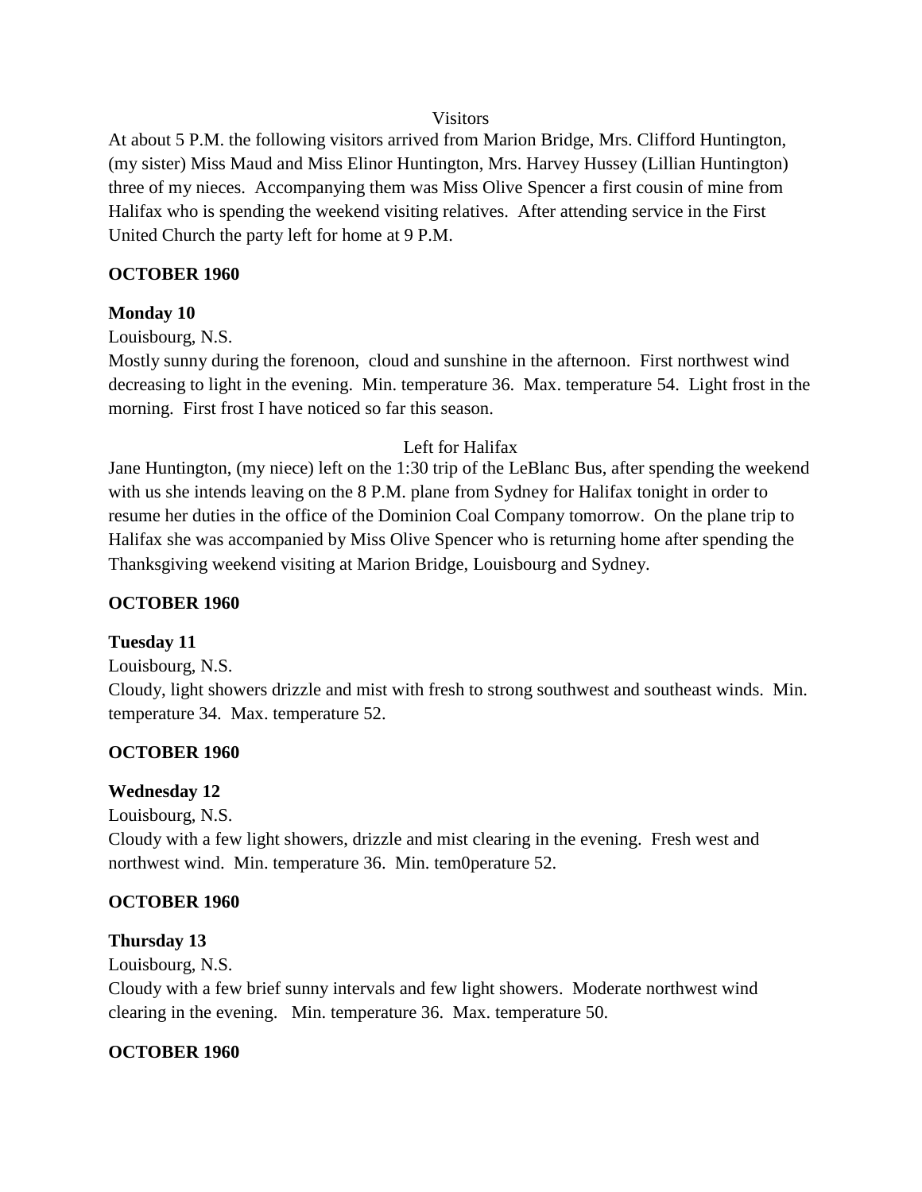Visitors

At about 5 P.M. the following visitors arrived from Marion Bridge, Mrs. Clifford Huntington, (my sister) Miss Maud and Miss Elinor Huntington, Mrs. Harvey Hussey (Lillian Huntington) three of my nieces. Accompanying them was Miss Olive Spencer a first cousin of mine from Halifax who is spending the weekend visiting relatives. After attending service in the First United Church the party left for home at 9 P.M.

**OCTOBER 1960**

**Monday 10**

Louisbourg, N.S.

Mostly sunny during the forenoon, cloud and sunshine in the afternoon. First northwest wind decreasing to light in the evening. Min. temperature 36. Max. temperature 54. Light frost in the morning. First frost I have noticed so far this season.

Left for Halifax

Jane Huntington, (my niece) left on the 1:30 trip of the LeBlanc Bus, after spending the weekend with us she intends leaving on the 8 P.M. plane from Sydney for Halifax tonight in order to resume her duties in the office of the Dominion Coal Company tomorrow. On the plane trip to Halifax she was accompanied by Miss Olive Spencer who is returning home after spending the Thanksgiving weekend visiting at Marion Bridge, Louisbourg and Sydney.

**OCTOBER 1960**

**Tuesday 11**

Louisbourg, N.S.

Cloudy, light showers drizzle and mist with fresh to strong southwest and southeast winds. Min. temperature 34. Max. temperature 52.

**OCTOBER 1960**

**Wednesday 12**

Louisbourg, N.S.

Cloudy with a few light showers, drizzle and mist clearing in the evening. Fresh west and northwest wind. Min. temperature 36. Min. tem0perature 52.

**OCTOBER 1960**

**Thursday 13**

Louisbourg, N.S.

Cloudy with a few brief sunny intervals and few light showers. Moderate northwest wind clearing in the evening. Min. temperature 36. Max. temperature 50.

**OCTOBER 1960**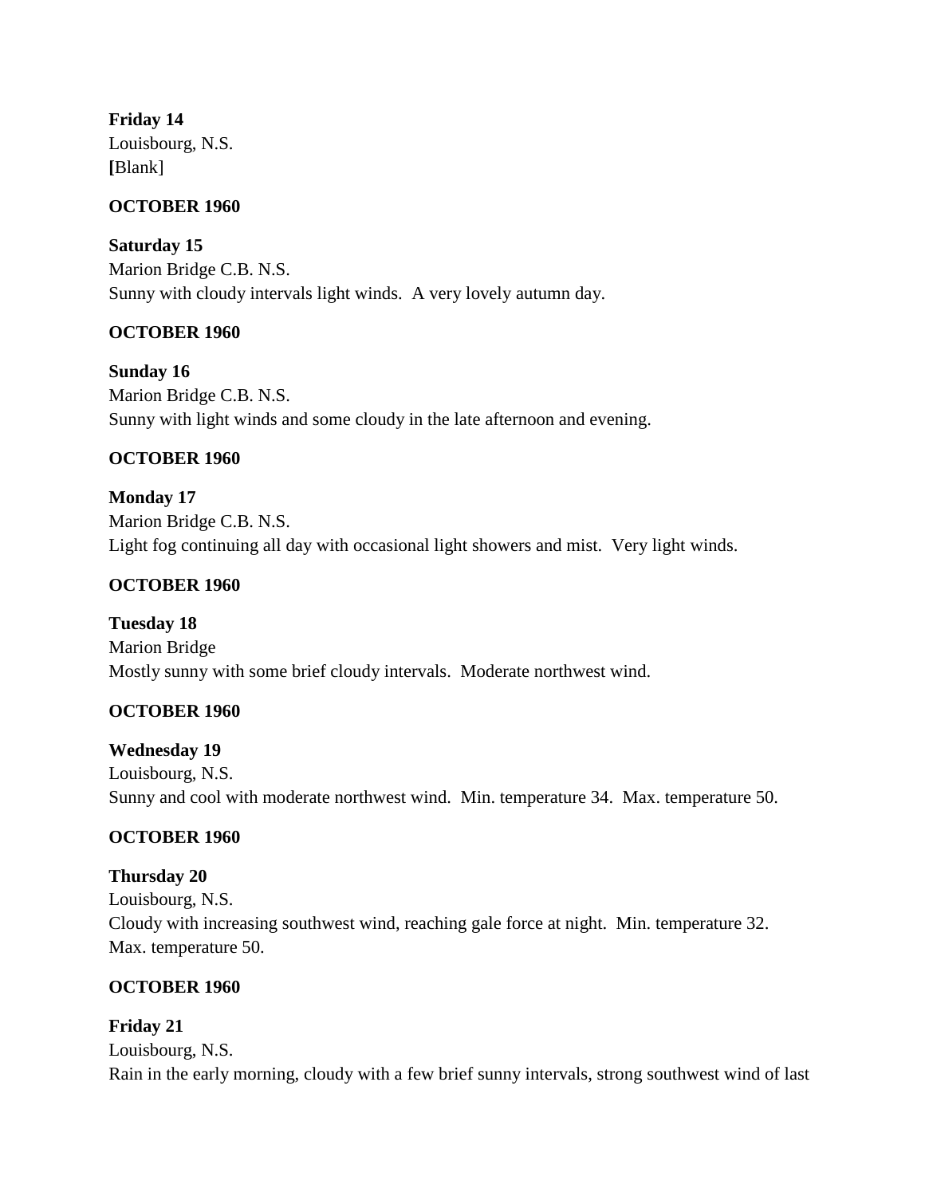**Friday 14**
Louisbourg, N.S.
**[**Blank]

**OCTOBER 1960**

**Saturday 15**
Marion Bridge C.B. N.S.
Sunny with cloudy intervals light winds. A very lovely autumn day.

**OCTOBER 1960**

**Sunday 16**
Marion Bridge C.B. N.S.
Sunny with light winds and some cloudy in the late afternoon and evening.

**OCTOBER 1960**

**Monday 17**
Marion Bridge C.B. N.S.
Light fog continuing all day with occasional light showers and mist. Very light winds.

**OCTOBER 1960**

**Tuesday 18**
Marion Bridge
Mostly sunny with some brief cloudy intervals. Moderate northwest wind.

**OCTOBER 1960**

**Wednesday 19**
Louisbourg, N.S.
Sunny and cool with moderate northwest wind. Min. temperature 34. Max. temperature 50.

**OCTOBER 1960**

**Thursday 20**
Louisbourg, N.S.
Cloudy with increasing southwest wind, reaching gale force at night. Min. temperature 32. Max. temperature 50.

**OCTOBER 1960**

**Friday 21**
Louisbourg, N.S.
Rain in the early morning, cloudy with a few brief sunny intervals, strong southwest wind of last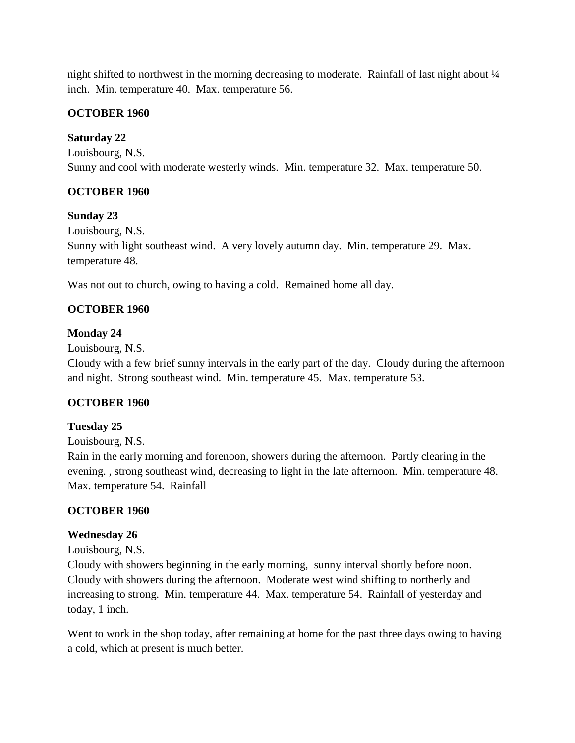night shifted to northwest in the morning decreasing to moderate. Rainfall of last night about ¼ inch. Min. temperature 40. Max. temperature 56.

**OCTOBER 1960**

**Saturday 22**
Louisbourg, N.S.
Sunny and cool with moderate westerly winds. Min. temperature 32. Max. temperature 50.

**OCTOBER 1960**

**Sunday 23**
Louisbourg, N.S.
Sunny with light southeast wind. A very lovely autumn day. Min. temperature 29. Max. temperature 48.

Was not out to church, owing to having a cold. Remained home all day.

**OCTOBER 1960**

**Monday 24**
Louisbourg, N.S.
Cloudy with a few brief sunny intervals in the early part of the day. Cloudy during the afternoon and night. Strong southeast wind. Min. temperature 45. Max. temperature 53.

**OCTOBER 1960**

**Tuesday 25**
Louisbourg, N.S.
Rain in the early morning and forenoon, showers during the afternoon. Partly clearing in the evening. , strong southeast wind, decreasing to light in the late afternoon. Min. temperature 48. Max. temperature 54. Rainfall

**OCTOBER 1960**

**Wednesday 26**
Louisbourg, N.S.
Cloudy with showers beginning in the early morning, sunny interval shortly before noon. Cloudy with showers during the afternoon. Moderate west wind shifting to northerly and increasing to strong. Min. temperature 44. Max. temperature 54. Rainfall of yesterday and today, 1 inch.

Went to work in the shop today, after remaining at home for the past three days owing to having a cold, which at present is much better.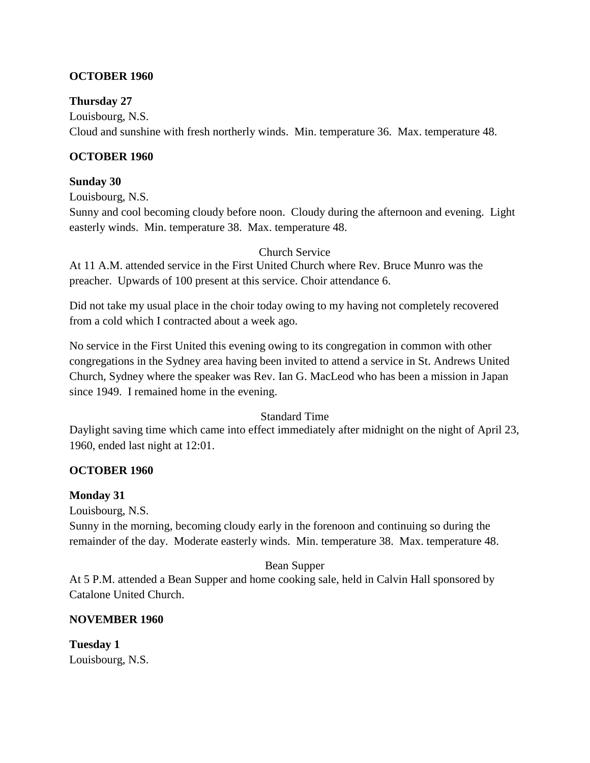**OCTOBER 1960**

**Thursday 27**
Louisbourg, N.S.
Cloud and sunshine with fresh northerly winds. Min. temperature 36. Max. temperature 48.

**OCTOBER 1960**

**Sunday 30**
Louisbourg, N.S.
Sunny and cool becoming cloudy before noon. Cloudy during the afternoon and evening. Light easterly winds. Min. temperature 38. Max. temperature 48.

Church Service

At 11 A.M. attended service in the First United Church where Rev. Bruce Munro was the preacher. Upwards of 100 present at this service. Choir attendance 6.

Did not take my usual place in the choir today owing to my having not completely recovered from a cold which I contracted about a week ago.

No service in the First United this evening owing to its congregation in common with other congregations in the Sydney area having been invited to attend a service in St. Andrews United Church, Sydney where the speaker was Rev. Ian G. MacLeod who has been a mission in Japan since 1949. I remained home in the evening.

Standard Time

Daylight saving time which came into effect immediately after midnight on the night of April 23, 1960, ended last night at 12:01.

**OCTOBER 1960**

**Monday 31**
Louisbourg, N.S.
Sunny in the morning, becoming cloudy early in the forenoon and continuing so during the remainder of the day. Moderate easterly winds. Min. temperature 38. Max. temperature 48.

Bean Supper

At 5 P.M. attended a Bean Supper and home cooking sale, held in Calvin Hall sponsored by Catalone United Church.

**NOVEMBER 1960**

**Tuesday 1**
Louisbourg, N.S.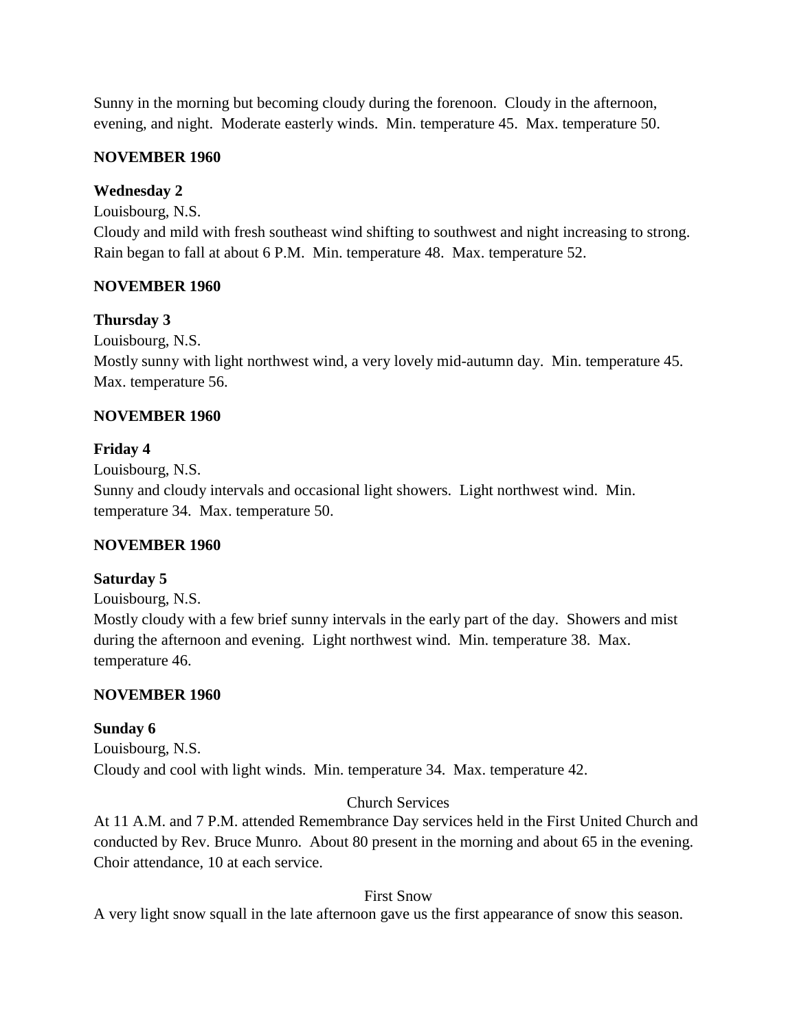Sunny in the morning but becoming cloudy during the forenoon. Cloudy in the afternoon, evening, and night. Moderate easterly winds. Min. temperature 45. Max. temperature 50.

**NOVEMBER 1960**

**Wednesday 2**

Louisbourg, N.S.

Cloudy and mild with fresh southeast wind shifting to southwest and night increasing to strong. Rain began to fall at about 6 P.M. Min. temperature 48. Max. temperature 52.

**NOVEMBER 1960**

**Thursday 3**

Louisbourg, N.S.

Mostly sunny with light northwest wind, a very lovely mid-autumn day. Min. temperature 45. Max. temperature 56.

**NOVEMBER 1960**

**Friday 4**

Louisbourg, N.S.

Sunny and cloudy intervals and occasional light showers. Light northwest wind. Min. temperature 34. Max. temperature 50.

**NOVEMBER 1960**

**Saturday 5**

Louisbourg, N.S.

Mostly cloudy with a few brief sunny intervals in the early part of the day. Showers and mist during the afternoon and evening. Light northwest wind. Min. temperature 38. Max. temperature 46.

**NOVEMBER 1960**

**Sunday 6**

Louisbourg, N.S.

Cloudy and cool with light winds. Min. temperature 34. Max. temperature 42.

Church Services

At 11 A.M. and 7 P.M. attended Remembrance Day services held in the First United Church and conducted by Rev. Bruce Munro. About 80 present in the morning and about 65 in the evening. Choir attendance, 10 at each service.

First Snow

A very light snow squall in the late afternoon gave us the first appearance of snow this season.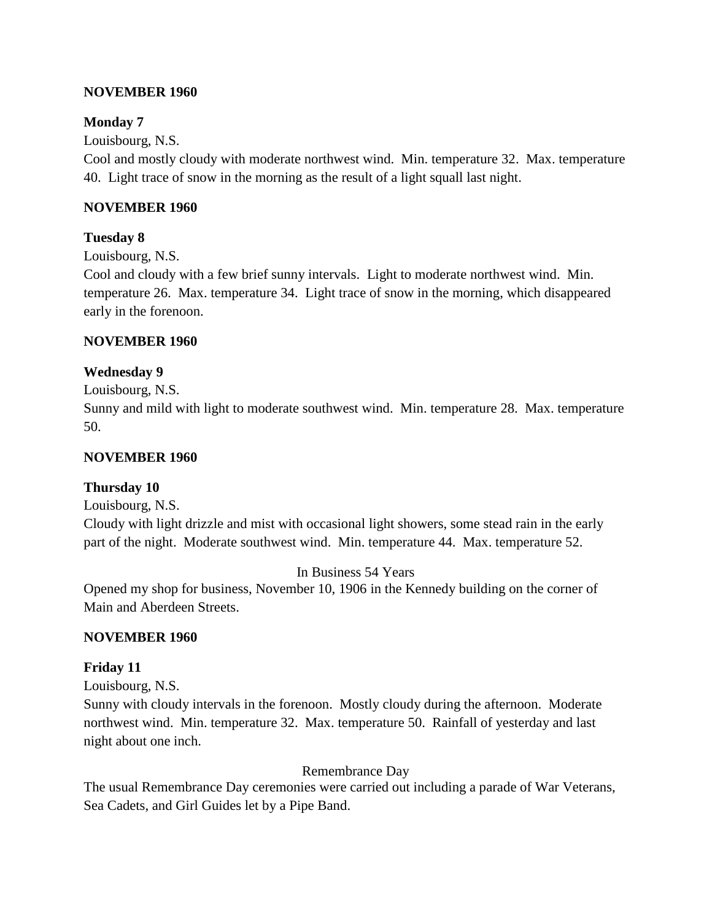**NOVEMBER 1960**

**Monday 7**

Louisbourg, N.S.

Cool and mostly cloudy with moderate northwest wind. Min. temperature 32. Max. temperature 40. Light trace of snow in the morning as the result of a light squall last night.

**NOVEMBER 1960**

**Tuesday 8**

Louisbourg, N.S.

Cool and cloudy with a few brief sunny intervals. Light to moderate northwest wind. Min. temperature 26. Max. temperature 34. Light trace of snow in the morning, which disappeared early in the forenoon.

**NOVEMBER 1960**

**Wednesday 9**

Louisbourg, N.S.

Sunny and mild with light to moderate southwest wind. Min. temperature 28. Max. temperature 50.

**NOVEMBER 1960**

**Thursday 10**

Louisbourg, N.S.

Cloudy with light drizzle and mist with occasional light showers, some stead rain in the early part of the night. Moderate southwest wind. Min. temperature 44. Max. temperature 52.

In Business 54 Years

Opened my shop for business, November 10, 1906 in the Kennedy building on the corner of Main and Aberdeen Streets.

**NOVEMBER 1960**

**Friday 11**

Louisbourg, N.S.

Sunny with cloudy intervals in the forenoon. Mostly cloudy during the afternoon. Moderate northwest wind. Min. temperature 32. Max. temperature 50. Rainfall of yesterday and last night about one inch.

Remembrance Day

The usual Remembrance Day ceremonies were carried out including a parade of War Veterans, Sea Cadets, and Girl Guides let by a Pipe Band.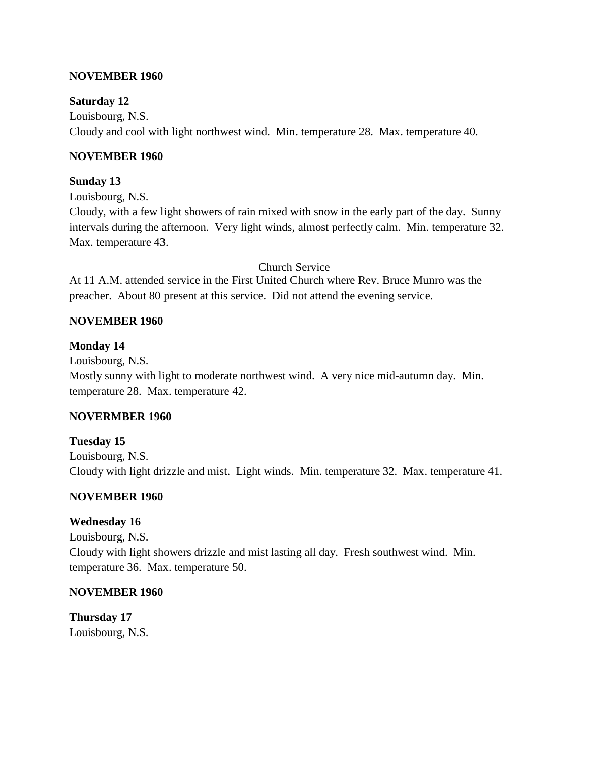**NOVEMBER 1960**

**Saturday 12**
Louisbourg, N.S.
Cloudy and cool with light northwest wind. Min. temperature 28. Max. temperature 40.

**NOVEMBER 1960**

**Sunday 13**
Louisbourg, N.S.
Cloudy, with a few light showers of rain mixed with snow in the early part of the day. Sunny intervals during the afternoon. Very light winds, almost perfectly calm. Min. temperature 32. Max. temperature 43.

Church Service

At 11 A.M. attended service in the First United Church where Rev. Bruce Munro was the preacher. About 80 present at this service. Did not attend the evening service.

**NOVEMBER 1960**

**Monday 14**
Louisbourg, N.S.
Mostly sunny with light to moderate northwest wind. A very nice mid-autumn day. Min. temperature 28. Max. temperature 42.

**NOVERMBER 1960**

**Tuesday 15**
Louisbourg, N.S.
Cloudy with light drizzle and mist. Light winds. Min. temperature 32. Max. temperature 41.

**NOVEMBER 1960**

**Wednesday 16**
Louisbourg, N.S.
Cloudy with light showers drizzle and mist lasting all day. Fresh southwest wind. Min. temperature 36. Max. temperature 50.

**NOVEMBER 1960**

**Thursday 17**
Louisbourg, N.S.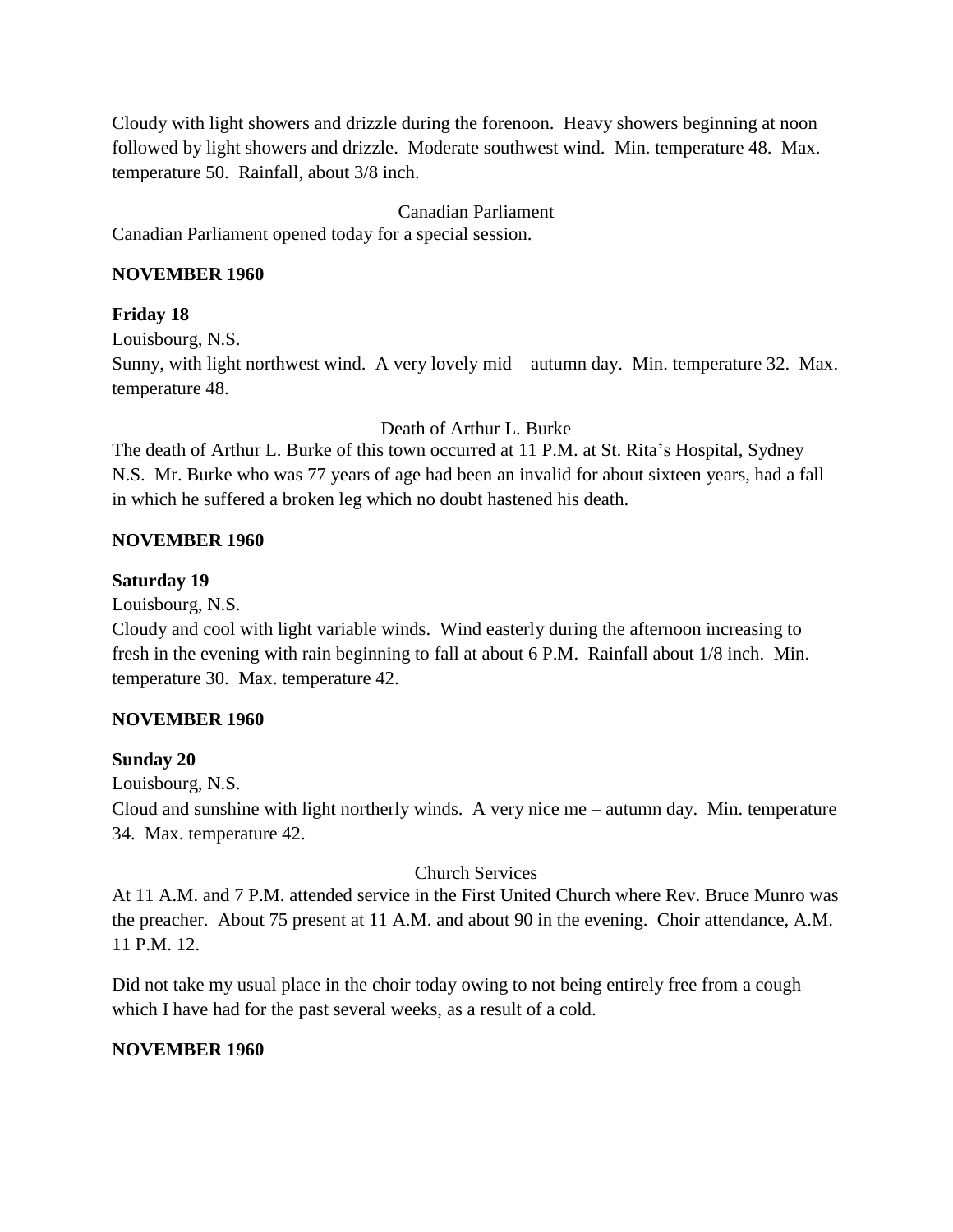Cloudy with light showers and drizzle during the forenoon. Heavy showers beginning at noon followed by light showers and drizzle. Moderate southwest wind. Min. temperature 48. Max. temperature 50. Rainfall, about 3/8 inch.

Canadian Parliament

Canadian Parliament opened today for a special session.

**NOVEMBER 1960**

**Friday 18**

Louisbourg, N.S.

Sunny, with light northwest wind. A very lovely mid – autumn day. Min. temperature 32. Max. temperature 48.

Death of Arthur L. Burke

The death of Arthur L. Burke of this town occurred at 11 P.M. at St. Rita's Hospital, Sydney N.S. Mr. Burke who was 77 years of age had been an invalid for about sixteen years, had a fall in which he suffered a broken leg which no doubt hastened his death.

**NOVEMBER 1960**

**Saturday 19**

Louisbourg, N.S.

Cloudy and cool with light variable winds. Wind easterly during the afternoon increasing to fresh in the evening with rain beginning to fall at about 6 P.M. Rainfall about 1/8 inch. Min. temperature 30. Max. temperature 42.

**NOVEMBER 1960**

**Sunday 20**

Louisbourg, N.S.

Cloud and sunshine with light northerly winds. A very nice me – autumn day. Min. temperature 34. Max. temperature 42.

Church Services

At 11 A.M. and 7 P.M. attended service in the First United Church where Rev. Bruce Munro was the preacher. About 75 present at 11 A.M. and about 90 in the evening. Choir attendance, A.M. 11 P.M. 12.

Did not take my usual place in the choir today owing to not being entirely free from a cough which I have had for the past several weeks, as a result of a cold.

**NOVEMBER 1960**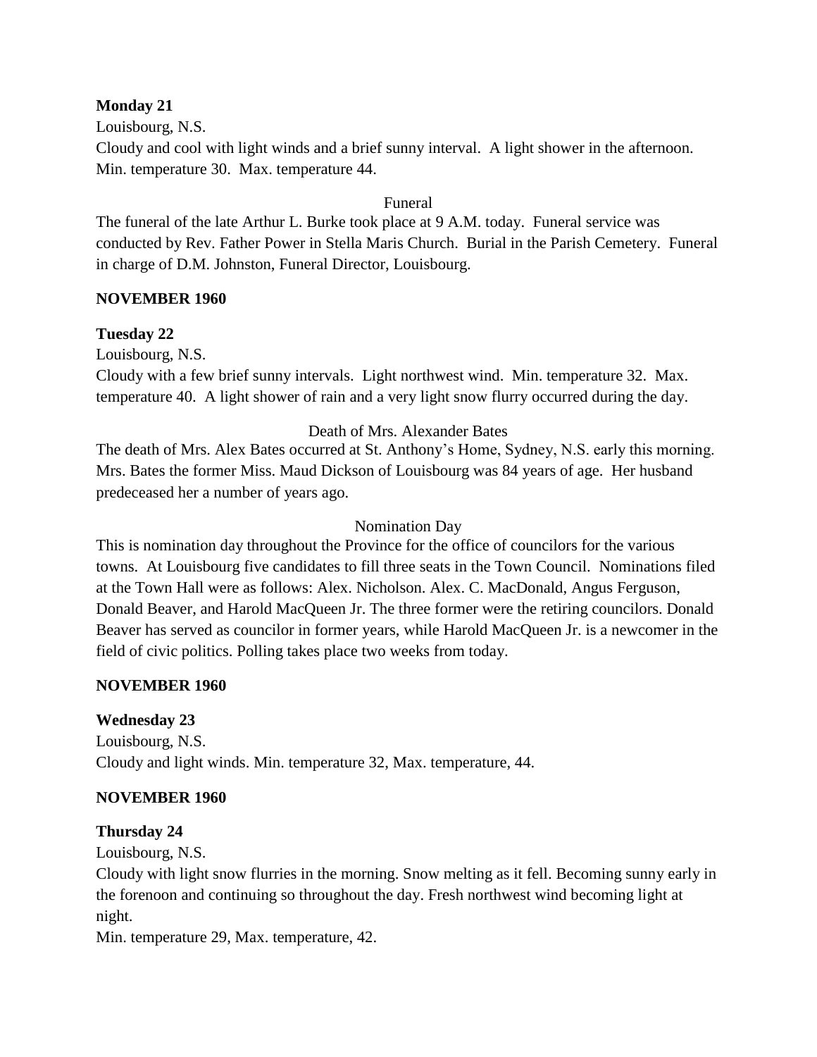**Monday 21**

Louisbourg, N.S.

Cloudy and cool with light winds and a brief sunny interval. A light shower in the afternoon. Min. temperature 30. Max. temperature 44.

Funeral

The funeral of the late Arthur L. Burke took place at 9 A.M. today. Funeral service was conducted by Rev. Father Power in Stella Maris Church. Burial in the Parish Cemetery. Funeral in charge of D.M. Johnston, Funeral Director, Louisbourg.

**NOVEMBER 1960**

**Tuesday 22**

Louisbourg, N.S.

Cloudy with a few brief sunny intervals. Light northwest wind. Min. temperature 32. Max. temperature 40. A light shower of rain and a very light snow flurry occurred during the day.

Death of Mrs. Alexander Bates

The death of Mrs. Alex Bates occurred at St. Anthony's Home, Sydney, N.S. early this morning. Mrs. Bates the former Miss. Maud Dickson of Louisbourg was 84 years of age. Her husband predeceased her a number of years ago.

Nomination Day

This is nomination day throughout the Province for the office of councilors for the various towns. At Louisbourg five candidates to fill three seats in the Town Council. Nominations filed at the Town Hall were as follows: Alex. Nicholson. Alex. C. MacDonald, Angus Ferguson, Donald Beaver, and Harold MacQueen Jr. The three former were the retiring councilors. Donald Beaver has served as councilor in former years, while Harold MacQueen Jr. is a newcomer in the field of civic politics. Polling takes place two weeks from today.

**NOVEMBER 1960**

**Wednesday 23**

Louisbourg, N.S.

Cloudy and light winds. Min. temperature 32, Max. temperature, 44.

**NOVEMBER 1960**

**Thursday 24**

Louisbourg, N.S.

Cloudy with light snow flurries in the morning. Snow melting as it fell. Becoming sunny early in the forenoon and continuing so throughout the day. Fresh northwest wind becoming light at night.

Min. temperature 29, Max. temperature, 42.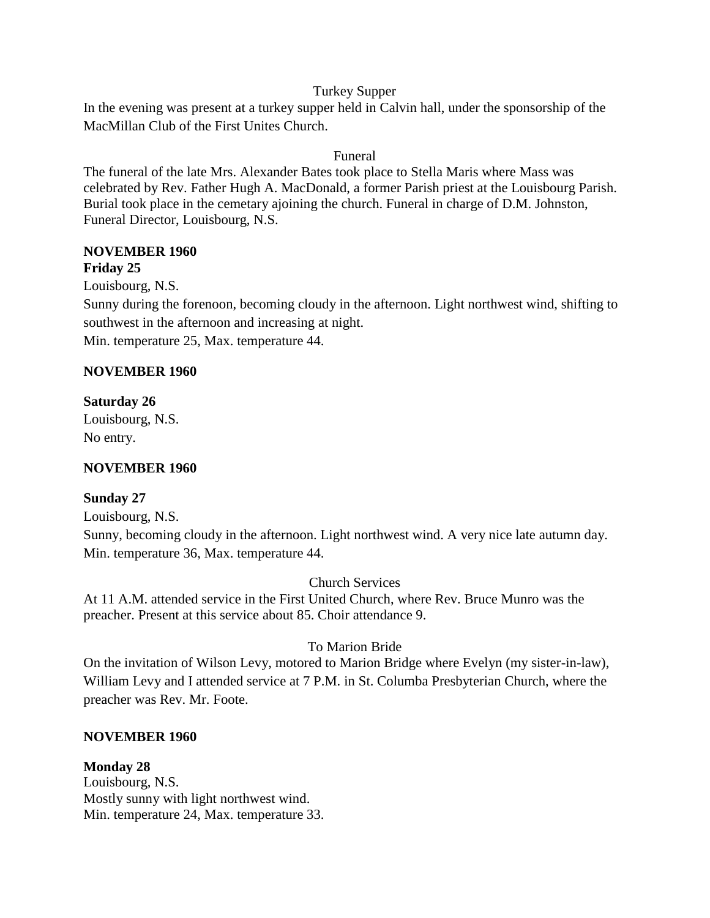Turkey Supper

In the evening was present at a turkey supper held in Calvin hall, under the sponsorship of the MacMillan Club of the First Unites Church.

Funeral

The funeral of the late Mrs. Alexander Bates took place to Stella Maris where Mass was celebrated by Rev. Father Hugh A. MacDonald, a former Parish priest at the Louisbourg Parish. Burial took place in the cemetary ajoining the church. Funeral in charge of D.M. Johnston, Funeral Director, Louisbourg, N.S.

**NOVEMBER 1960**

**Friday 25**

Louisbourg, N.S.

Sunny during the forenoon, becoming cloudy in the afternoon. Light northwest wind, shifting to southwest in the afternoon and increasing at night.

Min. temperature 25, Max. temperature 44.

**NOVEMBER 1960**

**Saturday 26**

Louisbourg, N.S.

No entry.

**NOVEMBER 1960**

**Sunday 27**

Louisbourg, N.S.

Sunny, becoming cloudy in the afternoon. Light northwest wind. A very nice late autumn day.

Min. temperature 36, Max. temperature 44.

Church Services

At 11 A.M. attended service in the First United Church, where Rev. Bruce Munro was the preacher. Present at this service about 85. Choir attendance 9.

To Marion Bride

On the invitation of Wilson Levy, motored to Marion Bridge where Evelyn (my sister-in-law), William Levy and I attended service at 7 P.M. in St. Columba Presbyterian Church, where the preacher was Rev. Mr. Foote.

**NOVEMBER 1960**

**Monday 28**

Louisbourg, N.S.

Mostly sunny with light northwest wind.

Min. temperature 24, Max. temperature 33.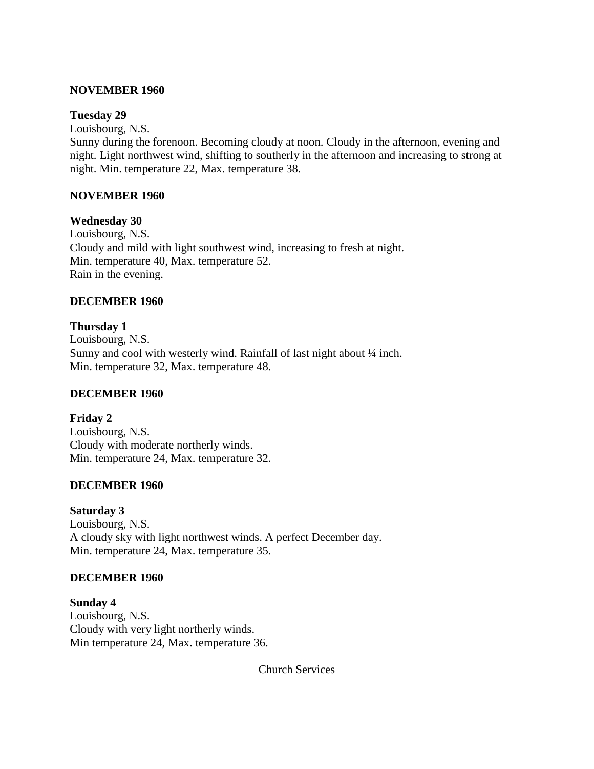**NOVEMBER 1960**

**Tuesday 29**
Louisbourg, N.S.
Sunny during the forenoon. Becoming cloudy at noon. Cloudy in the afternoon, evening and night. Light northwest wind, shifting to southerly in the afternoon and increasing to strong at night. Min. temperature 22, Max. temperature 38.

**NOVEMBER 1960**

**Wednesday 30**
Louisbourg, N.S.
Cloudy and mild with light southwest wind, increasing to fresh at night.
Min. temperature 40, Max. temperature 52.
Rain in the evening.

**DECEMBER 1960**

**Thursday 1**
Louisbourg, N.S.
Sunny and cool with westerly wind. Rainfall of last night about ¼ inch.
Min. temperature 32, Max. temperature 48.

**DECEMBER 1960**

**Friday 2**
Louisbourg, N.S.
Cloudy with moderate northerly winds.
Min. temperature 24, Max. temperature 32.

**DECEMBER 1960**

**Saturday 3**
Louisbourg, N.S.
A cloudy sky with light northwest winds. A perfect December day.
Min. temperature 24, Max. temperature 35.

**DECEMBER 1960**

**Sunday 4**
Louisbourg, N.S.
Cloudy with very light northerly winds.
Min temperature 24, Max. temperature 36.

Church Services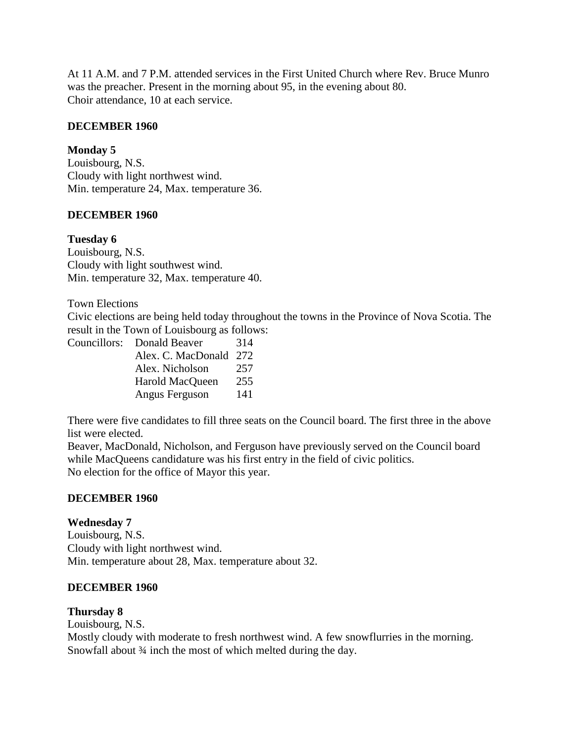At 11 A.M. and 7 P.M. attended services in the First United Church where Rev. Bruce Munro was the preacher. Present in the morning about 95, in the evening about 80.
Choir attendance, 10 at each service.

**DECEMBER 1960**

**Monday 5**
Louisbourg, N.S.
Cloudy with light northwest wind.
Min. temperature 24, Max. temperature 36.

**DECEMBER 1960**

**Tuesday 6**
Louisbourg, N.S.
Cloudy with light southwest wind.
Min. temperature 32, Max. temperature 40.

Town Elections
Civic elections are being held today throughout the towns in the Province of Nova Scotia. The result in the Town of Louisbourg as follows:

| | | |
|---|---|---|
| Councillors: | Donald Beaver | 314 |
| | Alex. C. MacDonald | 272 |
| | Alex. Nicholson | 257 |
| | Harold MacQueen | 255 |
| | Angus Ferguson | 141 |

There were five candidates to fill three seats on the Council board. The first three in the above list were elected.
Beaver, MacDonald, Nicholson, and Ferguson have previously served on the Council board while MacQueens candidature was his first entry in the field of civic politics.
No election for the office of Mayor this year.

**DECEMBER 1960**

**Wednesday 7**
Louisbourg, N.S.
Cloudy with light northwest wind.
Min. temperature about 28, Max. temperature about 32.

**DECEMBER 1960**

**Thursday 8**
Louisbourg, N.S.
Mostly cloudy with moderate to fresh northwest wind. A few snowflurries in the morning.
Snowfall about ¾ inch the most of which melted during the day.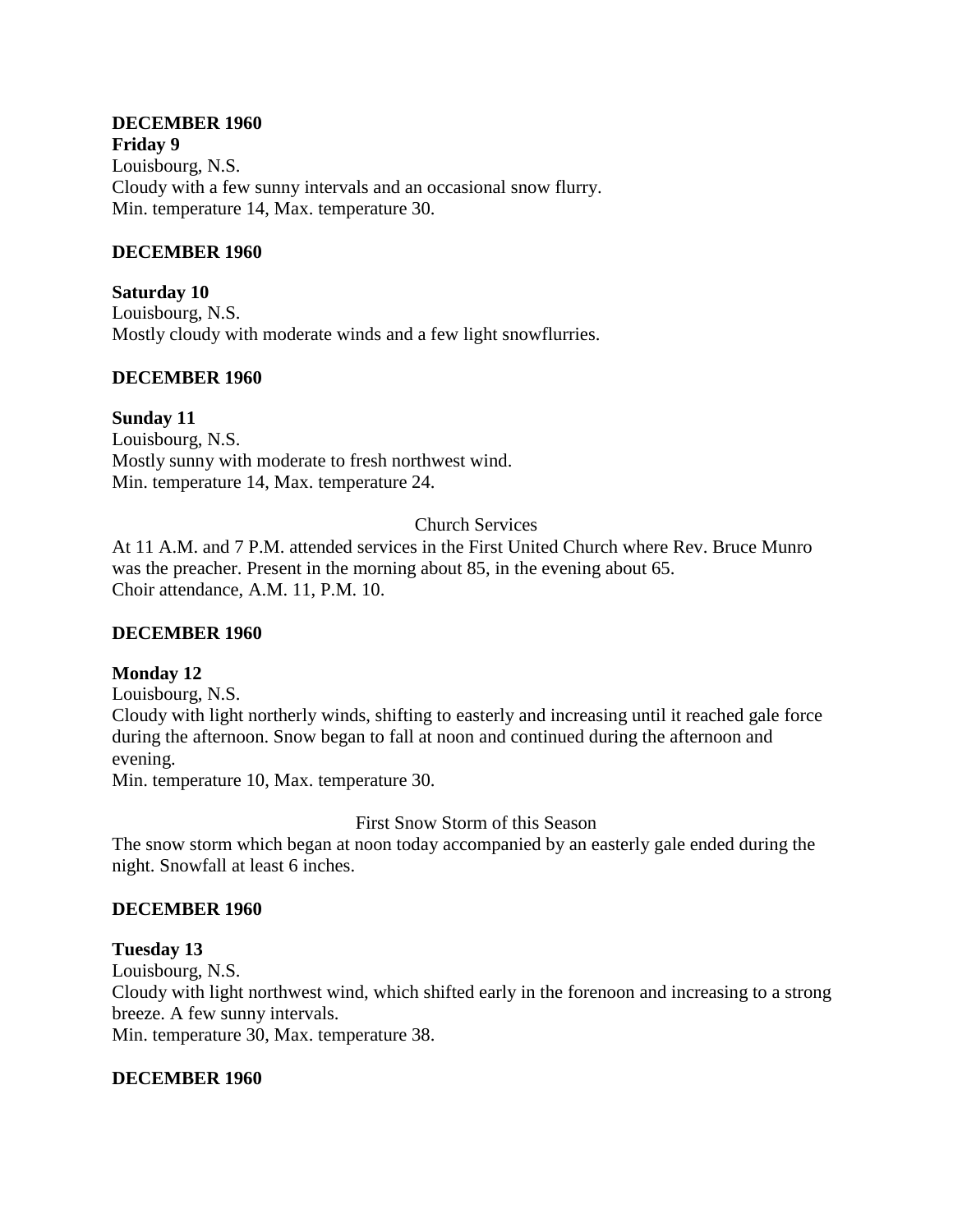**DECEMBER 1960**

**Friday 9**

Louisbourg, N.S.

Cloudy with a few sunny intervals and an occasional snow flurry.

Min. temperature 14, Max. temperature 30.

**DECEMBER 1960**

**Saturday 10**

Louisbourg, N.S.

Mostly cloudy with moderate winds and a few light snowflurries.

**DECEMBER 1960**

**Sunday 11**

Louisbourg, N.S.

Mostly sunny with moderate to fresh northwest wind.

Min. temperature 14, Max. temperature 24.

Church Services

At 11 A.M. and 7 P.M. attended services in the First United Church where Rev. Bruce Munro was the preacher. Present in the morning about 85, in the evening about 65.

Choir attendance, A.M. 11, P.M. 10.

**DECEMBER 1960**

**Monday 12**

Louisbourg, N.S.

Cloudy with light northerly winds, shifting to easterly and increasing until it reached gale force during the afternoon. Snow began to fall at noon and continued during the afternoon and evening.

Min. temperature 10, Max. temperature 30.

First Snow Storm of this Season

The snow storm which began at noon today accompanied by an easterly gale ended during the night. Snowfall at least 6 inches.

**DECEMBER 1960**

**Tuesday 13**

Louisbourg, N.S.

Cloudy with light northwest wind, which shifted early in the forenoon and increasing to a strong breeze. A few sunny intervals.

Min. temperature 30, Max. temperature 38.

**DECEMBER 1960**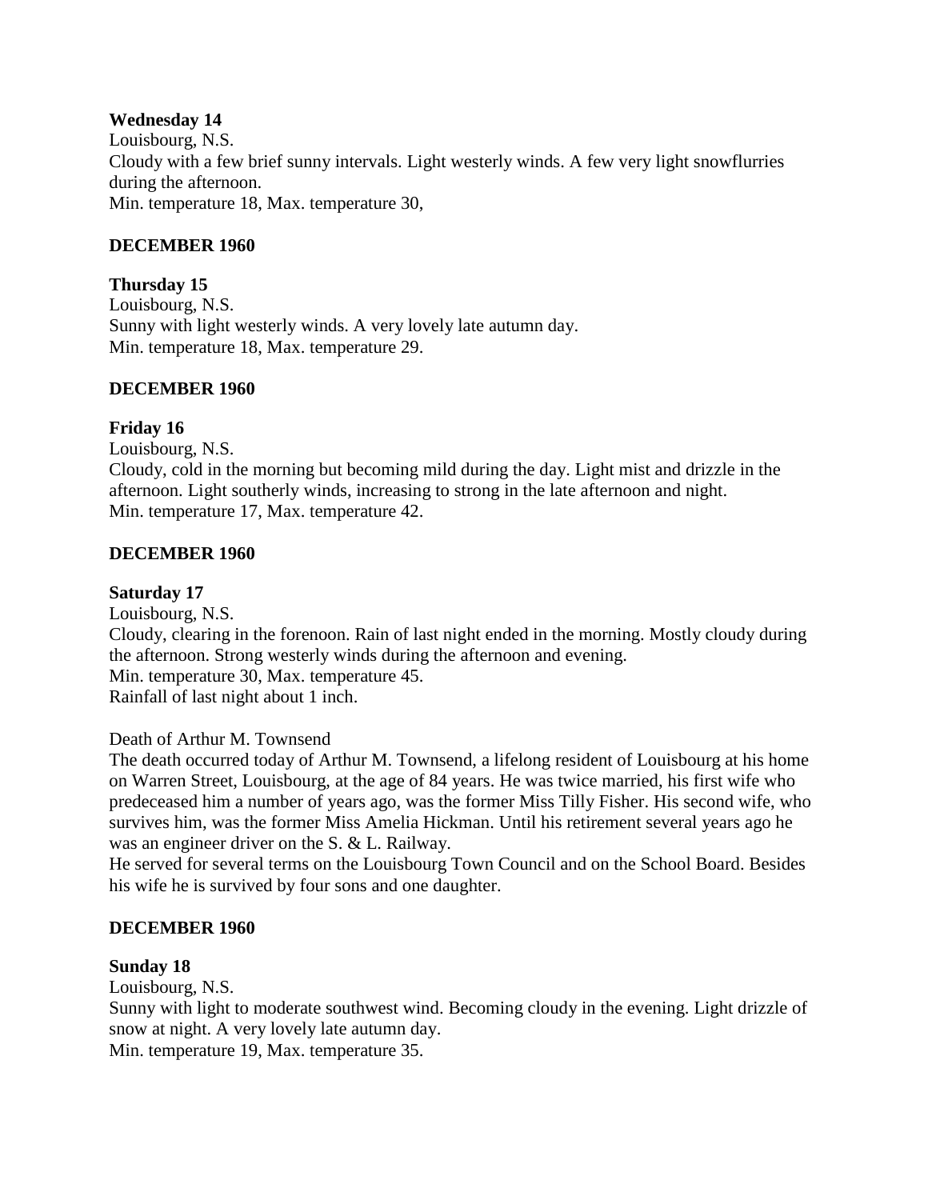**Wednesday 14**
Louisbourg, N.S.
Cloudy with a few brief sunny intervals. Light westerly winds. A few very light snowflurries during the afternoon.
Min. temperature 18, Max. temperature 30,

**DECEMBER 1960**

**Thursday 15**
Louisbourg, N.S.
Sunny with light westerly winds. A very lovely late autumn day.
Min. temperature 18, Max. temperature 29.

**DECEMBER 1960**

**Friday 16**
Louisbourg, N.S.
Cloudy, cold in the morning but becoming mild during the day. Light mist and drizzle in the afternoon. Light southerly winds, increasing to strong in the late afternoon and night.
Min. temperature 17, Max. temperature 42.

**DECEMBER 1960**

**Saturday 17**
Louisbourg, N.S.
Cloudy, clearing in the forenoon. Rain of last night ended in the morning. Mostly cloudy during the afternoon. Strong westerly winds during the afternoon and evening.
Min. temperature 30, Max. temperature 45.
Rainfall of last night about 1 inch.

Death of Arthur M. Townsend
The death occurred today of Arthur M. Townsend, a lifelong resident of Louisbourg at his home on Warren Street, Louisbourg, at the age of 84 years. He was twice married, his first wife who predeceased him a number of years ago, was the former Miss Tilly Fisher. His second wife, who survives him, was the former Miss Amelia Hickman. Until his retirement several years ago he was an engineer driver on the S. & L. Railway.
He served for several terms on the Louisbourg Town Council and on the School Board. Besides his wife he is survived by four sons and one daughter.

**DECEMBER 1960**

**Sunday 18**
Louisbourg, N.S.
Sunny with light to moderate southwest wind. Becoming cloudy in the evening. Light drizzle of snow at night. A very lovely late autumn day.
Min. temperature 19, Max. temperature 35.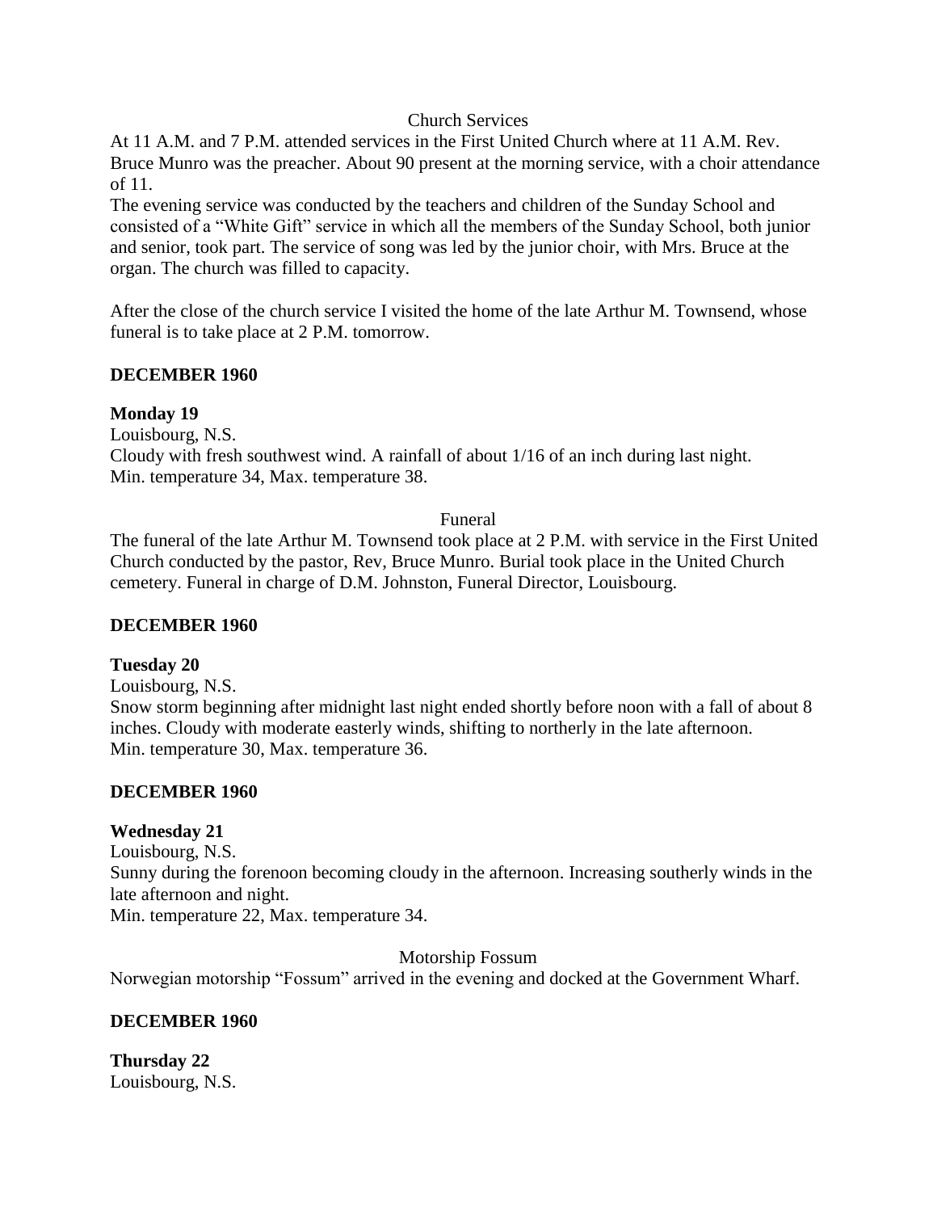Church Services

At 11 A.M. and 7 P.M. attended services in the First United Church where at 11 A.M. Rev. Bruce Munro was the preacher. About 90 present at the morning service, with a choir attendance of 11.

The evening service was conducted by the teachers and children of the Sunday School and consisted of a "White Gift" service in which all the members of the Sunday School, both junior and senior, took part. The service of song was led by the junior choir, with Mrs. Bruce at the organ. The church was filled to capacity.

After the close of the church service I visited the home of the late Arthur M. Townsend, whose funeral is to take place at 2 P.M. tomorrow.

**DECEMBER 1960**

**Monday 19**

Louisbourg, N.S.

Cloudy with fresh southwest wind. A rainfall of about 1/16 of an inch during last night.

Min. temperature 34, Max. temperature 38.

Funeral

The funeral of the late Arthur M. Townsend took place at 2 P.M. with service in the First United Church conducted by the pastor, Rev, Bruce Munro. Burial took place in the United Church cemetery. Funeral in charge of D.M. Johnston, Funeral Director, Louisbourg.

**DECEMBER 1960**

**Tuesday 20**

Louisbourg, N.S.

Snow storm beginning after midnight last night ended shortly before noon with a fall of about 8 inches. Cloudy with moderate easterly winds, shifting to northerly in the late afternoon.

Min. temperature 30, Max. temperature 36.

**DECEMBER 1960**

**Wednesday 21**

Louisbourg, N.S.

Sunny during the forenoon becoming cloudy in the afternoon. Increasing southerly winds in the late afternoon and night.

Min. temperature 22, Max. temperature 34.

Motorship Fossum

Norwegian motorship "Fossum" arrived in the evening and docked at the Government Wharf.

**DECEMBER 1960**

**Thursday 22**

Louisbourg, N.S.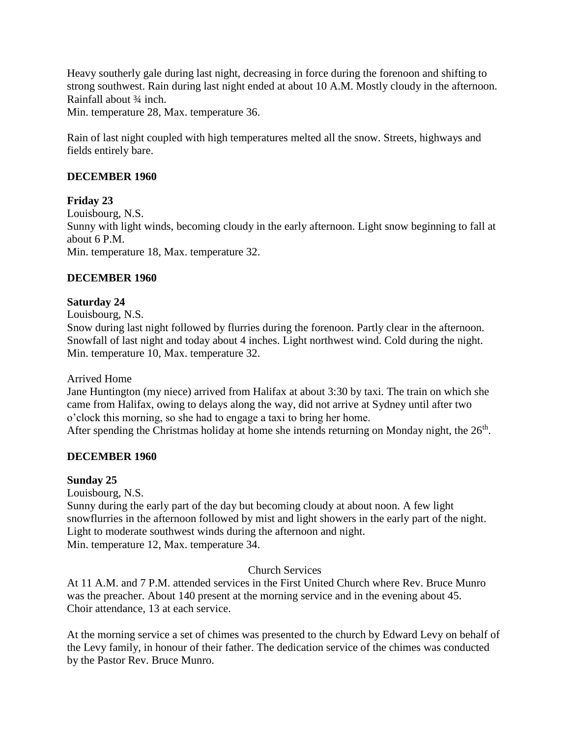Heavy southerly gale during last night, decreasing in force during the forenoon and shifting to strong southwest. Rain during last night ended at about 10 A.M. Mostly cloudy in the afternoon. Rainfall about ¾ inch.
Min. temperature 28, Max. temperature 36.

Rain of last night coupled with high temperatures melted all the snow. Streets, highways and fields entirely bare.

**DECEMBER 1960**

**Friday 23**
Louisbourg, N.S.
Sunny with light winds, becoming cloudy in the early afternoon. Light snow beginning to fall at about 6 P.M.
Min. temperature 18, Max. temperature 32.

**DECEMBER 1960**

**Saturday 24**
Louisbourg, N.S.
Snow during last night followed by flurries during the forenoon. Partly clear in the afternoon. Snowfall of last night and today about 4 inches. Light northwest wind. Cold during the night.
Min. temperature 10, Max. temperature 32.

Arrived Home
Jane Huntington (my niece) arrived from Halifax at about 3:30 by taxi. The train on which she came from Halifax, owing to delays along the way, did not arrive at Sydney until after two o'clock this morning, so she had to engage a taxi to bring her home.
After spending the Christmas holiday at home she intends returning on Monday night, the 26th.

**DECEMBER 1960**

**Sunday 25**
Louisbourg, N.S.
Sunny during the early part of the day but becoming cloudy at about noon. A few light snowflurries in the afternoon followed by mist and light showers in the early part of the night. Light to moderate southwest winds during the afternoon and night.
Min. temperature 12, Max. temperature 34.

Church Services
At 11 A.M. and 7 P.M. attended services in the First United Church where Rev. Bruce Munro was the preacher. About 140 present at the morning service and in the evening about 45. Choir attendance, 13 at each service.

At the morning service a set of chimes was presented to the church by Edward Levy on behalf of the Levy family, in honour of their father. The dedication service of the chimes was conducted by the Pastor Rev. Bruce Munro.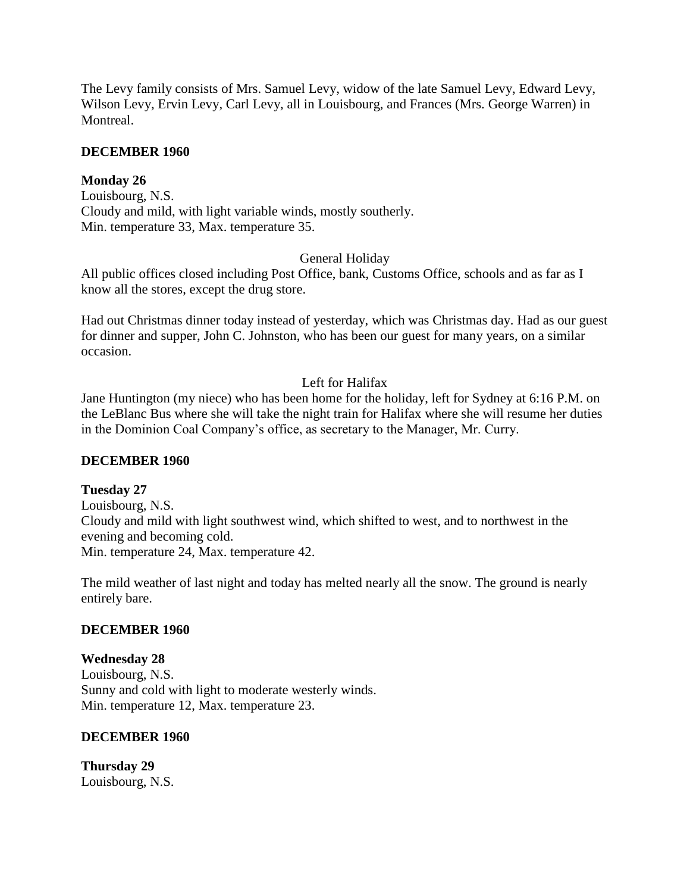The Levy family consists of Mrs. Samuel Levy, widow of the late Samuel Levy, Edward Levy, Wilson Levy, Ervin Levy, Carl Levy, all in Louisbourg, and Frances (Mrs. George Warren) in Montreal.

**DECEMBER 1960**

**Monday 26**
Louisbourg, N.S.
Cloudy and mild, with light variable winds, mostly southerly.
Min. temperature 33, Max. temperature 35.

General Holiday

All public offices closed including Post Office, bank, Customs Office, schools and as far as I know all the stores, except the drug store.

Had out Christmas dinner today instead of yesterday, which was Christmas day. Had as our guest for dinner and supper, John C. Johnston, who has been our guest for many years, on a similar occasion.

Left for Halifax

Jane Huntington (my niece) who has been home for the holiday, left for Sydney at 6:16 P.M. on the LeBlanc Bus where she will take the night train for Halifax where she will resume her duties in the Dominion Coal Company's office, as secretary to the Manager, Mr. Curry.

**DECEMBER 1960**

**Tuesday 27**
Louisbourg, N.S.
Cloudy and mild with light southwest wind, which shifted to west, and to northwest in the evening and becoming cold.
Min. temperature 24, Max. temperature 42.

The mild weather of last night and today has melted nearly all the snow. The ground is nearly entirely bare.

**DECEMBER 1960**

**Wednesday 28**
Louisbourg, N.S.
Sunny and cold with light to moderate westerly winds.
Min. temperature 12, Max. temperature 23.

**DECEMBER 1960**

**Thursday 29**
Louisbourg, N.S.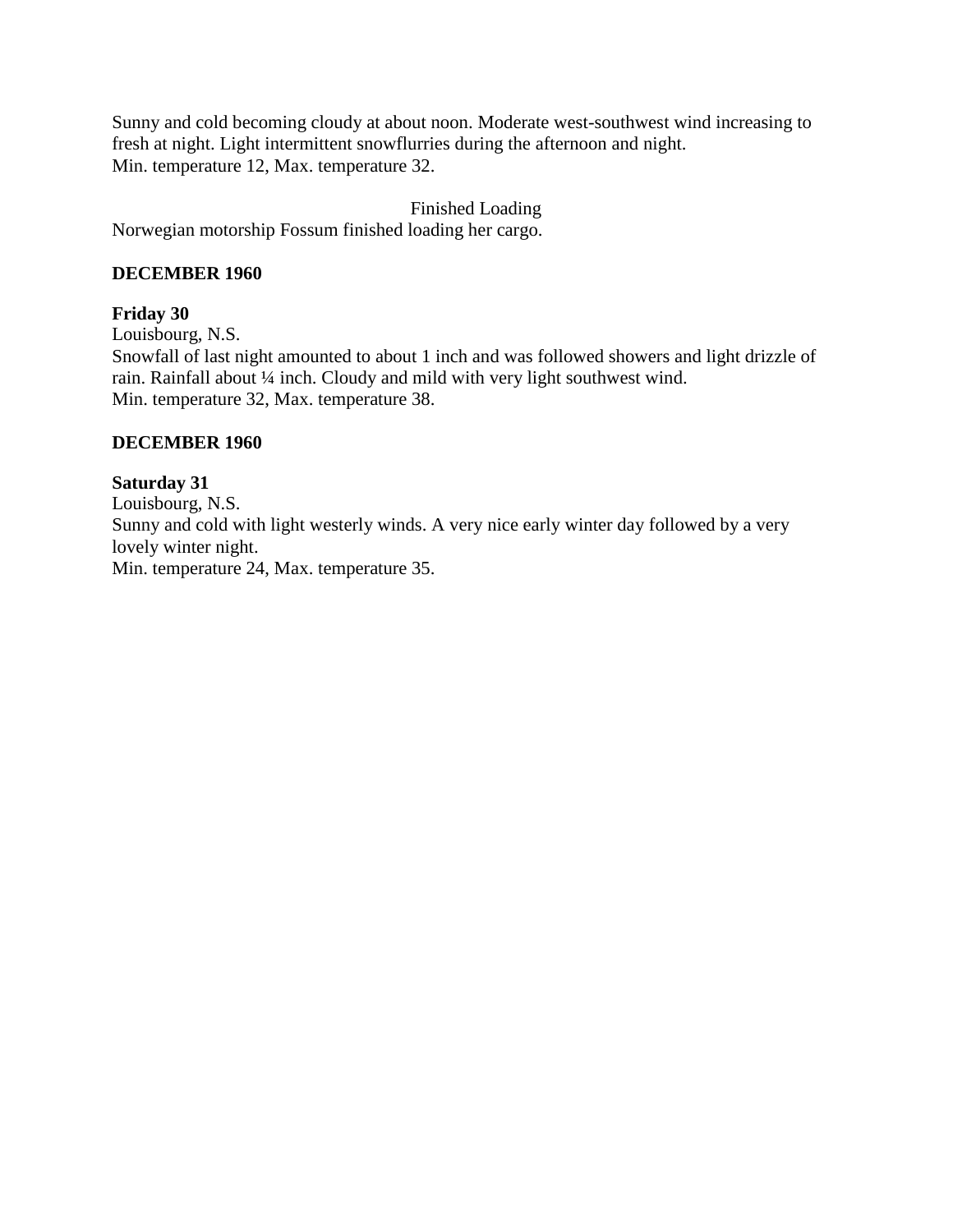Sunny and cold becoming cloudy at about noon. Moderate west-southwest wind increasing to fresh at night. Light intermittent snowflurries during the afternoon and night.
Min. temperature 12, Max. temperature 32.

Finished Loading
Norwegian motorship Fossum finished loading her cargo.

**DECEMBER 1960**

**Friday 30**
Louisbourg, N.S.
Snowfall of last night amounted to about 1 inch and was followed showers and light drizzle of rain. Rainfall about ¼ inch. Cloudy and mild with very light southwest wind.
Min. temperature 32, Max. temperature 38.

**DECEMBER 1960**

**Saturday 31**
Louisbourg, N.S.
Sunny and cold with light westerly winds. A very nice early winter day followed by a very lovely winter night.
Min. temperature 24, Max. temperature 35.